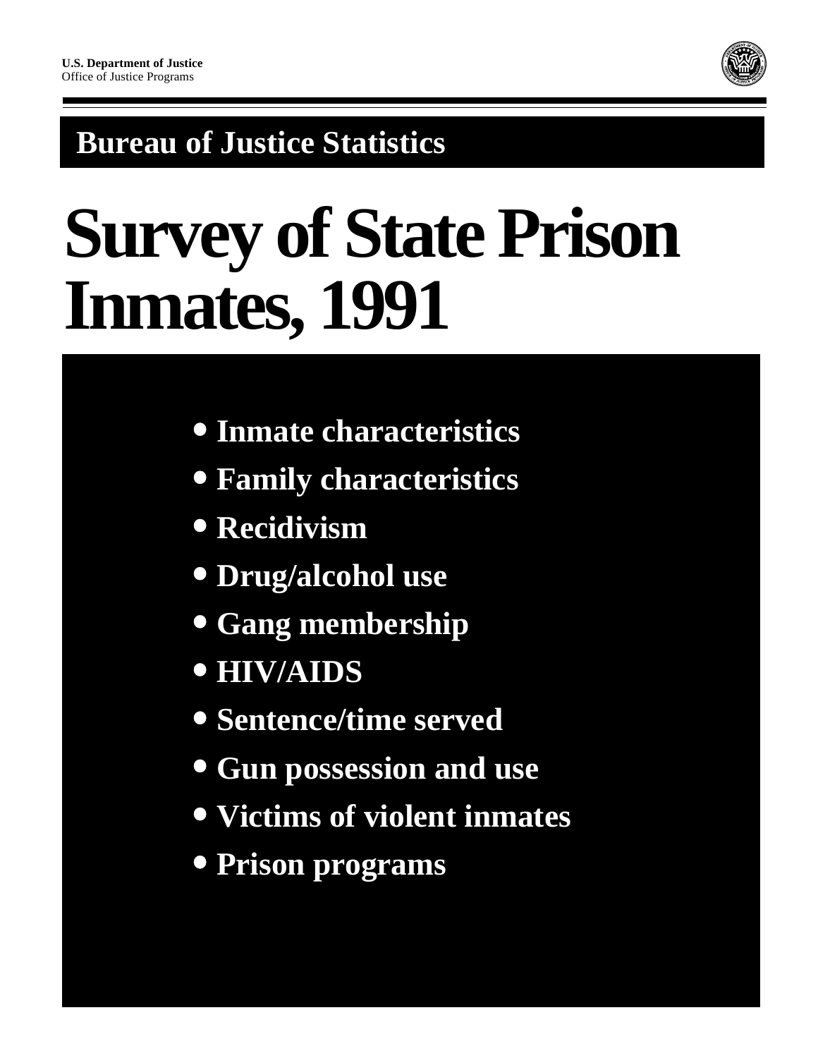**U.S. Department of Justice**
Office of Justice Programs

## Bureau of Justice Statistics

# Survey of State Prison Inmates, 1991

- **Inmate characteristics**
- **Family characteristics**
- **Recidivism**
- **Drug/alcohol use**
- **Gang membership**
- **HIV/AIDS**
- **Sentence/time served**
- **Gun possession and use**
- **Victims of violent inmates**
- **Prison programs**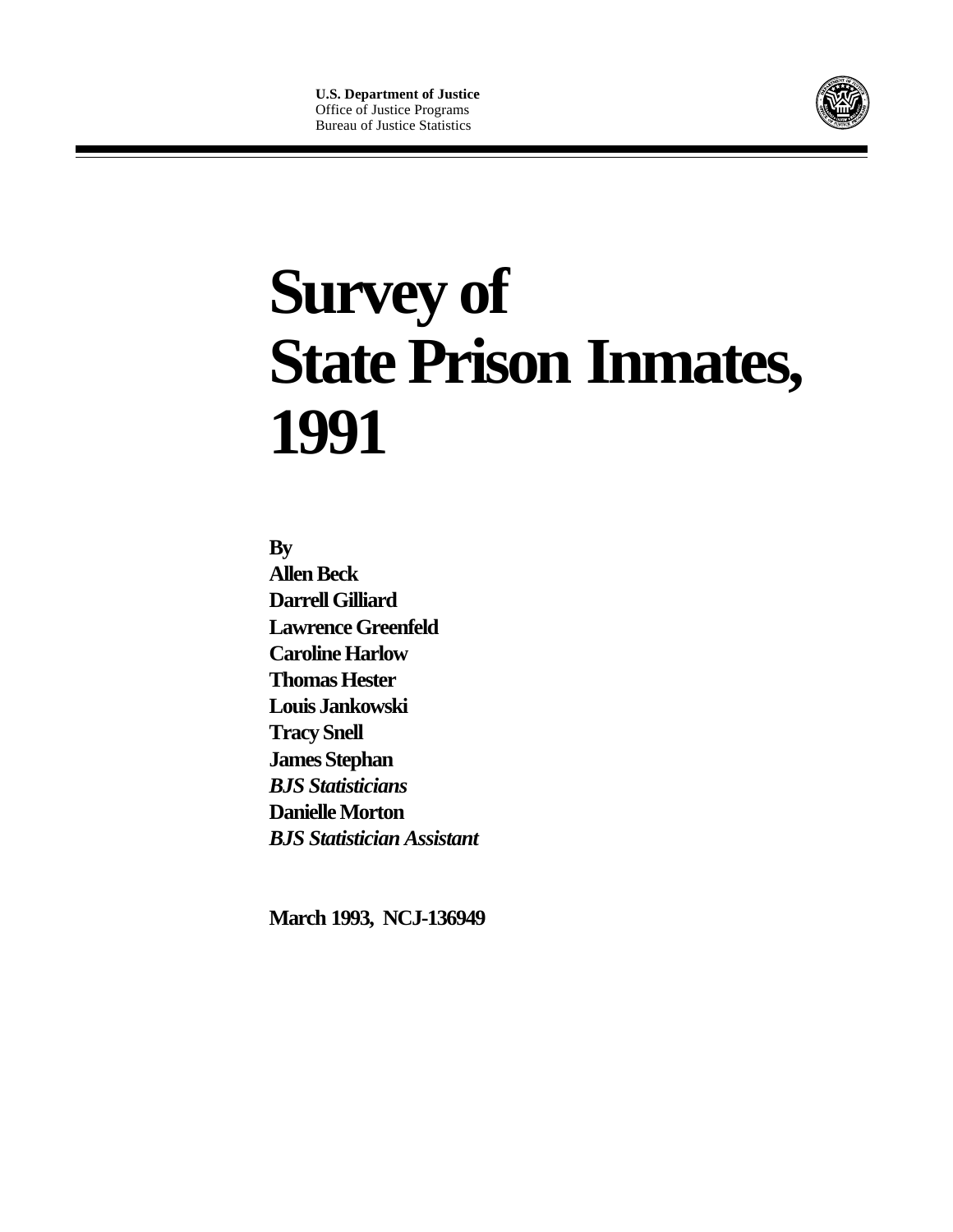**U.S. Department of Justice**
Office of Justice Programs
Bureau of Justice Statistics

# Survey of State Prison Inmates, 1991

**By**
**Allen Beck**
**Darrell Gilliard**
**Lawrence Greenfeld**
**Caroline Harlow**
**Thomas Hester**
**Louis Jankowski**
**Tracy Snell**
**James Stephan**
***BJS Statisticians***
**Danielle Morton**
***BJS Statistician Assistant***

**March 1993, NCJ-136949**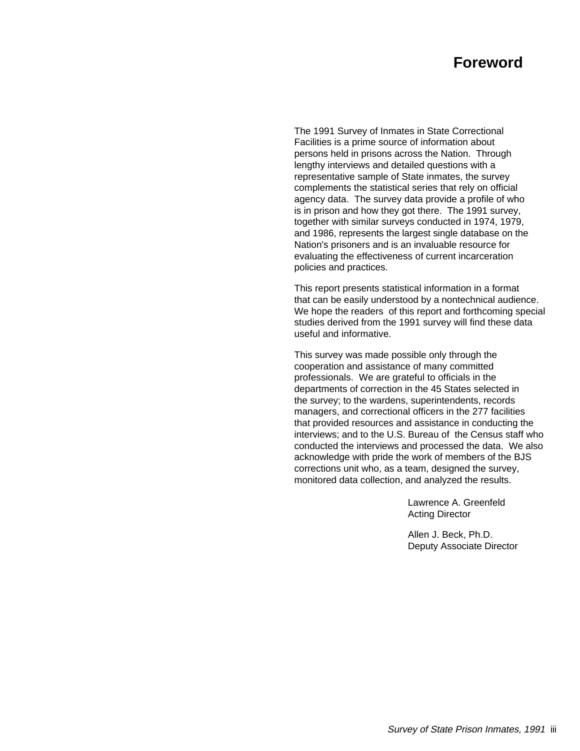# Foreword

The 1991 Survey of Inmates in State Correctional Facilities is a prime source of information about persons held in prisons across the Nation. Through lengthy interviews and detailed questions with a representative sample of State inmates, the survey complements the statistical series that rely on official agency data. The survey data provide a profile of who is in prison and how they got there. The 1991 survey, together with similar surveys conducted in 1974, 1979, and 1986, represents the largest single database on the Nation's prisoners and is an invaluable resource for evaluating the effectiveness of current incarceration policies and practices.

This report presents statistical information in a format that can be easily understood by a nontechnical audience. We hope the readers of this report and forthcoming special studies derived from the 1991 survey will find these data useful and informative.

This survey was made possible only through the cooperation and assistance of many committed professionals. We are grateful to officials in the departments of correction in the 45 States selected in the survey; to the wardens, superintendents, records managers, and correctional officers in the 277 facilities that provided resources and assistance in conducting the interviews; and to the U.S. Bureau of the Census staff who conducted the interviews and processed the data. We also acknowledge with pride the work of members of the BJS corrections unit who, as a team, designed the survey, monitored data collection, and analyzed the results.

Lawrence A. Greenfeld
Acting Director

Allen J. Beck, Ph.D.
Deputy Associate Director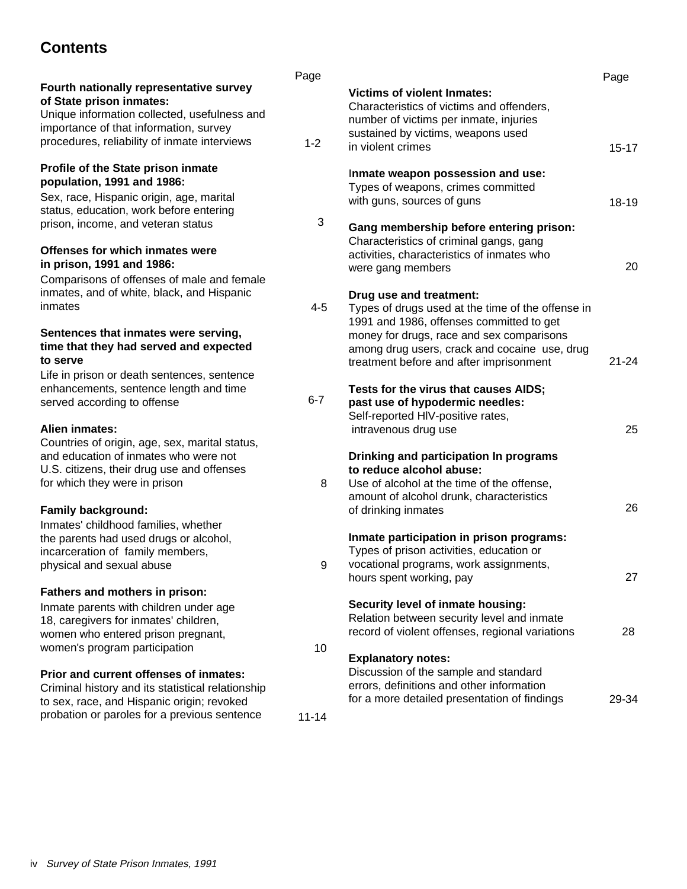# Contents

| | Page |
|---|---|
| **Fourth nationally representative survey of State prison inmates:** Unique information collected, usefulness and importance of that information, survey procedures, reliability of inmate interviews | 1-2 |
| **Profile of the State prison inmate population, 1991 and 1986:** Sex, race, Hispanic origin, age, marital status, education, work before entering prison, income, and veteran status | 3 |
| **Offenses for which inmates were in prison, 1991 and 1986:** Comparisons of offenses of male and female inmates, and of white, black, and Hispanic inmates | 4-5 |
| **Sentences that inmates were serving, time that they had served and expected to serve** Life in prison or death sentences, sentence enhancements, sentence length and time served according to offense | 6-7 |
| **Alien inmates:** Countries of origin, age, sex, marital status, and education of inmates who were not U.S. citizens, their drug use and offenses for which they were in prison | 8 |
| **Family background:** Inmates' childhood families, whether the parents had used drugs or alcohol, incarceration of family members, physical and sexual abuse | 9 |
| **Fathers and mothers in prison:** Inmate parents with children under age 18, caregivers for inmates' children, women who entered prison pregnant, women's program participation | 10 |
| **Prior and current offenses of inmates:** Criminal history and its statistical relationship to sex, race, and Hispanic origin; revoked probation or paroles for a previous sentence | 11-14 |
| **Victims of violent Inmates:** Characteristics of victims and offenders, number of victims per inmate, injuries sustained by victims, weapons used in violent crimes | 15-17 |
| **Inmate weapon possession and use:** Types of weapons, crimes committed with guns, sources of guns | 18-19 |
| **Gang membership before entering prison:** Characteristics of criminal gangs, gang activities, characteristics of inmates who were gang members | 20 |
| **Drug use and treatment:** Types of drugs used at the time of the offense in 1991 and 1986, offenses committed to get money for drugs, race and sex comparisons among drug users, crack and cocaine use, drug treatment before and after imprisonment | 21-24 |
| **Tests for the virus that causes AIDS; past use of hypodermic needles:** Self-reported HIV-positive rates, intravenous drug use | 25 |
| **Drinking and participation In programs to reduce alcohol abuse:** Use of alcohol at the time of the offense, amount of alcohol drunk, characteristics of drinking inmates | 26 |
| **Inmate participation in prison programs:** Types of prison activities, education or vocational programs, work assignments, hours spent working, pay | 27 |
| **Security level of inmate housing:** Relation between security level and inmate record of violent offenses, regional variations | 28 |
| **Explanatory notes:** Discussion of the sample and standard errors, definitions and other information for a more detailed presentation of findings | 29-34 |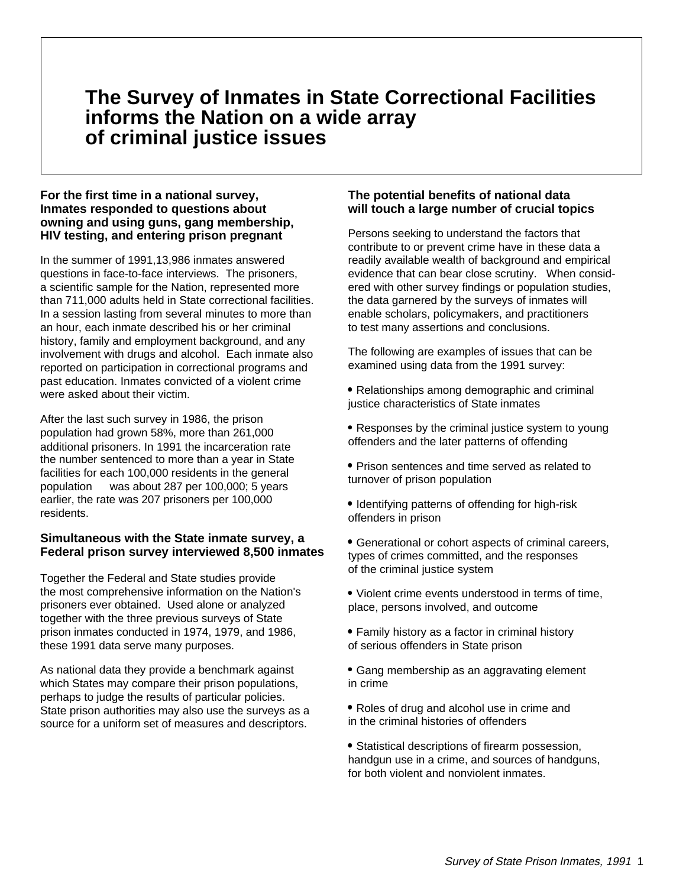# The Survey of Inmates in State Correctional Facilities informs the Nation on a wide array of criminal justice issues

### For the first time in a national survey, Inmates responded to questions about owning and using guns, gang membership, HIV testing, and entering prison pregnant

In the summer of 1991,13,986 inmates answered questions in face-to-face interviews. The prisoners, a scientific sample for the Nation, represented more than 711,000 adults held in State correctional facilities. In a session lasting from several minutes to more than an hour, each inmate described his or her criminal history, family and employment background, and any involvement with drugs and alcohol. Each inmate also reported on participation in correctional programs and past education. Inmates convicted of a violent crime were asked about their victim.

After the last such survey in 1986, the prison population had grown 58%, more than 261,000 additional prisoners. In 1991 the incarceration rate the number sentenced to more than a year in State facilities for each 100,000 residents in the general population was about 287 per 100,000; 5 years earlier, the rate was 207 prisoners per 100,000 residents.

### Simultaneous with the State inmate survey, a Federal prison survey interviewed 8,500 inmates

Together the Federal and State studies provide the most comprehensive information on the Nation's prisoners ever obtained. Used alone or analyzed together with the three previous surveys of State prison inmates conducted in 1974, 1979, and 1986, these 1991 data serve many purposes.

As national data they provide a benchmark against which States may compare their prison populations, perhaps to judge the results of particular policies. State prison authorities may also use the surveys as a source for a uniform set of measures and descriptors.

### The potential benefits of national data will touch a large number of crucial topics

Persons seeking to understand the factors that contribute to or prevent crime have in these data a readily available wealth of background and empirical evidence that can bear close scrutiny. When considered with other survey findings or population studies, the data garnered by the surveys of inmates will enable scholars, policymakers, and practitioners to test many assertions and conclusions.

The following are examples of issues that can be examined using data from the 1991 survey:

- Relationships among demographic and criminal justice characteristics of State inmates
- Responses by the criminal justice system to young offenders and the later patterns of offending
- Prison sentences and time served as related to turnover of prison population
- Identifying patterns of offending for high-risk offenders in prison
- Generational or cohort aspects of criminal careers, types of crimes committed, and the responses of the criminal justice system
- Violent crime events understood in terms of time, place, persons involved, and outcome
- Family history as a factor in criminal history of serious offenders in State prison
- Gang membership as an aggravating element in crime
- Roles of drug and alcohol use in crime and in the criminal histories of offenders
- Statistical descriptions of firearm possession, handgun use in a crime, and sources of handguns, for both violent and nonviolent inmates.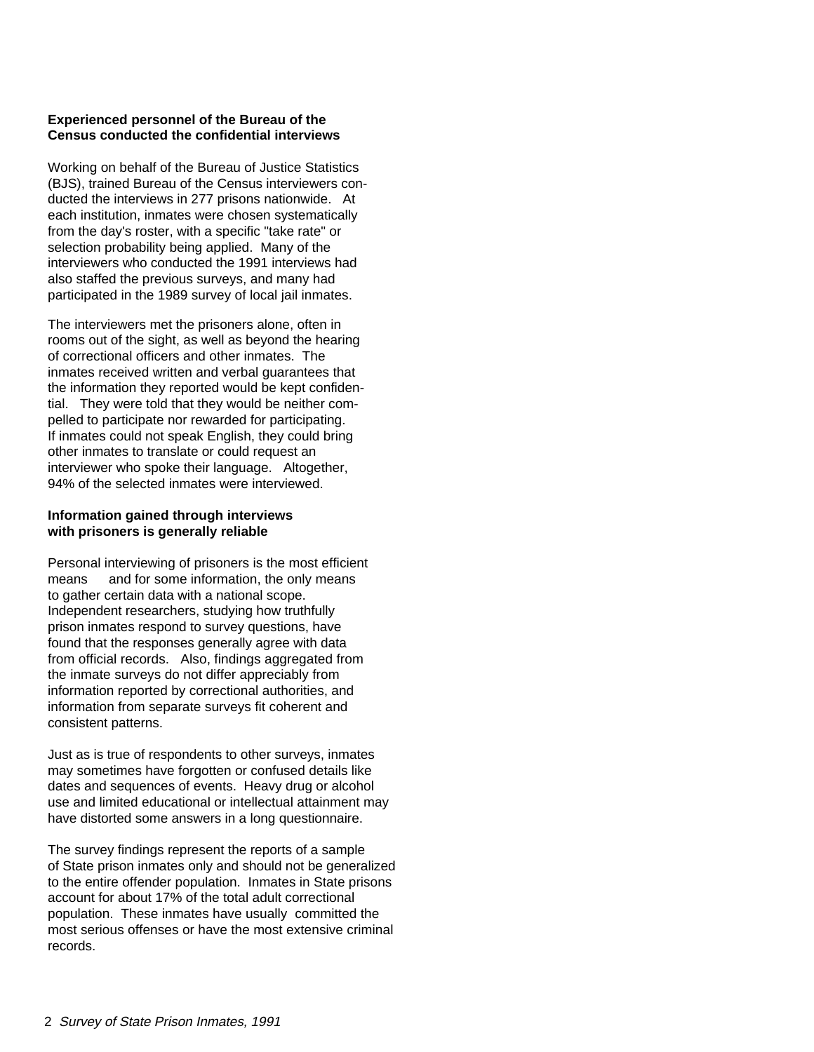**Experienced personnel of the Bureau of the Census conducted the confidential interviews**

Working on behalf of the Bureau of Justice Statistics (BJS), trained Bureau of the Census interviewers conducted the interviews in 277 prisons nationwide. At each institution, inmates were chosen systematically from the day's roster, with a specific "take rate" or selection probability being applied. Many of the interviewers who conducted the 1991 interviews had also staffed the previous surveys, and many had participated in the 1989 survey of local jail inmates.

The interviewers met the prisoners alone, often in rooms out of the sight, as well as beyond the hearing of correctional officers and other inmates. The inmates received written and verbal guarantees that the information they reported would be kept confidential. They were told that they would be neither compelled to participate nor rewarded for participating. If inmates could not speak English, they could bring other inmates to translate or could request an interviewer who spoke their language. Altogether, 94% of the selected inmates were interviewed.

**Information gained through interviews with prisoners is generally reliable**

Personal interviewing of prisoners is the most efficient means and for some information, the only means to gather certain data with a national scope. Independent researchers, studying how truthfully prison inmates respond to survey questions, have found that the responses generally agree with data from official records. Also, findings aggregated from the inmate surveys do not differ appreciably from information reported by correctional authorities, and information from separate surveys fit coherent and consistent patterns.

Just as is true of respondents to other surveys, inmates may sometimes have forgotten or confused details like dates and sequences of events. Heavy drug or alcohol use and limited educational or intellectual attainment may have distorted some answers in a long questionnaire.

The survey findings represent the reports of a sample of State prison inmates only and should not be generalized to the entire offender population. Inmates in State prisons account for about 17% of the total adult correctional population. These inmates have usually committed the most serious offenses or have the most extensive criminal records.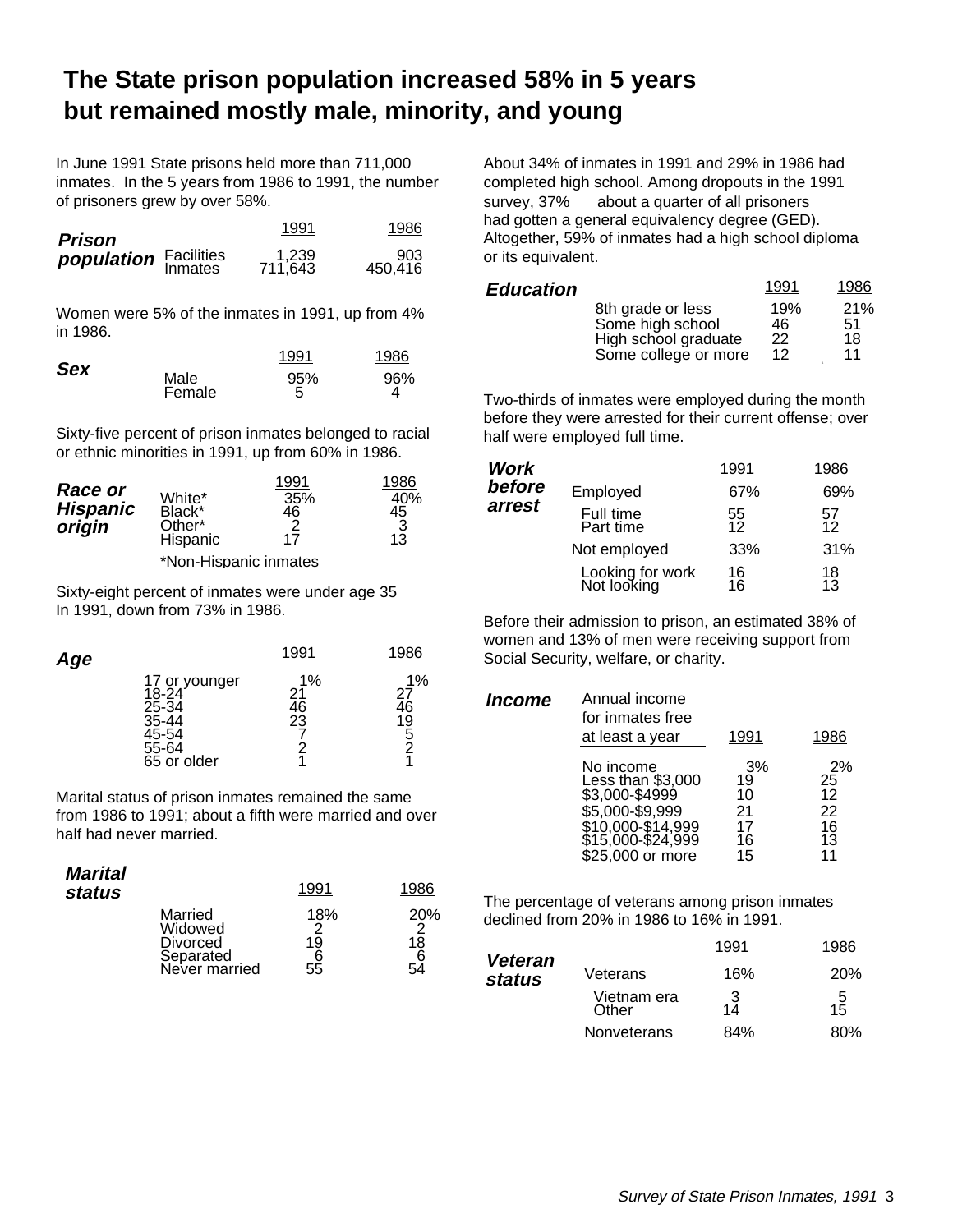# The State prison population increased 58% in 5 years but remained mostly male, minority, and young

In June 1991 State prisons held more than 711,000 inmates. In the 5 years from 1986 to 1991, the number of prisoners grew by over 58%.

| ***Prison population*** | | 1991 | 1986 |
|---|---|---|---|
| | Facilities | 1,239 | 903 |
| | Inmates | 711,643 | 450,416 |

Women were 5% of the inmates in 1991, up from 4% in 1986.

| ***Sex*** | | 1991 | 1986 |
|---|---|---|---|
| | Male | 95% | 96% |
| | Female | 5 | 4 |

Sixty-five percent of prison inmates belonged to racial or ethnic minorities in 1991, up from 60% in 1986.

| ***Race or Hispanic origin*** | | 1991 | 1986 |
|---|---|---|---|
| | White* | 35% | 40% |
| | Black* | 46 | 45 |
| | Other* | 2 | 3 |
| | Hispanic | 17 | 13 |

*Non-Hispanic inmates

Sixty-eight percent of inmates were under age 35 In 1991, down from 73% in 1986.

| ***Age*** | | 1991 | 1986 |
|---|---|---|---|
| | 17 or younger | 1% | 1% |
| | 18-24 | 21 | 27 |
| | 25-34 | 46 | 46 |
| | 35-44 | 23 | 19 |
| | 45-54 | 7 | 5 |
| | 55-64 | 2 | 2 |
| | 65 or older | 1 | 1 |

Marital status of prison inmates remained the same from 1986 to 1991; about a fifth were married and over half had never married.

| ***Marital status*** | | 1991 | 1986 |
|---|---|---|---|
| | Married | 18% | 20% |
| | Widowed | 2 | 2 |
| | Divorced | 19 | 18 |
| | Separated | 6 | 6 |
| | Never married | 55 | 54 |

About 34% of inmates in 1991 and 29% in 1986 had completed high school. Among dropouts in the 1991 survey, 37% about a quarter of all prisoners had gotten a general equivalency degree (GED). Altogether, 59% of inmates had a high school diploma or its equivalent.

| ***Education*** | | 1991 | 1986 |
|---|---|---|---|
| | 8th grade or less | 19% | 21% |
| | Some high school | 46 | 51 |
| | High school graduate | 22 | 18 |
| | Some college or more | 12 | 11 |

Two-thirds of inmates were employed during the month before they were arrested for their current offense; over half were employed full time.

| ***Work before arrest*** | | 1991 | 1986 |
|---|---|---|---|
| | Employed | 67% | 69% |
| | Full time | 55 | 57 |
| | Part time | 12 | 12 |
| | Not employed | 33% | 31% |
| | Looking for work | 16 | 18 |
| | Not looking | 16 | 13 |

Before their admission to prison, an estimated 38% of women and 13% of men were receiving support from Social Security, welfare, or charity.

| ***Income*** | Annual income for inmates free at least a year | 1991 | 1986 |
|---|---|---|---|
| | No income | 3% | 2% |
| | Less than $3,000 | 19 | 25 |
| | $3,000-$4999 | 10 | 12 |
| | $5,000-$9,999 | 21 | 22 |
| | $10,000-$14,999 | 17 | 16 |
| | $15,000-$24,999 | 16 | 13 |
| | $25,000 or more | 15 | 11 |

The percentage of veterans among prison inmates declined from 20% in 1986 to 16% in 1991.

| ***Veteran status*** | | 1991 | 1986 |
|---|---|---|---|
| | Veterans | 16% | 20% |
| | Vietnam era | 3 | 5 |
| | Other | 14 | 15 |
| | Nonveterans | 84% | 80% |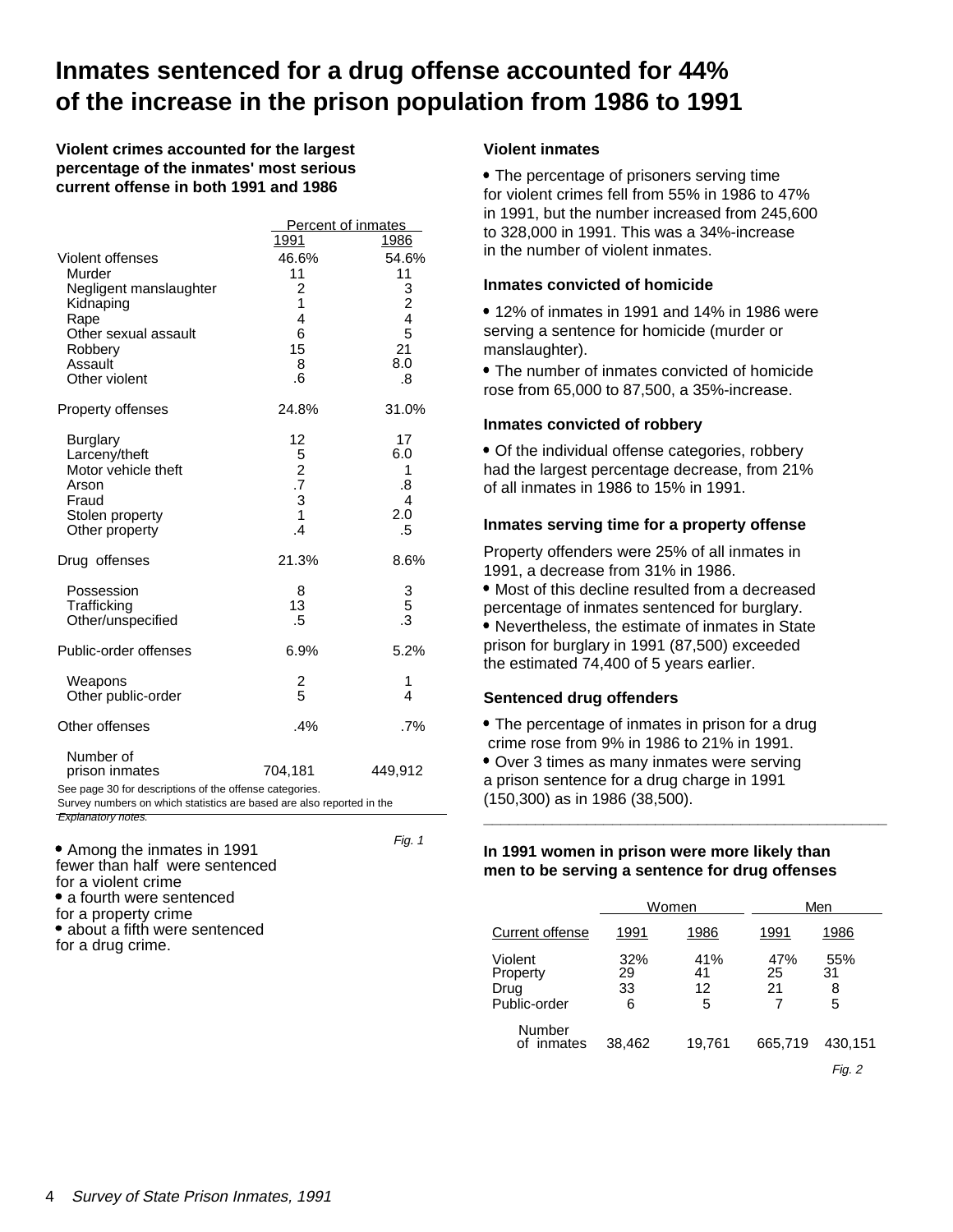# Inmates sentenced for a drug offense accounted for 44% of the increase in the prison population from 1986 to 1991

**Violent crimes accounted for the largest percentage of the inmates' most serious current offense in both 1991 and 1986**

| | Percent of inmates | |
|---|---|---|
| | 1991 | 1986 |
| Violent offenses | 46.6% | 54.6% |
| Murder | 11 | 11 |
| Negligent manslaughter | 2 | 3 |
| Kidnaping | 1 | 2 |
| Rape | 4 | 4 |
| Other sexual assault | 6 | 5 |
| Robbery | 15 | 21 |
| Assault | 8 | 8.0 |
| Other violent | .6 | .8 |
| Property offenses | 24.8% | 31.0% |
| Burglary | 12 | 17 |
| Larceny/theft | 5 | 6.0 |
| Motor vehicle theft | 2 | 1 |
| Arson | .7 | .8 |
| Fraud | 3 | 4 |
| Stolen property | 1 | 2.0 |
| Other property | .4 | .5 |
| Drug offenses | 21.3% | 8.6% |
| Possession | 8 | 3 |
| Trafficking | 13 | 5 |
| Other/unspecified | .5 | .3 |
| Public-order offenses | 6.9% | 5.2% |
| Weapons | 2 | 1 |
| Other public-order | 5 | 4 |
| Other offenses | .4% | .7% |
| Number of prison inmates | 704,181 | 449,912 |

See page 30 for descriptions of the offense categories.
Survey numbers on which statistics are based are also reported in the *Explanatory notes.*

*Fig. 1*

- Among the inmates in 1991 fewer than half were sentenced for a violent crime
- a fourth were sentenced for a property crime
- about a fifth were sentenced for a drug crime.

### Violent inmates

- The percentage of prisoners serving time for violent crimes fell from 55% in 1986 to 47% in 1991, but the number increased from 245,600 to 328,000 in 1991. This was a 34%-increase in the number of violent inmates.

### Inmates convicted of homicide

- 12% of inmates in 1991 and 14% in 1986 were serving a sentence for homicide (murder or manslaughter).
- The number of inmates convicted of homicide rose from 65,000 to 87,500, a 35%-increase.

### Inmates convicted of robbery

- Of the individual offense categories, robbery had the largest percentage decrease, from 21% of all inmates in 1986 to 15% in 1991.

### Inmates serving time for a property offense

Property offenders were 25% of all inmates in 1991, a decrease from 31% in 1986.

- Most of this decline resulted from a decreased percentage of inmates sentenced for burglary.
- Nevertheless, the estimate of inmates in State prison for burglary in 1991 (87,500) exceeded the estimated 74,400 of 5 years earlier.

### Sentenced drug offenders

- The percentage of inmates in prison for a drug crime rose from 9% in 1986 to 21% in 1991.
- Over 3 times as many inmates were serving a prison sentence for a drug charge in 1991 (150,300) as in 1986 (38,500).

**In 1991 women in prison were more likely than men to be serving a sentence for drug offenses**

| | Women | | Men | |
|---|---|---|---|---|
| Current offense | 1991 | 1986 | 1991 | 1986 |
| Violent | 32% | 41% | 47% | 55% |
| Property | 29 | 41 | 25 | 31 |
| Drug | 33 | 12 | 21 | 8 |
| Public-order | 6 | 5 | 7 | 5 |
| Number of inmates | 38,462 | 19,761 | 665,719 | 430,151 |

*Fig. 2*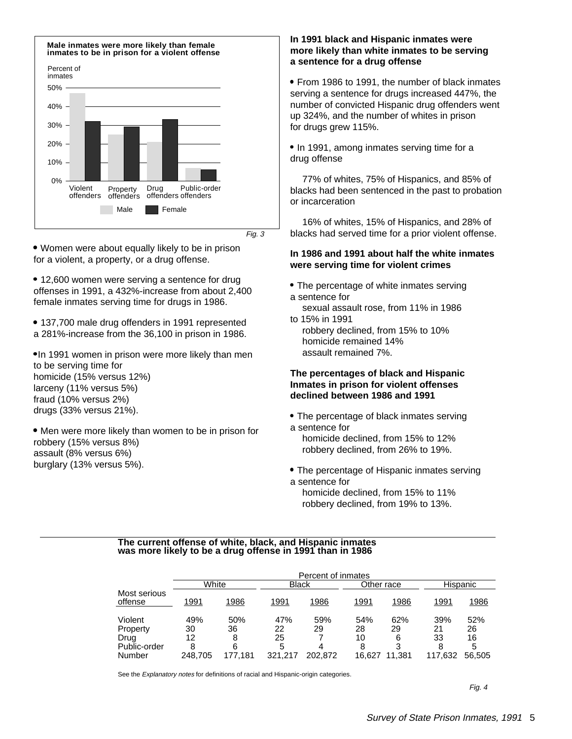**Male inmates were more likely than female inmates to be in prison for a violent offense**

Percent of inmates

| | Male | Female |
|---|---|---|
| Violent offenders | | |
| Property offenders | | |
| Drug offenders | | |
| Public-order offenders | | |

*Fig. 3*

- Women were about equally likely to be in prison for a violent, a property, or a drug offense.

- 12,600 women were serving a sentence for drug offenses in 1991, a 432%-increase from about 2,400 female inmates serving time for drugs in 1986.

- 137,700 male drug offenders in 1991 represented a 281%-increase from the 36,100 in prison in 1986.

- In 1991 women in prison were more likely than men to be serving time for
  homicide (15% versus 12%)
  larceny (11% versus 5%)
  fraud (10% versus 2%)
  drugs (33% versus 21%).

- Men were more likely than women to be in prison for
  robbery (15% versus 8%)
  assault (8% versus 6%)
  burglary (13% versus 5%).

**In 1991 black and Hispanic inmates were more likely than white inmates to be serving a sentence for a drug offense**

- From 1986 to 1991, the number of black inmates serving a sentence for drugs increased 447%, the number of convicted Hispanic drug offenders went up 324%, and the number of whites in prison for drugs grew 115%.

- In 1991, among inmates serving time for a drug offense

  77% of whites, 75% of Hispanics, and 85% of blacks had been sentenced in the past to probation or incarceration

  16% of whites, 15% of Hispanics, and 28% of blacks had served time for a prior violent offense.

**In 1986 and 1991 about half the white inmates were serving time for violent crimes**

- The percentage of white inmates serving a sentence for
  sexual assault rose, from 11% in 1986 to 15% in 1991
  robbery declined, from 15% to 10%
  homicide remained 14%
  assault remained 7%.

**The percentages of black and Hispanic Inmates in prison for violent offenses declined between 1986 and 1991**

- The percentage of black inmates serving a sentence for
  homicide declined, from 15% to 12%
  robbery declined, from 26% to 19%.

- The percentage of Hispanic inmates serving a sentence for
  homicide declined, from 15% to 11%
  robbery declined, from 19% to 13%.

**The current offense of white, black, and Hispanic inmates was more likely to be a drug offense in 1991 than in 1986**

| Most serious offense | White 1991 | White 1986 | Black 1991 | Black 1986 | Other race 1991 | Other race 1986 | Hispanic 1991 | Hispanic 1986 |
|---|---|---|---|---|---|---|---|---|
| Violent | 49% | 50% | 47% | 59% | 54% | 62% | 39% | 52% |
| Property | 30 | 36 | 22 | 29 | 28 | 29 | 21 | 26 |
| Drug | 12 | 8 | 25 | 7 | 10 | 6 | 33 | 16 |
| Public-order | 8 | 6 | 5 | 4 | 8 | 3 | 8 | 5 |
| Number | 248,705 | 177,181 | 321,217 | 202,872 | 16,627 | 11,381 | 117,632 | 56,505 |

Note: All values are percent of inmates, except the Number row.

See the *Explanatory notes* for definitions of racial and Hispanic-origin categories.

*Fig. 4*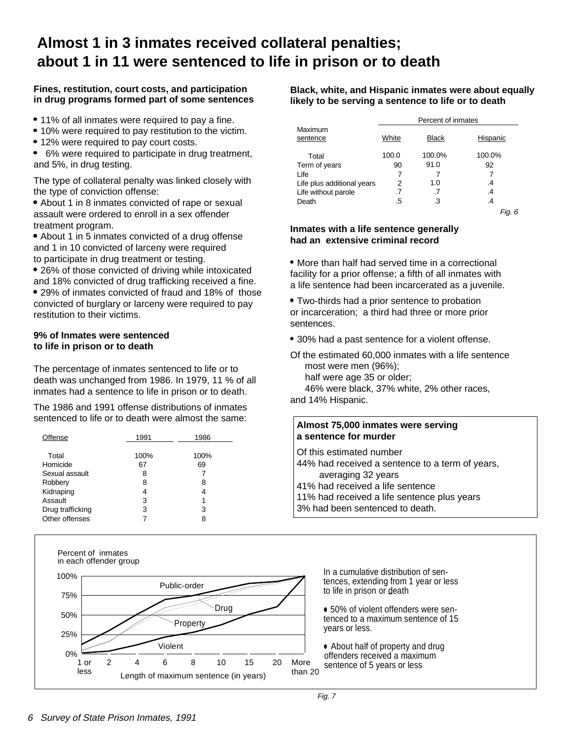# Almost 1 in 3 inmates received collateral penalties; about 1 in 11 were sentenced to life in prison or to death

### Fines, restitution, court costs, and participation in drug programs formed part of some sentences

- 11% of all inmates were required to pay a fine.
- 10% were required to pay restitution to the victim.
- 12% were required to pay court costs.
- 6% were required to participate in drug treatment, and 5%, in drug testing.

The type of collateral penalty was linked closely with the type of conviction offense:

- About 1 in 8 inmates convicted of rape or sexual assault were ordered to enroll in a sex offender treatment program.
- About 1 in 5 inmates convicted of a drug offense and 1 in 10 convicted of larceny were required to participate in drug treatment or testing.
- 26% of those convicted of driving while intoxicated and 18% convicted of drug trafficking received a fine.
- 29% of inmates convicted of fraud and 18% of those convicted of burglary or larceny were required to pay restitution to their victims.

### 9% of Inmates were sentenced to life in prison or to death

The percentage of inmates sentenced to life or to death was unchanged from 1986. In 1979, 11 % of all inmates had a sentence to life in prison or to death.

The 1986 and 1991 offense distributions of inmates sentenced to life or to death were almost the same:

| Offense | 1991 | 1986 |
|---|---|---|
| Total | 100% | 100% |
| Homicide | 67 | 69 |
| Sexual assault | 8 | 7 |
| Robbery | 8 | 8 |
| Kidnaping | 4 | 4 |
| Assault | 3 | 1 |
| Drug trafficking | 3 | 3 |
| Other offenses | 7 | 8 |

### Black, white, and Hispanic inmates were about equally likely to be serving a sentence to life or to death

| Maximum sentence | Percent of inmates | | |
|---|---|---|---|
| | White | Black | Hispanic |
| Total | 100.0 | 100.0% | 100.0% |
| Term of years | 90 | 91.0 | 92 |
| Life | 7 | 7 | 7 |
| Life plus additional years | 2 | 1.0 | .4 |
| Life without parole | .7 | .7 | .4 |
| Death | .5 | .3 | .4 |

*Fig. 6*

### Inmates with a life sentence generally had an extensive criminal record

- More than half had served time in a correctional facility for a prior offense; a fifth of all inmates with a life sentence had been incarcerated as a juvenile.
- Two-thirds had a prior sentence to probation or incarceration; a third had three or more prior sentences.
- 30% had a past sentence for a violent offense.

Of the estimated 60,000 inmates with a life sentence
most were men (96%);
half were age 35 or older;
46% were black, 37% white, 2% other races, and 14% Hispanic.

**Almost 75,000 inmates were serving a sentence for murder**

Of this estimated number
44% had received a sentence to a term of years, averaging 32 years
41% had received a life sentence
11% had received a life sentence plus years
3% had been sentenced to death.

Percent of inmates in each offender group

Length of maximum sentence (in years)

In a cumulative distribution of sentences, extending from 1 year or less to life in prison or death

- 50% of violent offenders were sentenced to a maximum sentence of 15 years or less.
- About half of property and drug offenders received a maximum sentence of 5 years or less

*Fig. 7*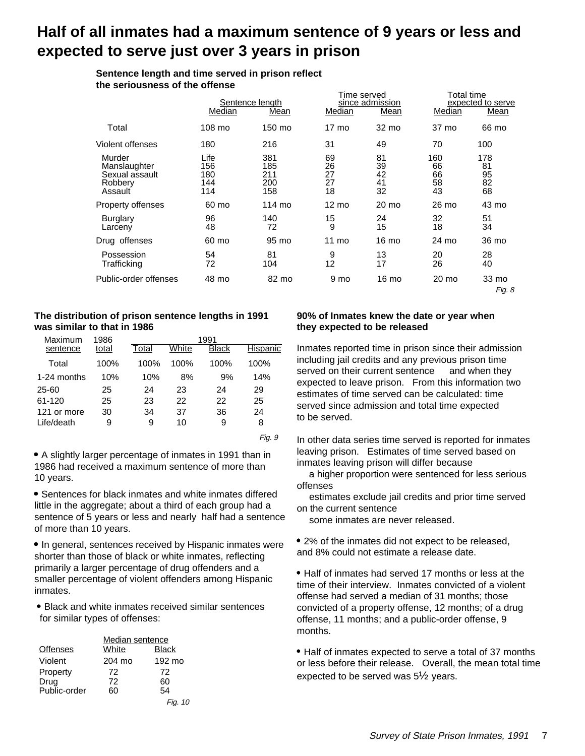# Half of all inmates had a maximum sentence of 9 years or less and expected to serve just over 3 years in prison

**Sentence length and time served in prison reflect the seriousness of the offense**

| | Sentence length | | Time served since admission | | Total time expected to serve | |
|---|---|---|---|---|---|---|
| | Median | Mean | Median | Mean | Median | Mean |
| Total | 108 mo | 150 mo | 17 mo | 32 mo | 37 mo | 66 mo |
| Violent offenses | 180 | 216 | 31 | 49 | 70 | 100 |
| Murder | Life | 381 | 69 | 81 | 160 | 178 |
| Manslaughter | 156 | 185 | 26 | 39 | 66 | 81 |
| Sexual assault | 180 | 211 | 27 | 42 | 66 | 95 |
| Robbery | 144 | 200 | 27 | 41 | 58 | 82 |
| Assault | 114 | 158 | 18 | 32 | 43 | 68 |
| Property offenses | 60 mo | 114 mo | 12 mo | 20 mo | 26 mo | 43 mo |
| Burglary | 96 | 140 | 15 | 24 | 32 | 51 |
| Larceny | 48 | 72 | 9 | 15 | 18 | 34 |
| Drug offenses | 60 mo | 95 mo | 11 mo | 16 mo | 24 mo | 36 mo |
| Possession | 54 | 81 | 9 | 13 | 20 | 28 |
| Trafficking | 72 | 104 | 12 | 17 | 26 | 40 |
| Public-order offenses | 48 mo | 82 mo | 9 mo | 16 mo | 20 mo | 33 mo |

*Fig. 8*

**The distribution of prison sentence lengths in 1991 was similar to that in 1986**

| Maximum sentence | 1986 total | 1991 Total | White | Black | Hispanic |
|---|---|---|---|---|---|
| Total | 100% | 100% | 100% | 100% | 100% |
| 1-24 months | 10% | 10% | 8% | 9% | 14% |
| 25-60 | 25 | 24 | 23 | 24 | 29 |
| 61-120 | 25 | 23 | 22 | 22 | 25 |
| 121 or more | 30 | 34 | 37 | 36 | 24 |
| Life/death | 9 | 9 | 10 | 9 | 8 |

*Fig. 9*

- A slightly larger percentage of inmates in 1991 than in 1986 had received a maximum sentence of more than 10 years.

- Sentences for black inmates and white inmates differed little in the aggregate; about a third of each group had a sentence of 5 years or less and nearly half had a sentence of more than 10 years.

- In general, sentences received by Hispanic inmates were shorter than those of black or white inmates, reflecting primarily a larger percentage of drug offenders and a smaller percentage of violent offenders among Hispanic inmates.

- Black and white inmates received similar sentences for similar types of offenses:

| Offenses | Median sentence White | Black |
|---|---|---|
| Violent | 204 mo | 192 mo |
| Property | 72 | 72 |
| Drug | 72 | 60 |
| Public-order | 60 | 54 |

*Fig. 10*

**90% of Inmates knew the date or year when they expected to be released**

Inmates reported time in prison since their admission including jail credits and any previous prison time served on their current sentence and when they expected to leave prison. From this information two estimates of time served can be calculated: time served since admission and total time expected to be served.

In other data series time served is reported for inmates leaving prison. Estimates of time served based on inmates leaving prison will differ because

- a higher proportion were sentenced for less serious offenses
- estimates exclude jail credits and prior time served on the current sentence
- some inmates are never released.

- 2% of the inmates did not expect to be released, and 8% could not estimate a release date.

- Half of inmates had served 17 months or less at the time of their interview. Inmates convicted of a violent offense had served a median of 31 months; those convicted of a property offense, 12 months; of a drug offense, 11 months; and a public-order offense, 9 months.

- Half of inmates expected to serve a total of 37 months or less before their release. Overall, the mean total time expected to be served was 5½ years.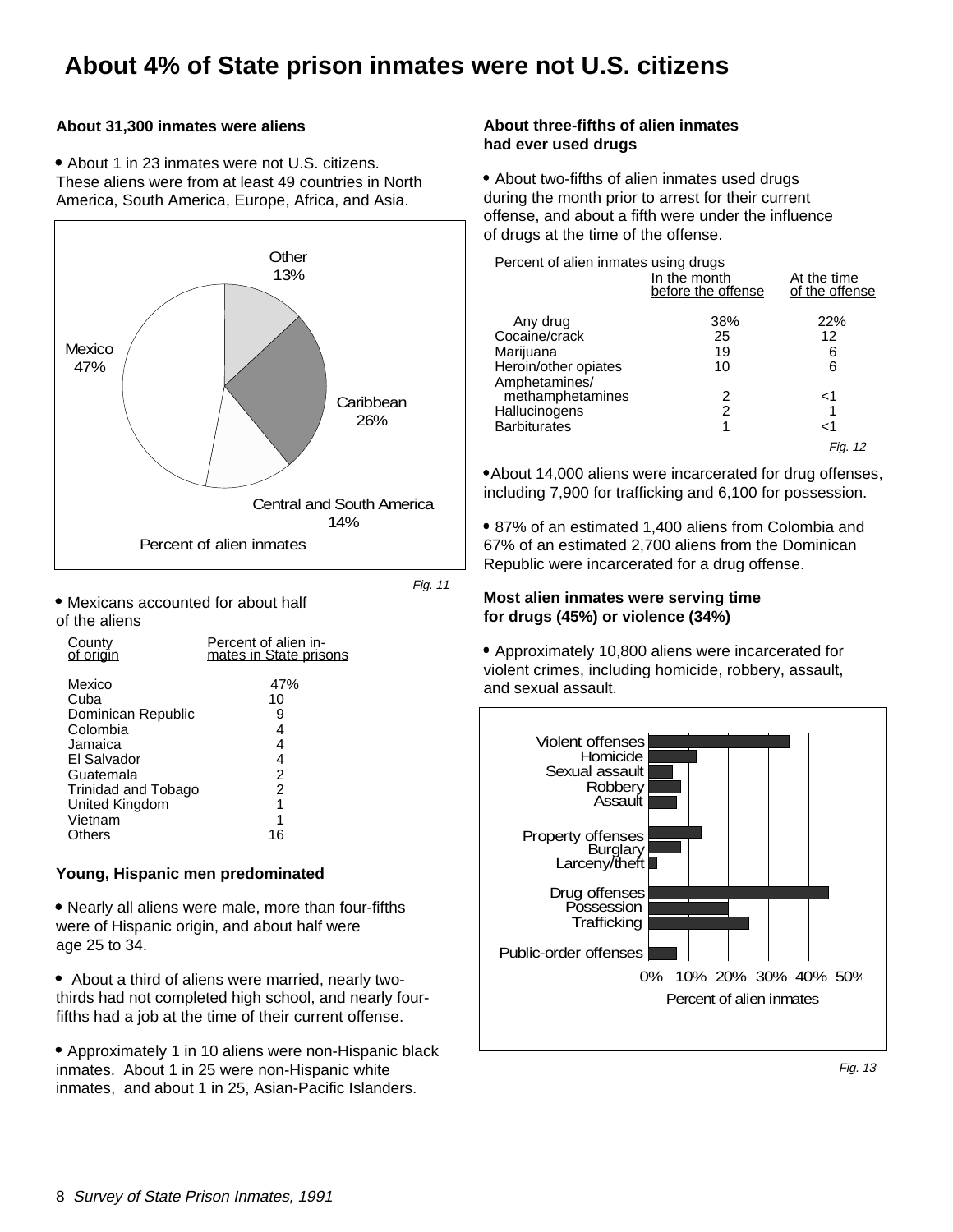# About 4% of State prison inmates were not U.S. citizens

### About 31,300 inmates were aliens

- About 1 in 23 inmates were not U.S. citizens. These aliens were from at least 49 countries in North America, South America, Europe, Africa, and Asia.

| Region | Percent of alien inmates |
|---|---|
| Mexico | 47% |
| Caribbean | 26% |
| Central and South America | 14% |
| Other | 13% |

*Fig. 11*

- Mexicans accounted for about half of the aliens

| County of origin | Percent of alien inmates in State prisons |
|---|---|
| Mexico | 47% |
| Cuba | 10 |
| Dominican Republic | 9 |
| Colombia | 4 |
| Jamaica | 4 |
| El Salvador | 4 |
| Guatemala | 2 |
| Trinidad and Tobago | 2 |
| United Kingdom | 1 |
| Vietnam | 1 |
| Others | 16 |

### Young, Hispanic men predominated

- Nearly all aliens were male, more than four-fifths were of Hispanic origin, and about half were age 25 to 34.

- About a third of aliens were married, nearly two-thirds had not completed high school, and nearly four-fifths had a job at the time of their current offense.

- Approximately 1 in 10 aliens were non-Hispanic black inmates. About 1 in 25 were non-Hispanic white inmates, and about 1 in 25, Asian-Pacific Islanders.

### About three-fifths of alien inmates had ever used drugs

- About two-fifths of alien inmates used drugs during the month prior to arrest for their current offense, and about a fifth were under the influence of drugs at the time of the offense.

Percent of alien inmates using drugs

| | In the month before the offense | At the time of the offense |
|---|---|---|
| Any drug | 38% | 22% |
| Cocaine/crack | 25 | 12 |
| Marijuana | 19 | 6 |
| Heroin/other opiates | 10 | 6 |
| Amphetamines/ methamphetamines | 2 | <1 |
| Hallucinogens | 2 | 1 |
| Barbiturates | 1 | <1 |

*Fig. 12*

- About 14,000 aliens were incarcerated for drug offenses, including 7,900 for trafficking and 6,100 for possession.

- 87% of an estimated 1,400 aliens from Colombia and 67% of an estimated 2,700 aliens from the Dominican Republic were incarcerated for a drug offense.

### Most alien inmates were serving time for drugs (45%) or violence (34%)

- Approximately 10,800 aliens were incarcerated for violent crimes, including homicide, robbery, assault, and sexual assault.

Percent of alien inmates (bar chart): Violent offenses; Homicide; Sexual assault; Robbery; Assault; Property offenses; Burglary; Larceny/theft; Drug offenses; Possession; Trafficking; Public-order offenses. Axis: 0% 10% 20% 30% 40% 50%

*Fig. 13*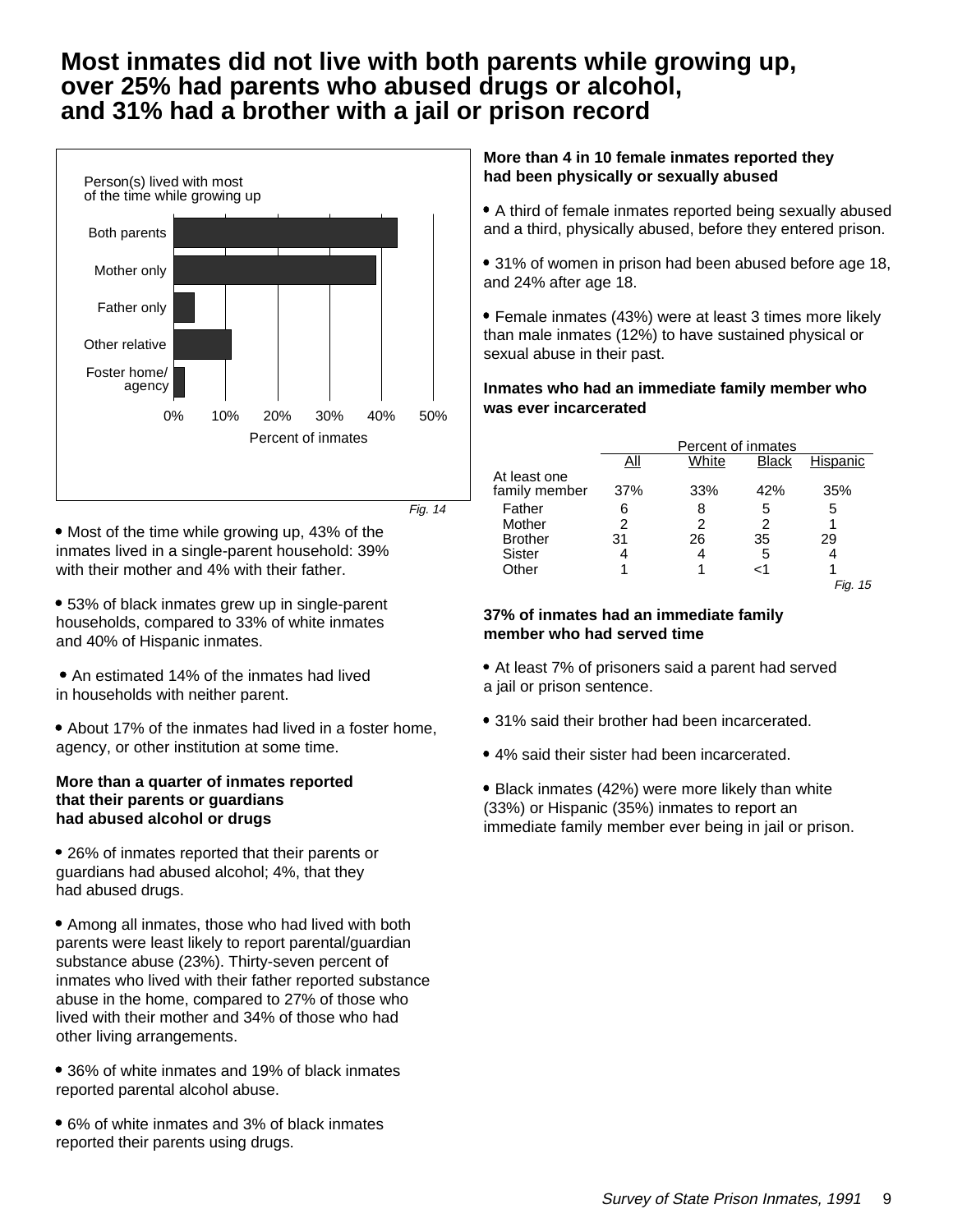# Most inmates did not live with both parents while growing up, over 25% had parents who abused drugs or alcohol, and 31% had a brother with a jail or prison record

Person(s) lived with most of the time while growing up

| | Percent of inmates |
|---|---|
| Both parents | 43% |
| Mother only | 39% |
| Father only | 4% |
| Other relative | 11% |
| Foster home/agency | 2% |

*Fig. 14*

- Most of the time while growing up, 43% of the inmates lived in a single-parent household: 39% with their mother and 4% with their father.

- 53% of black inmates grew up in single-parent households, compared to 33% of white inmates and 40% of Hispanic inmates.

- An estimated 14% of the inmates had lived in households with neither parent.

- About 17% of the inmates had lived in a foster home, agency, or other institution at some time.

**More than a quarter of inmates reported that their parents or guardians had abused alcohol or drugs**

- 26% of inmates reported that their parents or guardians had abused alcohol; 4%, that they had abused drugs.

- Among all inmates, those who had lived with both parents were least likely to report parental/guardian substance abuse (23%). Thirty-seven percent of inmates who lived with their father reported substance abuse in the home, compared to 27% of those who lived with their mother and 34% of those who had other living arrangements.

- 36% of white inmates and 19% of black inmates reported parental alcohol abuse.

- 6% of white inmates and 3% of black inmates reported their parents using drugs.

**More than 4 in 10 female inmates reported they had been physically or sexually abused**

- A third of female inmates reported being sexually abused and a third, physically abused, before they entered prison.

- 31% of women in prison had been abused before age 18, and 24% after age 18.

- Female inmates (43%) were at least 3 times more likely than male inmates (12%) to have sustained physical or sexual abuse in their past.

**Inmates who had an immediate family member who was ever incarcerated**

| | Percent of inmates | | | |
|---|---|---|---|---|
| | All | White | Black | Hispanic |
| At least one family member | 37% | 33% | 42% | 35% |
| Father | 6 | 8 | 5 | 5 |
| Mother | 2 | 2 | 2 | 1 |
| Brother | 31 | 26 | 35 | 29 |
| Sister | 4 | 4 | 5 | 4 |
| Other | 1 | 1 | <1 | 1 |

*Fig. 15*

**37% of inmates had an immediate family member who had served time**

- At least 7% of prisoners said a parent had served a jail or prison sentence.

- 31% said their brother had been incarcerated.

- 4% said their sister had been incarcerated.

- Black inmates (42%) were more likely than white (33%) or Hispanic (35%) inmates to report an immediate family member ever being in jail or prison.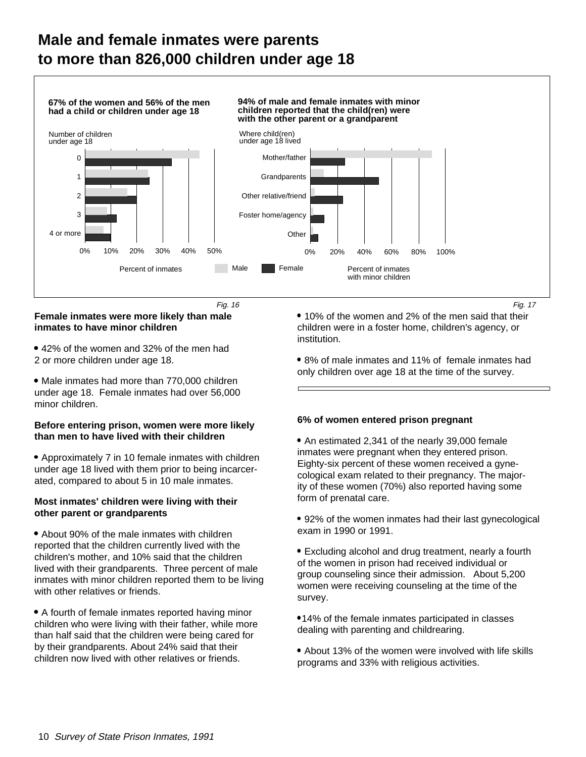# Male and female inmates were parents to more than 826,000 children under age 18

**67% of the women and 56% of the men had a child or children under age 18**

Number of children under age 18

0, 1, 2, 3, 4 or more

0% 10% 20% 30% 40% 50%

Percent of inmates

**94% of male and female inmates with minor children reported that the child(ren) were with the other parent or a grandparent**

Where child(ren) under age 18 lived

Mother/father, Grandparents, Other relative/friend, Foster home/agency, Other

0% 20% 40% 60% 80% 100%

Percent of inmates with minor children

Male Female

*Fig. 16*

*Fig. 17*

**Female inmates were more likely than male inmates to have minor children**

- 42% of the women and 32% of the men had 2 or more children under age 18.

- Male inmates had more than 770,000 children under age 18. Female inmates had over 56,000 minor children.

**Before entering prison, women were more likely than men to have lived with their children**

- Approximately 7 in 10 female inmates with children under age 18 lived with them prior to being incarcerated, compared to about 5 in 10 male inmates.

**Most inmates' children were living with their other parent or grandparents**

- About 90% of the male inmates with children reported that the children currently lived with the children's mother, and 10% said that the children lived with their grandparents. Three percent of male inmates with minor children reported them to be living with other relatives or friends.

- A fourth of female inmates reported having minor children who were living with their father, while more than half said that the children were being cared for by their grandparents. About 24% said that their children now lived with other relatives or friends.

- 10% of the women and 2% of the men said that their children were in a foster home, children's agency, or institution.

- 8% of male inmates and 11% of female inmates had only children over age 18 at the time of the survey.

**6% of women entered prison pregnant**

- An estimated 2,341 of the nearly 39,000 female inmates were pregnant when they entered prison. Eighty-six percent of these women received a gynecological exam related to their pregnancy. The majority of these women (70%) also reported having some form of prenatal care.

- 92% of the women inmates had their last gynecological exam in 1990 or 1991.

- Excluding alcohol and drug treatment, nearly a fourth of the women in prison had received individual or group counseling since their admission. About 5,200 women were receiving counseling at the time of the survey.

- 14% of the female inmates participated in classes dealing with parenting and childrearing.

- About 13% of the women were involved with life skills programs and 33% with religious activities.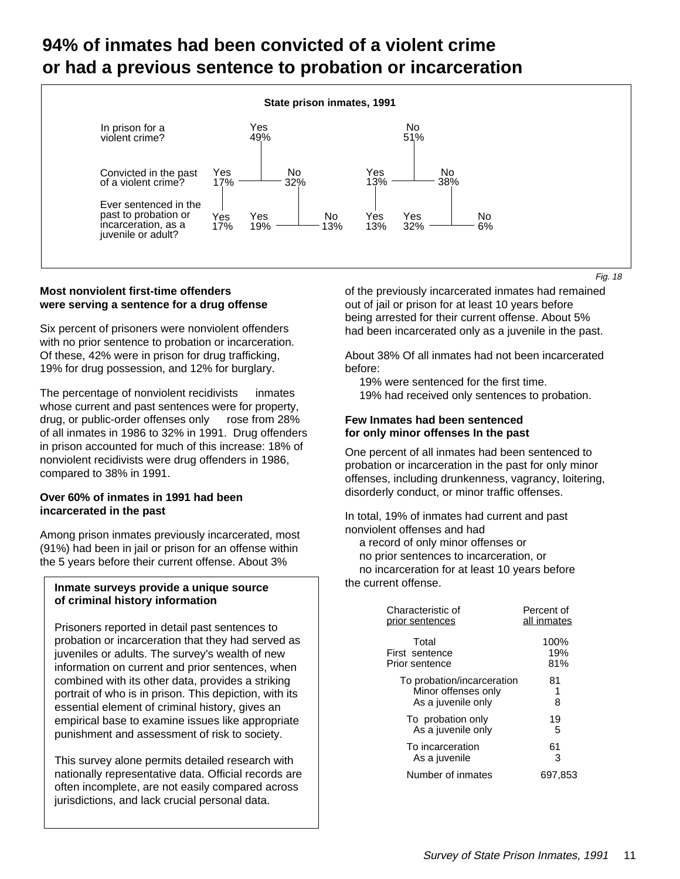# 94% of inmates had been convicted of a violent crime or had a previous sentence to probation or incarceration

**State prison inmates, 1991**

| Question | | | | | | | |
|---|---|---|---|---|---|---|---|
| In prison for a violent crime? | Yes 49% | | | No 51% | | | |
| Convicted in the past of a violent crime? | Yes 17% | No 32% | | Yes 13% | No 38% | | |
| Ever sentenced in the past to probation or incarceration, as a juvenile or adult? | Yes 17% | Yes 19% | No 13% | Yes 13% | Yes 32% | No 6% | |

*Fig. 18*

**Most nonviolent first-time offenders were serving a sentence for a drug offense**

Six percent of prisoners were nonviolent offenders with no prior sentence to probation or incarceration. Of these, 42% were in prison for drug trafficking, 19% for drug possession, and 12% for burglary.

The percentage of nonviolent recidivists inmates whose current and past sentences were for property, drug, or public-order offenses only rose from 28% of all inmates in 1986 to 32% in 1991. Drug offenders in prison accounted for much of this increase: 18% of nonviolent recidivists were drug offenders in 1986, compared to 38% in 1991.

**Over 60% of inmates in 1991 had been incarcerated in the past**

Among prison inmates previously incarcerated, most (91%) had been in jail or prison for an offense within the 5 years before their current offense. About 3% of the previously incarcerated inmates had remained out of jail or prison for at least 10 years before being arrested for their current offense. About 5% had been incarcerated only as a juvenile in the past.

About 38% Of all inmates had not been incarcerated before:

19% were sentenced for the first time.
19% had received only sentences to probation.

**Few Inmates had been sentenced for only minor offenses In the past**

One percent of all inmates had been sentenced to probation or incarceration in the past for only minor offenses, including drunkenness, vagrancy, loitering, disorderly conduct, or minor traffic offenses.

In total, 19% of inmates had current and past nonviolent offenses and had
a record of only minor offenses or
no prior sentences to incarceration, or
no incarceration for at least 10 years before the current offense.

| Characteristic of prior sentences | Percent of all inmates |
|---|---|
| Total | 100% |
| First sentence | 19% |
| Prior sentence | 81% |
| To probation/incarceration | 81 |
| Minor offenses only | 1 |
| As a juvenile only | 8 |
| To probation only | 19 |
| As a juvenile only | 5 |
| To incarceration | 61 |
| As a juvenile | 3 |
| Number of inmates | 697,853 |

**Inmate surveys provide a unique source of criminal history information**

Prisoners reported in detail past sentences to probation or incarceration that they had served as juveniles or adults. The survey's wealth of new information on current and prior sentences, when combined with its other data, provides a striking portrait of who is in prison. This depiction, with its essential element of criminal history, gives an empirical base to examine issues like appropriate punishment and assessment of risk to society.

This survey alone permits detailed research with nationally representative data. Official records are often incomplete, are not easily compared across jurisdictions, and lack crucial personal data.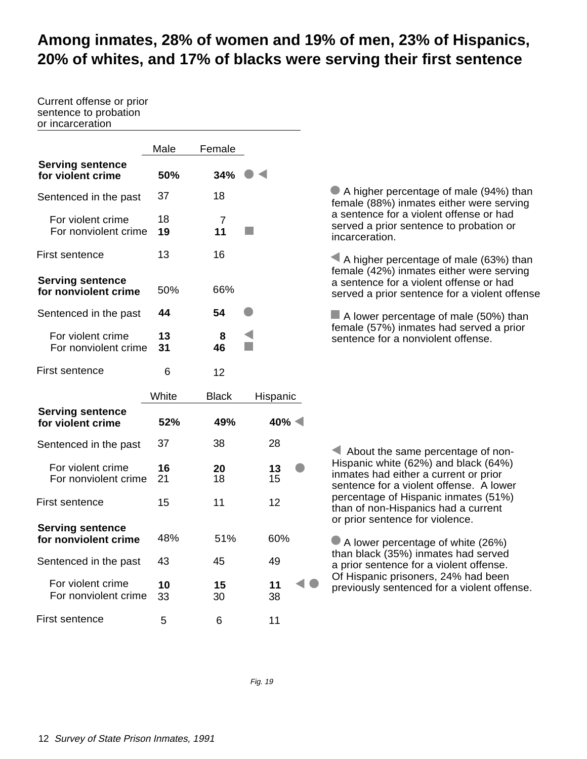# Among inmates, 28% of women and 19% of men, 23% of Hispanics, 20% of whites, and 17% of blacks were serving their first sentence

| Current offense or prior sentence to probation or incarceration | Male | Female | |
|---|---|---|---|
| **Serving sentence for violent crime** | **50%** | **34%** | ● ◀ |
| Sentenced in the past | 37 | 18 | |
| For violent crime | 18 | 7 | |
| For nonviolent crime | **19** | **11** | ■ |
| First sentence | 13 | 16 | |
| **Serving sentence for nonviolent crime** | 50% | 66% | |
| Sentenced in the past | **44** | **54** | ● |
| For violent crime | **13** | **8** | ◀ |
| For nonviolent crime | **31** | **46** | ■ |
| First sentence | 6 | 12 | |

● A higher percentage of male (94%) than female (88%) inmates either were serving a sentence for a violent offense or had served a prior sentence to probation or incarceration.

◀ A higher percentage of male (63%) than female (42%) inmates either were serving a sentence for a violent offense or had served a prior sentence for a violent offense

■ A lower percentage of male (50%) than female (57%) inmates had served a prior sentence for a nonviolent offense.

| | White | Black | Hispanic | |
|---|---|---|---|---|
| **Serving sentence for violent crime** | **52%** | **49%** | **40%** | ◀ |
| Sentenced in the past | 37 | 38 | 28 | |
| For violent crime | **16** | **20** | **13** | ● |
| For nonviolent crime | 21 | 18 | 15 | |
| First sentence | 15 | 11 | 12 | |
| **Serving sentence for nonviolent crime** | 48% | 51% | 60% | |
| Sentenced in the past | 43 | 45 | 49 | |
| For violent crime | **10** | **15** | **11** | ◀ ● |
| For nonviolent crime | 33 | 30 | 38 | |
| First sentence | 5 | 6 | 11 | |

◀ About the same percentage of non-Hispanic white (62%) and black (64%) inmates had either a current or prior sentence for a violent offense. A lower percentage of Hispanic inmates (51%) than of non-Hispanics had a current or prior sentence for violence.

● A lower percentage of white (26%) than black (35%) inmates had served a prior sentence for a violent offense. Of Hispanic prisoners, 24% had been previously sentenced for a violent offense.

*Fig. 19*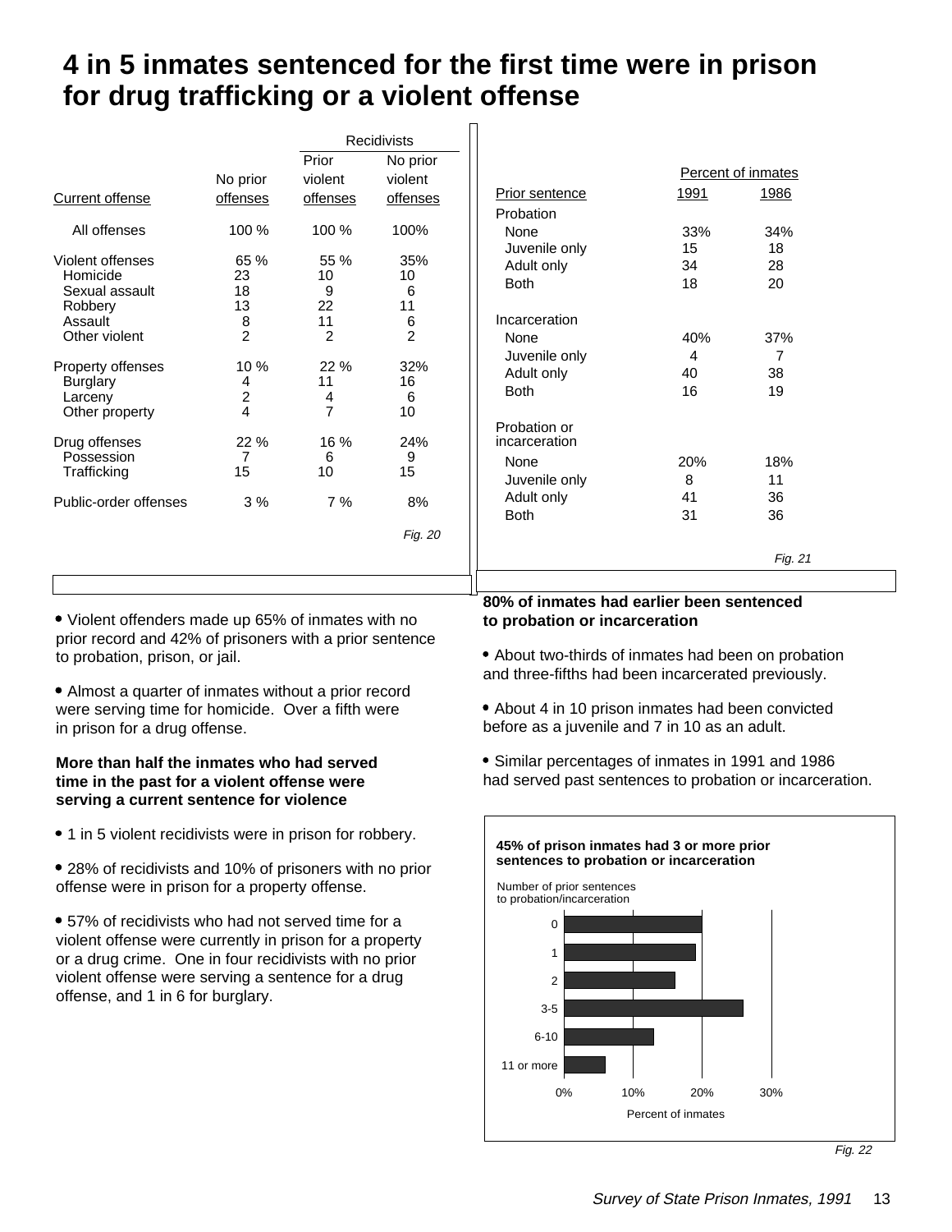# 4 in 5 inmates sentenced for the first time were in prison for drug trafficking or a violent offense

| Current offense | No prior offenses | Recidivists: Prior violent offenses | Recidivists: No prior violent offenses |
|---|---|---|---|
| All offenses | 100 % | 100 % | 100% |
| Violent offenses | 65 % | 55 % | 35% |
| Homicide | 23 | 10 | 10 |
| Sexual assault | 18 | 9 | 6 |
| Robbery | 13 | 22 | 11 |
| Assault | 8 | 11 | 6 |
| Other violent | 2 | 2 | 2 |
| Property offenses | 10 % | 22 % | 32% |
| Burglary | 4 | 11 | 16 |
| Larceny | 2 | 4 | 6 |
| Other property | 4 | 7 | 10 |
| Drug offenses | 22 % | 16 % | 24% |
| Possession | 7 | 6 | 9 |
| Trafficking | 15 | 10 | 15 |
| Public-order offenses | 3 % | 7 % | 8% |

*Fig. 20*

- Violent offenders made up 65% of inmates with no prior record and 42% of prisoners with a prior sentence to probation, prison, or jail.

- Almost a quarter of inmates without a prior record were serving time for homicide. Over a fifth were in prison for a drug offense.

**More than half the inmates who had served time in the past for a violent offense were serving a current sentence for violence**

- 1 in 5 violent recidivists were in prison for robbery.

- 28% of recidivists and 10% of prisoners with no prior offense were in prison for a property offense.

- 57% of recidivists who had not served time for a violent offense were currently in prison for a property or a drug crime. One in four recidivists with no prior violent offense were serving a sentence for a drug offense, and 1 in 6 for burglary.

| Prior sentence | Percent of inmates: 1991 | Percent of inmates: 1986 |
|---|---|---|
| **Probation** | | |
| None | 33% | 34% |
| Juvenile only | 15 | 18 |
| Adult only | 34 | 28 |
| Both | 18 | 20 |
| **Incarceration** | | |
| None | 40% | 37% |
| Juvenile only | 4 | 7 |
| Adult only | 40 | 38 |
| Both | 16 | 19 |
| **Probation or incarceration** | | |
| None | 20% | 18% |
| Juvenile only | 8 | 11 |
| Adult only | 41 | 36 |
| Both | 31 | 36 |

*Fig. 21*

**80% of inmates had earlier been sentenced to probation or incarceration**

- About two-thirds of inmates had been on probation and three-fifths had been incarcerated previously.

- About 4 in 10 prison inmates had been convicted before as a juvenile and 7 in 10 as an adult.

- Similar percentages of inmates in 1991 and 1986 had served past sentences to probation or incarceration.

**45% of prison inmates had 3 or more prior sentences to probation or incarceration**

Number of prior sentences to probation/incarceration

| Number of prior sentences | Percent of inmates (approx.) |
|---|---|
| 0 | 20% |
| 1 | 19% |
| 2 | 16% |
| 3-5 | 26% |
| 6-10 | 13% |
| 11 or more | 6% |

Percent of inmates

*Fig. 22*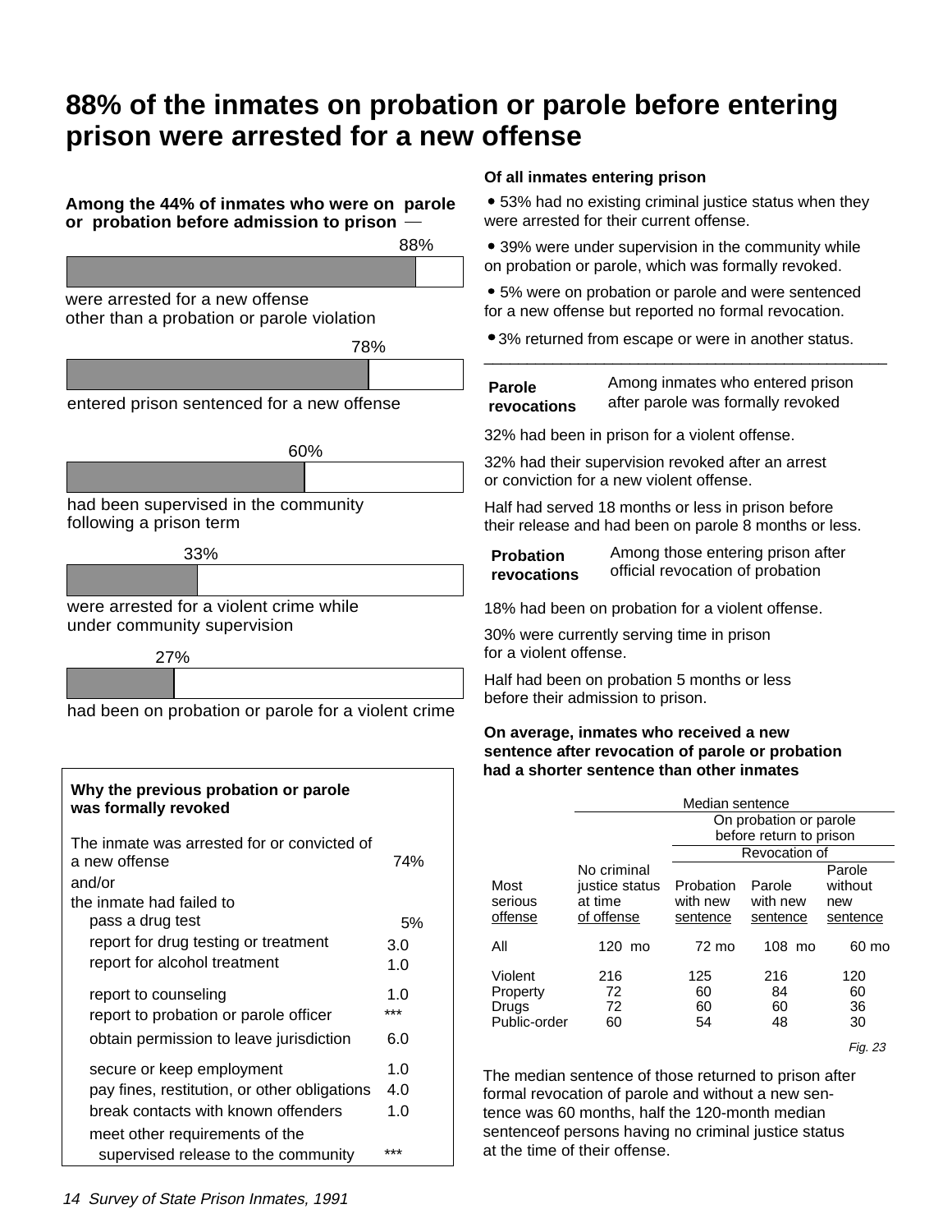# 88% of the inmates on probation or parole before entering prison were arrested for a new offense

**Among the 44% of inmates who were on parole or probation before admission to prison —**

88% were arrested for a new offense other than a probation or parole violation

78% entered prison sentenced for a new offense

60% had been supervised in the community following a prison term

33% were arrested for a violent crime while under community supervision

27% had been on probation or parole for a violent crime

| Why the previous probation or parole was formally revoked | |
|---|---|
| The inmate was arrested for or convicted of a new offense | 74% |
| and/or | |
| the inmate had failed to | |
| pass a drug test | 5% |
| report for drug testing or treatment | 3.0 |
| report for alcohol treatment | 1.0 |
| report to counseling | 1.0 |
| report to probation or parole officer | *** |
| obtain permission to leave jurisdiction | 6.0 |
| secure or keep employment | 1.0 |
| pay fines, restitution, or other obligations | 4.0 |
| break contacts with known offenders | 1.0 |
| meet other requirements of the supervised release to the community | *** |

**Of all inmates entering prison**

- 53% had no existing criminal justice status when they were arrested for their current offense.
- 39% were under supervision in the community while on probation or parole, which was formally revoked.
- 5% were on probation or parole and were sentenced for a new offense but reported no formal revocation.
- 3% returned from escape or were in another status.

**Parole revocations** — Among inmates who entered prison after parole was formally revoked

32% had been in prison for a violent offense.

32% had their supervision revoked after an arrest or conviction for a new violent offense.

Half had served 18 months or less in prison before their release and had been on parole 8 months or less.

**Probation revocations** — Among those entering prison after official revocation of probation

18% had been on probation for a violent offense.

30% were currently serving time in prison for a violent offense.

Half had been on probation 5 months or less before their admission to prison.

**On average, inmates who received a new sentence after revocation of parole or probation had a shorter sentence than other inmates**

| | Median sentence | | | |
|---|---|---|---|---|
| | | On probation or parole before return to prison | | |
| | | Revocation of | | |
| Most serious offense | No criminal justice status at time of offense | Probation with new sentence | Parole with new sentence | Parole without new sentence |
| All | 120 mo | 72 mo | 108 mo | 60 mo |
| Violent | 216 | 125 | 216 | 120 |
| Property | 72 | 60 | 84 | 60 |
| Drugs | 72 | 60 | 60 | 36 |
| Public-order | 60 | 54 | 48 | 30 |

*Fig. 23*

The median sentence of those returned to prison after formal revocation of parole and without a new sentence was 60 months, half the 120-month median sentenceof persons having no criminal justice status at the time of their offense.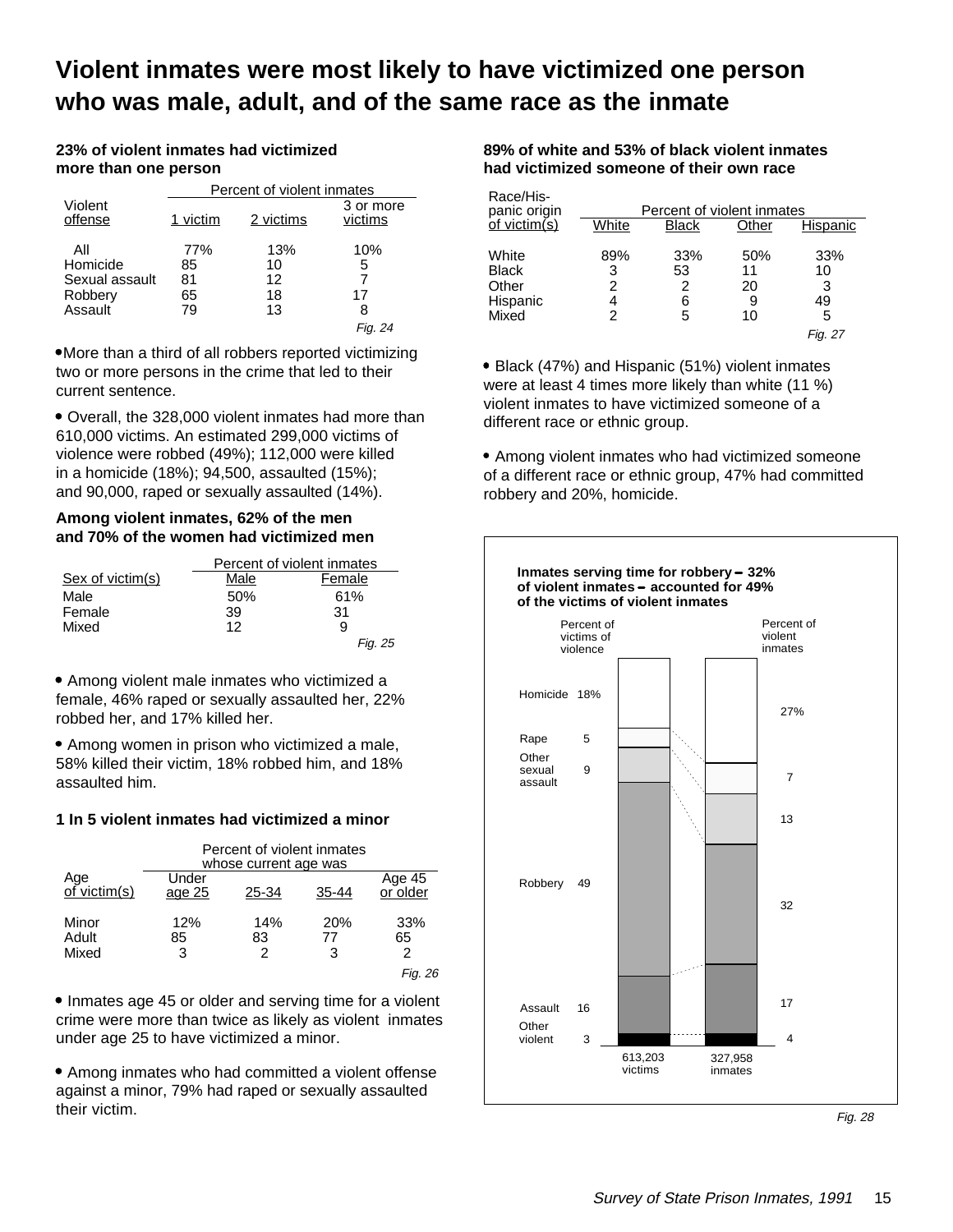# Violent inmates were most likely to have victimized one person who was male, adult, and of the same race as the inmate

### 23% of violent inmates had victimized more than one person

| Violent offense | Percent of violent inmates | | |
|---|---|---|---|
| | 1 victim | 2 victims | 3 or more victims |
| All | 77% | 13% | 10% |
| Homicide | 85 | 10 | 5 |
| Sexual assault | 81 | 12 | 7 |
| Robbery | 65 | 18 | 17 |
| Assault | 79 | 13 | 8 |

*Fig. 24*

- More than a third of all robbers reported victimizing two or more persons in the crime that led to their current sentence.

- Overall, the 328,000 violent inmates had more than 610,000 victims. An estimated 299,000 victims of violence were robbed (49%); 112,000 were killed in a homicide (18%); 94,500, assaulted (15%); and 90,000, raped or sexually assaulted (14%).

### Among violent inmates, 62% of the men and 70% of the women had victimized men

| Sex of victim(s) | Percent of violent inmates | |
|---|---|---|
| | Male | Female |
| Male | 50% | 61% |
| Female | 39 | 31 |
| Mixed | 12 | 9 |

*Fig. 25*

- Among violent male inmates who victimized a female, 46% raped or sexually assaulted her, 22% robbed her, and 17% killed her.

- Among women in prison who victimized a male, 58% killed their victim, 18% robbed him, and 18% assaulted him.

### 1 In 5 violent inmates had victimized a minor

| Age of victim(s) | Percent of violent inmates whose current age was | | | |
|---|---|---|---|---|
| | Under age 25 | 25-34 | 35-44 | Age 45 or older |
| Minor | 12% | 14% | 20% | 33% |
| Adult | 85 | 83 | 77 | 65 |
| Mixed | 3 | 2 | 3 | 2 |

*Fig. 26*

- Inmates age 45 or older and serving time for a violent crime were more than twice as likely as violent inmates under age 25 to have victimized a minor.

- Among inmates who had committed a violent offense against a minor, 79% had raped or sexually assaulted their victim.

### 89% of white and 53% of black violent inmates had victimized someone of their own race

| Race/Hispanic origin of victim(s) | Percent of violent inmates | | | |
|---|---|---|---|---|
| | White | Black | Other | Hispanic |
| White | 89% | 33% | 50% | 33% |
| Black | 3 | 53 | 11 | 10 |
| Other | 2 | 2 | 20 | 3 |
| Hispanic | 4 | 6 | 9 | 49 |
| Mixed | 2 | 5 | 10 | 5 |

*Fig. 27*

- Black (47%) and Hispanic (51%) violent inmates were at least 4 times more likely than white (11 %) violent inmates to have victimized someone of a different race or ethnic group.

- Among violent inmates who had victimized someone of a different race or ethnic group, 47% had committed robbery and 20%, homicide.

**Inmates serving time for robbery – 32% of violent inmates – accounted for 49% of the victims of violent inmates**

| Offense | Percent of victims of violence | Percent of violent inmates |
|---|---|---|
| Homicide | 18% | 27% |
| Rape | 5 | 7 |
| Other sexual assault | 9 | 13 |
| Robbery | 49 | 32 |
| Assault | 16 | 17 |
| Other violent | 3 | 4 |
| | 613,203 victims | 327,958 inmates |

*Fig. 28*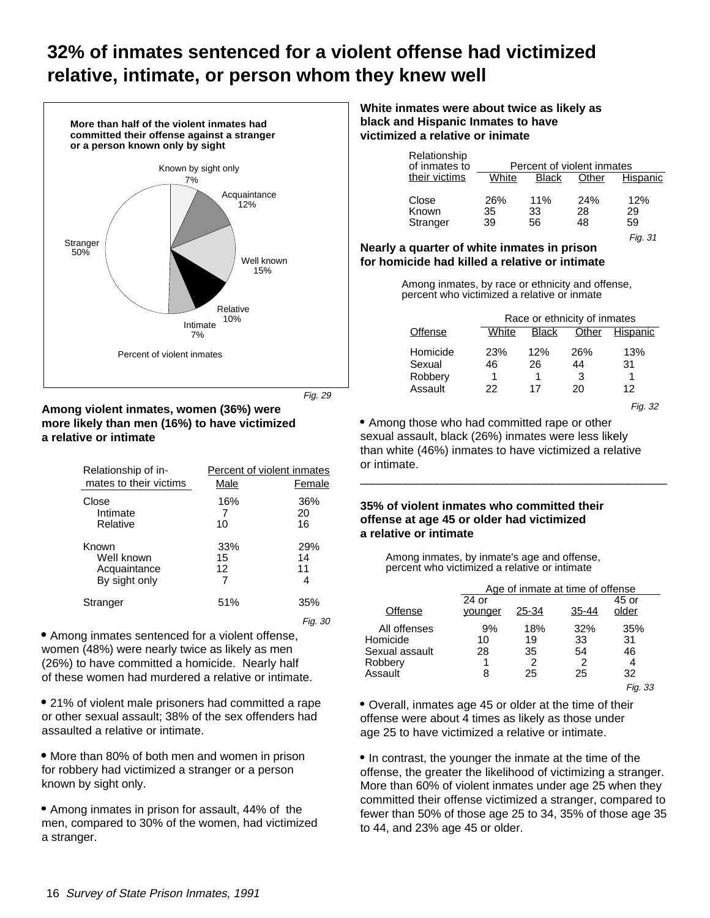# 32% of inmates sentenced for a violent offense had victimized relative, intimate, or person whom they knew well

**More than half of the violent inmates had committed their offense against a stranger or a person known only by sight**

Known by sight only 7%
Acquaintance 12%
Well known 15%
Relative 10%
Intimate 7%
Stranger 50%

Percent of violent inmates

*Fig. 29*

**Among violent inmates, women (36%) were more likely than men (16%) to have victimized a relative or intimate**

| Relationship of inmates to their victims | Percent of violent inmates | |
|---|---|---|
| | Male | Female |
| Close | 16% | 36% |
| Intimate | 7 | 20 |
| Relative | 10 | 16 |
| Known | 33% | 29% |
| Well known | 15 | 14 |
| Acquaintance | 12 | 11 |
| By sight only | 7 | 4 |
| Stranger | 51% | 35% |

*Fig. 30*

- Among inmates sentenced for a violent offense, women (48%) were nearly twice as likely as men (26%) to have committed a homicide. Nearly half of these women had murdered a relative or intimate.

- 21% of violent male prisoners had committed a rape or other sexual assault; 38% of the sex offenders had assaulted a relative or intimate.

- More than 80% of both men and women in prison for robbery had victimized a stranger or a person known by sight only.

- Among inmates in prison for assault, 44% of the men, compared to 30% of the women, had victimized a stranger.

**White inmates were about twice as likely as black and Hispanic Inmates to have victimized a relative or inimate**

| Relationship of inmates to their victims | Percent of violent inmates | | | |
|---|---|---|---|---|
| | White | Black | Other | Hispanic |
| Close | 26% | 11% | 24% | 12% |
| Known | 35 | 33 | 28 | 29 |
| Stranger | 39 | 56 | 48 | 59 |

*Fig. 31*

**Nearly a quarter of white inmates in prison for homicide had killed a relative or intimate**

Among inmates, by race or ethnicity and offense, percent who victimized a relative or inmate

| Offense | Race or ethnicity of inmates | | | |
|---|---|---|---|---|
| | White | Black | Other | Hispanic |
| Homicide | 23% | 12% | 26% | 13% |
| Sexual | 46 | 26 | 44 | 31 |
| Robbery | 1 | 1 | 3 | 1 |
| Assault | 22 | 17 | 20 | 12 |

*Fig. 32*

- Among those who had committed rape or other sexual assault, black (26%) inmates were less likely than white (46%) inmates to have victimized a relative or intimate.

**35% of violent inmates who committed their offense at age 45 or older had victimized a relative or intimate**

Among inmates, by inmate's age and offense, percent who victimized a relative or intimate

| Offense | Age of inmate at time of offense | | | |
|---|---|---|---|---|
| | 24 or younger | 25-34 | 35-44 | 45 or older |
| All offenses | 9% | 18% | 32% | 35% |
| Homicide | 10 | 19 | 33 | 31 |
| Sexual assault | 28 | 35 | 54 | 46 |
| Robbery | 1 | 2 | 2 | 4 |
| Assault | 8 | 25 | 25 | 32 |

*Fig. 33*

- Overall, inmates age 45 or older at the time of their offense were about 4 times as likely as those under age 25 to have victimized a relative or intimate.

- In contrast, the younger the inmate at the time of the offense, the greater the likelihood of victimizing a stranger. More than 60% of violent inmates under age 25 when they committed their offense victimized a stranger, compared to fewer than 50% of those age 25 to 34, 35% of those age 35 to 44, and 23% age 45 or older.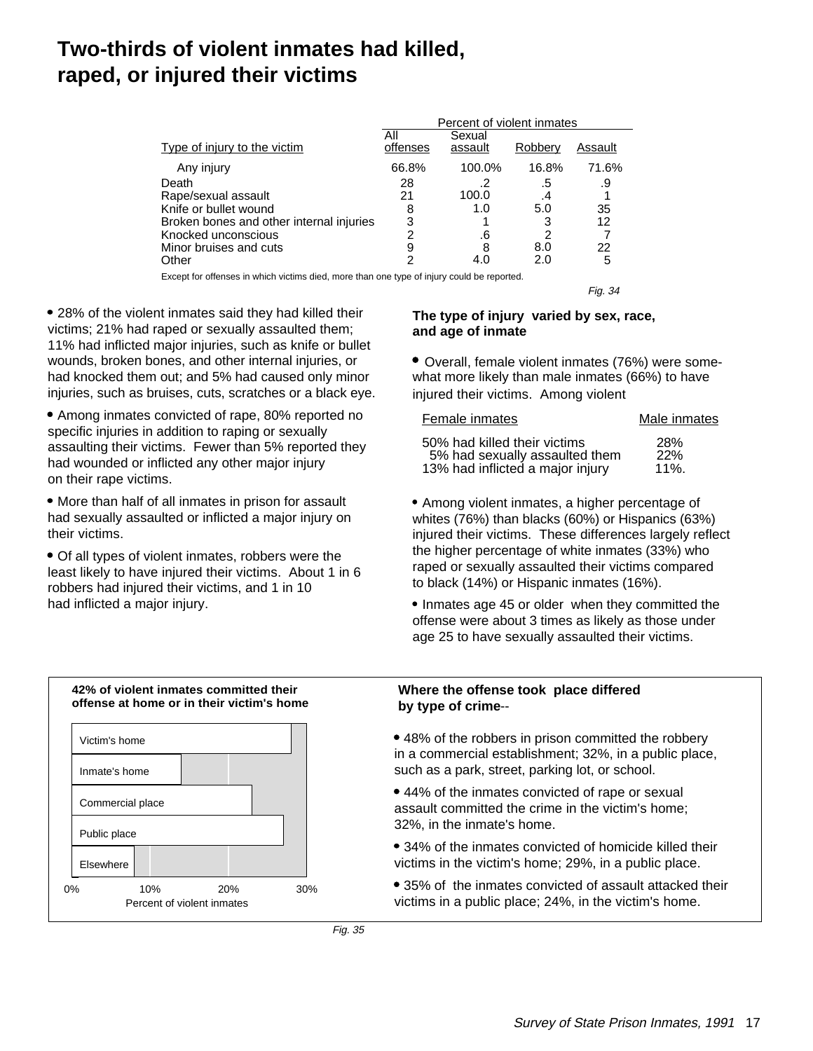# Two-thirds of violent inmates had killed, raped, or injured their victims

| Type of injury to the victim | Percent of violent inmates | | | |
|---|---|---|---|---|
| | All offenses | Sexual assault | Robbery | Assault |
| Any injury | 66.8% | 100.0% | 16.8% | 71.6% |
| Death | 28 | .2 | .5 | .9 |
| Rape/sexual assault | 21 | 100.0 | .4 | 1 |
| Knife or bullet wound | 8 | 1.0 | 5.0 | 35 |
| Broken bones and other internal injuries | 3 | 1 | 3 | 12 |
| Knocked unconscious | 2 | .6 | 2 | 7 |
| Minor bruises and cuts | 9 | 8 | 8.0 | 22 |
| Other | 2 | 4.0 | 2.0 | 5 |

Except for offenses in which victims died, more than one type of injury could be reported.

*Fig. 34*

- 28% of the violent inmates said they had killed their victims; 21% had raped or sexually assaulted them; 11% had inflicted major injuries, such as knife or bullet wounds, broken bones, and other internal injuries, or had knocked them out; and 5% had caused only minor injuries, such as bruises, cuts, scratches or a black eye.
- Among inmates convicted of rape, 80% reported no specific injuries in addition to raping or sexually assaulting their victims. Fewer than 5% reported they had wounded or inflicted any other major injury on their rape victims.
- More than half of all inmates in prison for assault had sexually assaulted or inflicted a major injury on their victims.
- Of all types of violent inmates, robbers were the least likely to have injured their victims. About 1 in 6 robbers had injured their victims, and 1 in 10 had inflicted a major injury.

**The type of injury varied by sex, race, and age of inmate**

- Overall, female violent inmates (76%) were somewhat more likely than male inmates (66%) to have injured their victims. Among violent

| Female inmates | Male inmates |
|---|---|
| 50% had killed their victims | 28% |
| 5% had sexually assaulted them | 22% |
| 13% had inflicted a major injury | 11%. |

- Among violent inmates, a higher percentage of whites (76%) than blacks (60%) or Hispanics (63%) injured their victims. These differences largely reflect the higher percentage of white inmates (33%) who raped or sexually assaulted their victims compared to black (14%) or Hispanic inmates (16%).
- Inmates age 45 or older when they committed the offense were about 3 times as likely as those under age 25 to have sexually assaulted their victims.

**42% of violent inmates committed their offense at home or in their victim's home**

Victim's home
Inmate's home
Commercial place
Public place
Elsewhere

0% 10% 20% 30%
Percent of violent inmates

**Where the offense took place differed by type of crime**--

- 48% of the robbers in prison committed the robbery in a commercial establishment; 32%, in a public place, such as a park, street, parking lot, or school.
- 44% of the inmates convicted of rape or sexual assault committed the crime in the victim's home; 32%, in the inmate's home.
- 34% of the inmates convicted of homicide killed their victims in the victim's home; 29%, in a public place.
- 35% of the inmates convicted of assault attacked their victims in a public place; 24%, in the victim's home.

*Fig. 35*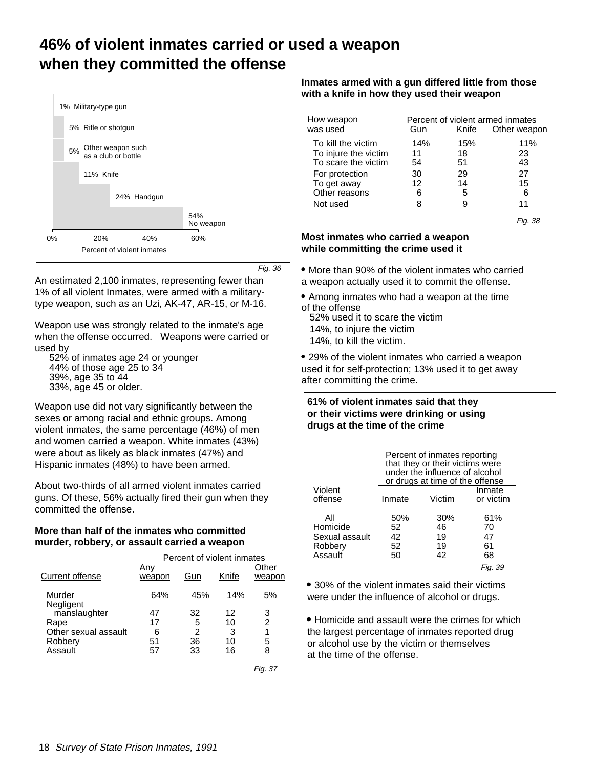# 46% of violent inmates carried or used a weapon when they committed the offense

| Weapon | Percent of violent inmates |
|---|---|
| Military-type gun | 1% |
| Rifle or shotgun | 5% |
| Other weapon such as a club or bottle | 5% |
| Knife | 11% |
| Handgun | 24% |
| No weapon | 54% |

*Fig. 36*

An estimated 2,100 inmates, representing fewer than 1% of all violent Inmates, were armed with a military-type weapon, such as an Uzi, AK-47, AR-15, or M-16.

Weapon use was strongly related to the inmate's age when the offense occurred. Weapons were carried or used by

52% of inmates age 24 or younger
44% of those age 25 to 34
39%, age 35 to 44
33%, age 45 or older.

Weapon use did not vary significantly between the sexes or among racial and ethnic groups. Among violent inmates, the same percentage (46%) of men and women carried a weapon. White inmates (43%) were about as likely as black inmates (47%) and Hispanic inmates (48%) to have been armed.

About two-thirds of all armed violent inmates carried guns. Of these, 56% actually fired their gun when they committed the offense.

**More than half of the inmates who committed murder, robbery, or assault carried a weapon**

| | Percent of violent inmates | | | |
|---|---|---|---|---|
| Current offense | Any weapon | Gun | Knife | Other weapon |
| Murder | 64% | 45% | 14% | 5% |
| Negligent manslaughter | 47 | 32 | 12 | 3 |
| Rape | 17 | 5 | 10 | 2 |
| Other sexual assault | 6 | 2 | 3 | 1 |
| Robbery | 51 | 36 | 10 | 5 |
| Assault | 57 | 33 | 16 | 8 |

*Fig. 37*

**Inmates armed with a gun differed little from those with a knife in how they used their weapon**

| | Percent of violent armed inmates | | |
|---|---|---|---|
| How weapon was used | Gun | Knife | Other weapon |
| To kill the victim | 14% | 15% | 11% |
| To injure the victim | 11 | 18 | 23 |
| To scare the victim | 54 | 51 | 43 |
| For protection | 30 | 29 | 27 |
| To get away | 12 | 14 | 15 |
| Other reasons | 6 | 5 | 6 |
| Not used | 8 | 9 | 11 |

*Fig. 38*

**Most inmates who carried a weapon while committing the crime used it**

- More than 90% of the violent inmates who carried a weapon actually used it to commit the offense.
- Among inmates who had a weapon at the time of the offense
  52% used it to scare the victim
  14%, to injure the victim
  14%, to kill the victim.
- 29% of the violent inmates who carried a weapon used it for self-protection; 13% used it to get away after committing the crime.

**61% of violent inmates said that they or their victims were drinking or using drugs at the time of the crime**

| | Percent of inmates reporting that they or their victims were under the influence of alcohol or drugs at time of the offense | | |
|---|---|---|---|
| Violent offense | Inmate | Victim | Inmate or victim |
| All | 50% | 30% | 61% |
| Homicide | 52 | 46 | 70 |
| Sexual assault | 42 | 19 | 47 |
| Robbery | 52 | 19 | 61 |
| Assault | 50 | 42 | 68 |

*Fig. 39*

- 30% of the violent inmates said their victims were under the influence of alcohol or drugs.
- Homicide and assault were the crimes for which the largest percentage of inmates reported drug or alcohol use by the victim or themselves at the time of the offense.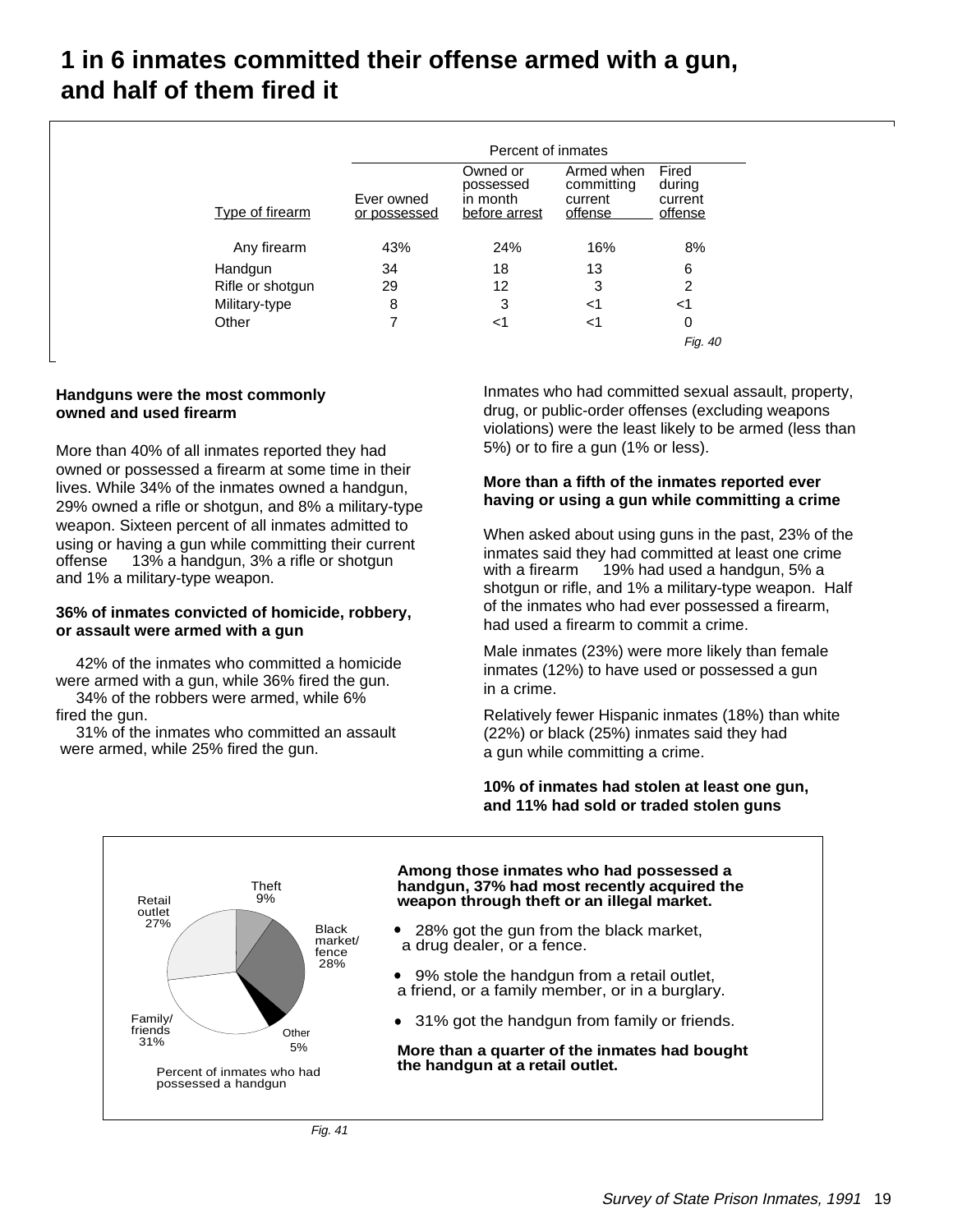# 1 in 6 inmates committed their offense armed with a gun, and half of them fired it

| Type of firearm | Percent of inmates | | | |
|---|---|---|---|---|
| | Ever owned or possessed | Owned or possessed in month before arrest | Armed when committing current offense | Fired during current offense |
| Any firearm | 43% | 24% | 16% | 8% |
| Handgun | 34 | 18 | 13 | 6 |
| Rifle or shotgun | 29 | 12 | 3 | 2 |
| Military-type | 8 | 3 | <1 | <1 |
| Other | 7 | <1 | <1 | 0 |

*Fig. 40*

### Handguns were the most commonly owned and used firearm

More than 40% of all inmates reported they had owned or possessed a firearm at some time in their lives. While 34% of the inmates owned a handgun, 29% owned a rifle or shotgun, and 8% a military-type weapon. Sixteen percent of all inmates admitted to using or having a gun while committing their current offense — 13% a handgun, 3% a rifle or shotgun and 1% a military-type weapon.

### 36% of inmates convicted of homicide, robbery, or assault were armed with a gun

- 42% of the inmates who committed a homicide were armed with a gun, while 36% fired the gun.
- 34% of the robbers were armed, while 6% fired the gun.
- 31% of the inmates who committed an assault were armed, while 25% fired the gun.

Inmates who had committed sexual assault, property, drug, or public-order offenses (excluding weapons violations) were the least likely to be armed (less than 5%) or to fire a gun (1% or less).

### More than a fifth of the inmates reported ever having or using a gun while committing a crime

When asked about using guns in the past, 23% of the inmates said they had committed at least one crime with a firearm — 19% had used a handgun, 5% a shotgun or rifle, and 1% a military-type weapon. Half of the inmates who had ever possessed a firearm, had used a firearm to commit a crime.

Male inmates (23%) were more likely than female inmates (12%) to have used or possessed a gun in a crime.

Relatively fewer Hispanic inmates (18%) than white (22%) or black (25%) inmates said they had a gun while committing a crime.

### 10% of inmates had stolen at least one gun, and 11% had sold or traded stolen guns

Percent of inmates who had possessed a handgun:

- Theft 9%
- Black market/fence 28%
- Other 5%
- Family/friends 31%
- Retail outlet 27%

**Among those inmates who had possessed a handgun, 37% had most recently acquired the weapon through theft or an illegal market.**

- 28% got the gun from the black market, a drug dealer, or a fence.
- 9% stole the handgun from a retail outlet, a friend, or a family member, or in a burglary.
- 31% got the handgun from family or friends.

**More than a quarter of the inmates had bought the handgun at a retail outlet.**

*Fig. 41*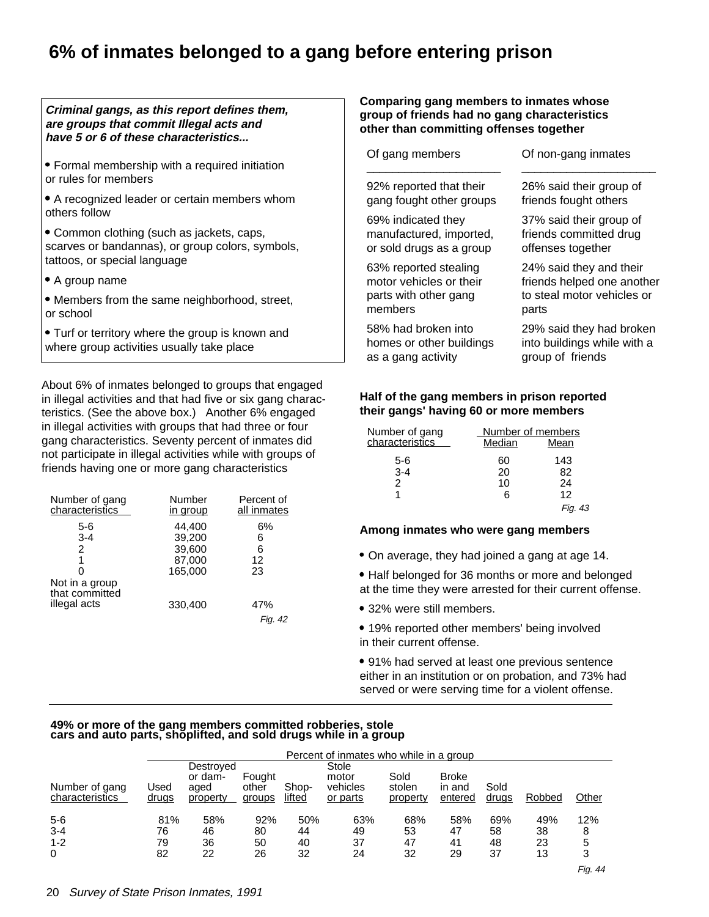# 6% of inmates belonged to a gang before entering prison

***Criminal gangs, as this report defines them, are groups that commit Illegal acts and have 5 or 6 of these characteristics...***

- Formal membership with a required initiation or rules for members
- A recognized leader or certain members whom others follow
- Common clothing (such as jackets, caps, scarves or bandannas), or group colors, symbols, tattoos, or special language
- A group name
- Members from the same neighborhood, street, or school
- Turf or territory where the group is known and where group activities usually take place

About 6% of inmates belonged to groups that engaged in illegal activities and that had five or six gang characteristics. (See the above box.) Another 6% engaged in illegal activities with groups that had three or four gang characteristics. Seventy percent of inmates did not participate in illegal activities while with groups of friends having one or more gang characteristics

| Number of gang characteristics | Number in group | Percent of all inmates |
|---|---|---|
| 5-6 | 44,400 | 6% |
| 3-4 | 39,200 | 6 |
| 2 | 39,600 | 6 |
| 1 | 87,000 | 12 |
| 0 | 165,000 | 23 |
| Not in a group that committed illegal acts | 330,400 | 47% |

*Fig. 42*

**Comparing gang members to inmates whose group of friends had no gang characteristics other than committing offenses together**

| Of gang members | Of non-gang inmates |
|---|---|
| 92% reported that their gang fought other groups | 26% said their group of friends fought others |
| 69% indicated they manufactured, imported, or sold drugs as a group | 37% said their group of friends committed drug offenses together |
| 63% reported stealing motor vehicles or their parts with other gang members | 24% said they and their friends helped one another to steal motor vehicles or parts |
| 58% had broken into homes or other buildings as a gang activity | 29% said they had broken into buildings while with a group of friends |

**Half of the gang members in prison reported their gangs' having 60 or more members**

| Number of gang characteristics | Number of members | |
|---|---|---|
| | Median | Mean |
| 5-6 | 60 | 143 |
| 3-4 | 20 | 82 |
| 2 | 10 | 24 |
| 1 | 6 | 12 |

*Fig. 43*

**Among inmates who were gang members**

- On average, they had joined a gang at age 14.
- Half belonged for 36 months or more and belonged at the time they were arrested for their current offense.
- 32% were still members.
- 19% reported other members' being involved in their current offense.
- 91% had served at least one previous sentence either in an institution or on probation, and 73% had served or were serving time for a violent offense.

**49% or more of the gang members committed robberies, stole cars and auto parts, shoplifted, and sold drugs while in a group**

| Number of gang characteristics | Percent of inmates who while in a group | | | | | | | | | |
|---|---|---|---|---|---|---|---|---|---|---|
| | Used drugs | Destroyed or damaged property | Fought other groups | Shoplifted | Stole motor vehicles or parts | Sold stolen property | Broke in and entered | Sold drugs | Robbed | Other |
| 5-6 | 81% | 58% | 92% | 50% | 63% | 68% | 58% | 69% | 49% | 12% |
| 3-4 | 76 | 46 | 80 | 44 | 49 | 53 | 47 | 58 | 38 | 8 |
| 1-2 | 79 | 36 | 50 | 40 | 37 | 47 | 41 | 48 | 23 | 5 |
| 0 | 82 | 22 | 26 | 32 | 24 | 32 | 29 | 37 | 13 | 3 |

*Fig. 44*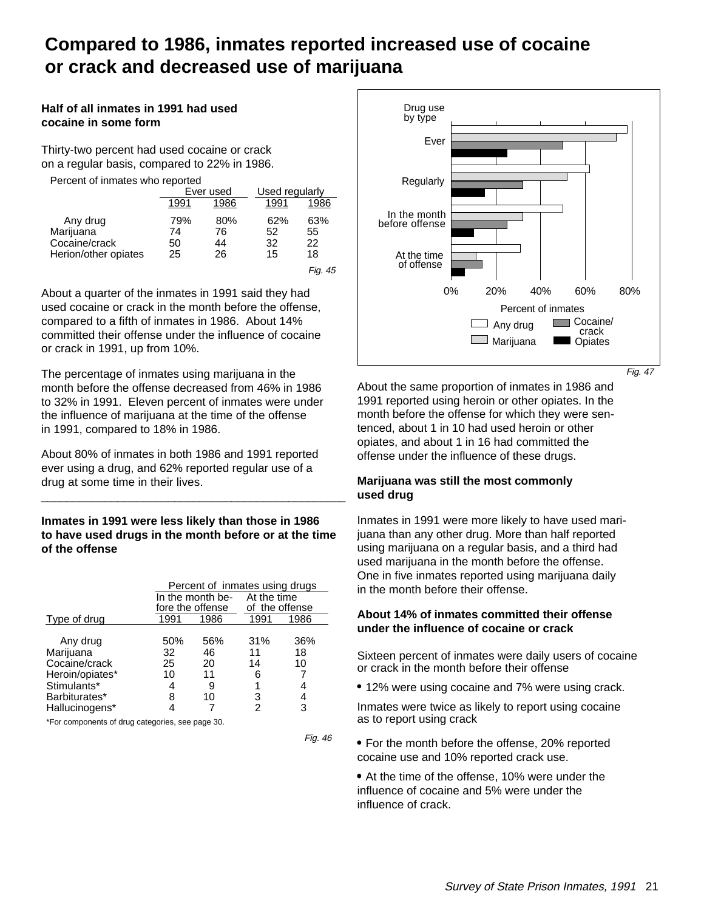# Compared to 1986, inmates reported increased use of cocaine or crack and decreased use of marijuana

**Half of all inmates in 1991 had used cocaine in some form**

Thirty-two percent had used cocaine or crack on a regular basis, compared to 22% in 1986.

Percent of inmates who reported

| | Ever used | | Used regularly | |
|---|---|---|---|---|
| | 1991 | 1986 | 1991 | 1986 |
| Any drug | 79% | 80% | 62% | 63% |
| Marijuana | 74 | 76 | 52 | 55 |
| Cocaine/crack | 50 | 44 | 32 | 22 |
| Herion/other opiates | 25 | 26 | 15 | 18 |

*Fig. 45*

About a quarter of the inmates in 1991 said they had used cocaine or crack in the month before the offense, compared to a fifth of inmates in 1986. About 14% committed their offense under the influence of cocaine or crack in 1991, up from 10%.

The percentage of inmates using marijuana in the month before the offense decreased from 46% in 1986 to 32% in 1991. Eleven percent of inmates were under the influence of marijuana at the time of the offense in 1991, compared to 18% in 1986.

About 80% of inmates in both 1986 and 1991 reported ever using a drug, and 62% reported regular use of a drug at some time in their lives.

**Inmates in 1991 were less likely than those in 1986 to have used drugs in the month before or at the time of the offense**

| | Percent of inmates using drugs | | | |
|---|---|---|---|---|
| | In the month before the offense | | At the time of the offense | |
| Type of drug | 1991 | 1986 | 1991 | 1986 |
| Any drug | 50% | 56% | 31% | 36% |
| Marijuana | 32 | 46 | 11 | 18 |
| Cocaine/crack | 25 | 20 | 14 | 10 |
| Heroin/opiates* | 10 | 11 | 6 | 7 |
| Stimulants* | 4 | 9 | 1 | 4 |
| Barbiturates* | 8 | 10 | 3 | 4 |
| Hallucinogens* | 4 | 7 | 2 | 3 |

*For components of drug categories, see page 30.

*Fig. 46*

Drug use by type: Ever, Regularly, In the month before offense, At the time of offense — Percent of inmates (0%–80%); Any drug, Marijuana, Cocaine/crack, Opiates

*Fig. 47*

About the same proportion of inmates in 1986 and 1991 reported using heroin or other opiates. In the month before the offense for which they were sentenced, about 1 in 10 had used heroin or other opiates, and about 1 in 16 had committed the offense under the influence of these drugs.

**Marijuana was still the most commonly used drug**

Inmates in 1991 were more likely to have used marijuana than any other drug. More than half reported using marijuana on a regular basis, and a third had used marijuana in the month before the offense. One in five inmates reported using marijuana daily in the month before their offense.

**About 14% of inmates committed their offense under the influence of cocaine or crack**

Sixteen percent of inmates were daily users of cocaine or crack in the month before their offense

- 12% were using cocaine and 7% were using crack.

Inmates were twice as likely to report using cocaine as to report using crack

- For the month before the offense, 20% reported cocaine use and 10% reported crack use.
- At the time of the offense, 10% were under the influence of cocaine and 5% were under the influence of crack.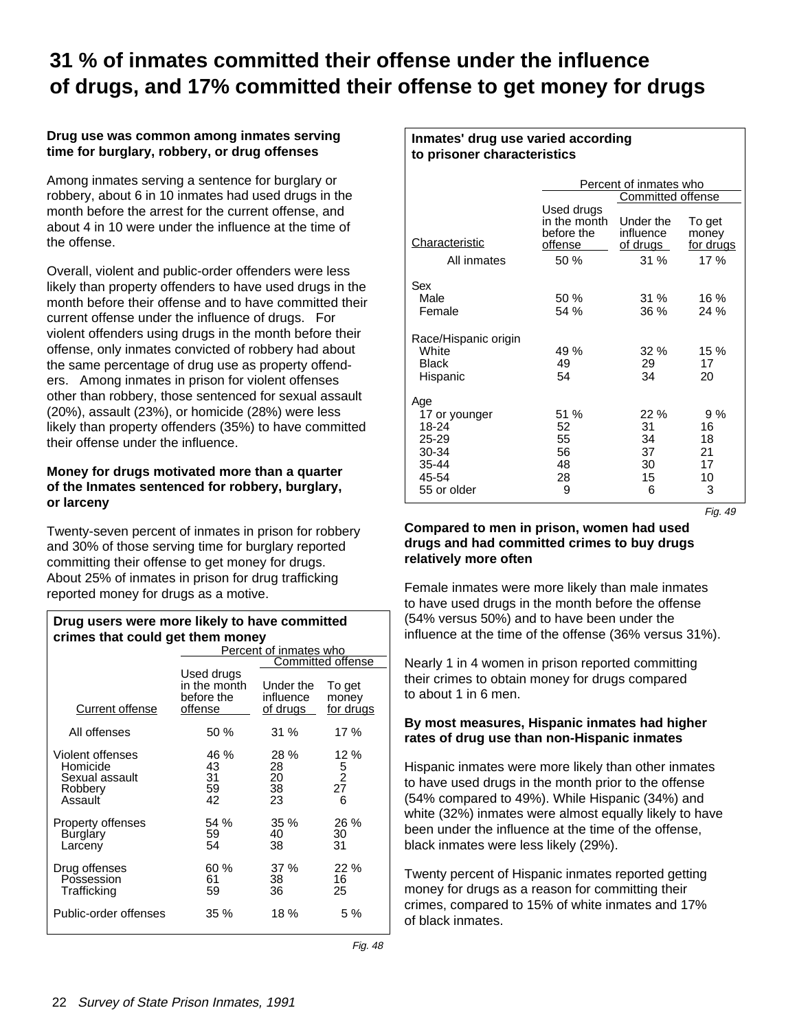# 31 % of inmates committed their offense under the influence of drugs, and 17% committed their offense to get money for drugs

**Drug use was common among inmates serving time for burglary, robbery, or drug offenses**

Among inmates serving a sentence for burglary or robbery, about 6 in 10 inmates had used drugs in the month before the arrest for the current offense, and about 4 in 10 were under the influence at the time of the offense.

Overall, violent and public-order offenders were less likely than property offenders to have used drugs in the month before their offense and to have committed their current offense under the influence of drugs. For violent offenders using drugs in the month before their offense, only inmates convicted of robbery had about the same percentage of drug use as property offenders. Among inmates in prison for violent offenses other than robbery, those sentenced for sexual assault (20%), assault (23%), or homicide (28%) were less likely than property offenders (35%) to have committed their offense under the influence.

**Money for drugs motivated more than a quarter of the Inmates sentenced for robbery, burglary, or larceny**

Twenty-seven percent of inmates in prison for robbery and 30% of those serving time for burglary reported committing their offense to get money for drugs. About 25% of inmates in prison for drug trafficking reported money for drugs as a motive.

**Drug users were more likely to have committed crimes that could get them money**

| | Percent of inmates who | | |
|---|---|---|---|
| | | Committed offense | |
| Current offense | Used drugs in the month before the offense | Under the influence of drugs | To get money for drugs |
| All offenses | 50 % | 31 % | 17 % |
| Violent offenses | 46 % | 28 % | 12 % |
| Homicide | 43 | 28 | 5 |
| Sexual assault | 31 | 20 | 2 |
| Robbery | 59 | 38 | 27 |
| Assault | 42 | 23 | 6 |
| Property offenses | 54 % | 35 % | 26 % |
| Burglary | 59 | 40 | 30 |
| Larceny | 54 | 38 | 31 |
| Drug offenses | 60 % | 37 % | 22 % |
| Possession | 61 | 38 | 16 |
| Trafficking | 59 | 36 | 25 |
| Public-order offenses | 35 % | 18 % | 5 % |

*Fig. 48*

**Inmates' drug use varied according to prisoner characteristics**

| | Percent of inmates who | | |
|---|---|---|---|
| | | Committed offense | |
| Characteristic | Used drugs in the month before the offense | Under the influence of drugs | To get money for drugs |
| All inmates | 50 % | 31 % | 17 % |
| Sex | | | |
| Male | 50 % | 31 % | 16 % |
| Female | 54 % | 36 % | 24 % |
| Race/Hispanic origin | | | |
| White | 49 % | 32 % | 15 % |
| Black | 49 | 29 | 17 |
| Hispanic | 54 | 34 | 20 |
| Age | | | |
| 17 or younger | 51 % | 22 % | 9 % |
| 18-24 | 52 | 31 | 16 |
| 25-29 | 55 | 34 | 18 |
| 30-34 | 56 | 37 | 21 |
| 35-44 | 48 | 30 | 17 |
| 45-54 | 28 | 15 | 10 |
| 55 or older | 9 | 6 | 3 |

*Fig. 49*

**Compared to men in prison, women had used drugs and had committed crimes to buy drugs relatively more often**

Female inmates were more likely than male inmates to have used drugs in the month before the offense (54% versus 50%) and to have been under the influence at the time of the offense (36% versus 31%).

Nearly 1 in 4 women in prison reported committing their crimes to obtain money for drugs compared to about 1 in 6 men.

**By most measures, Hispanic inmates had higher rates of drug use than non-Hispanic inmates**

Hispanic inmates were more likely than other inmates to have used drugs in the month prior to the offense (54% compared to 49%). While Hispanic (34%) and white (32%) inmates were almost equally likely to have been under the influence at the time of the offense, black inmates were less likely (29%).

Twenty percent of Hispanic inmates reported getting money for drugs as a reason for committing their crimes, compared to 15% of white inmates and 17% of black inmates.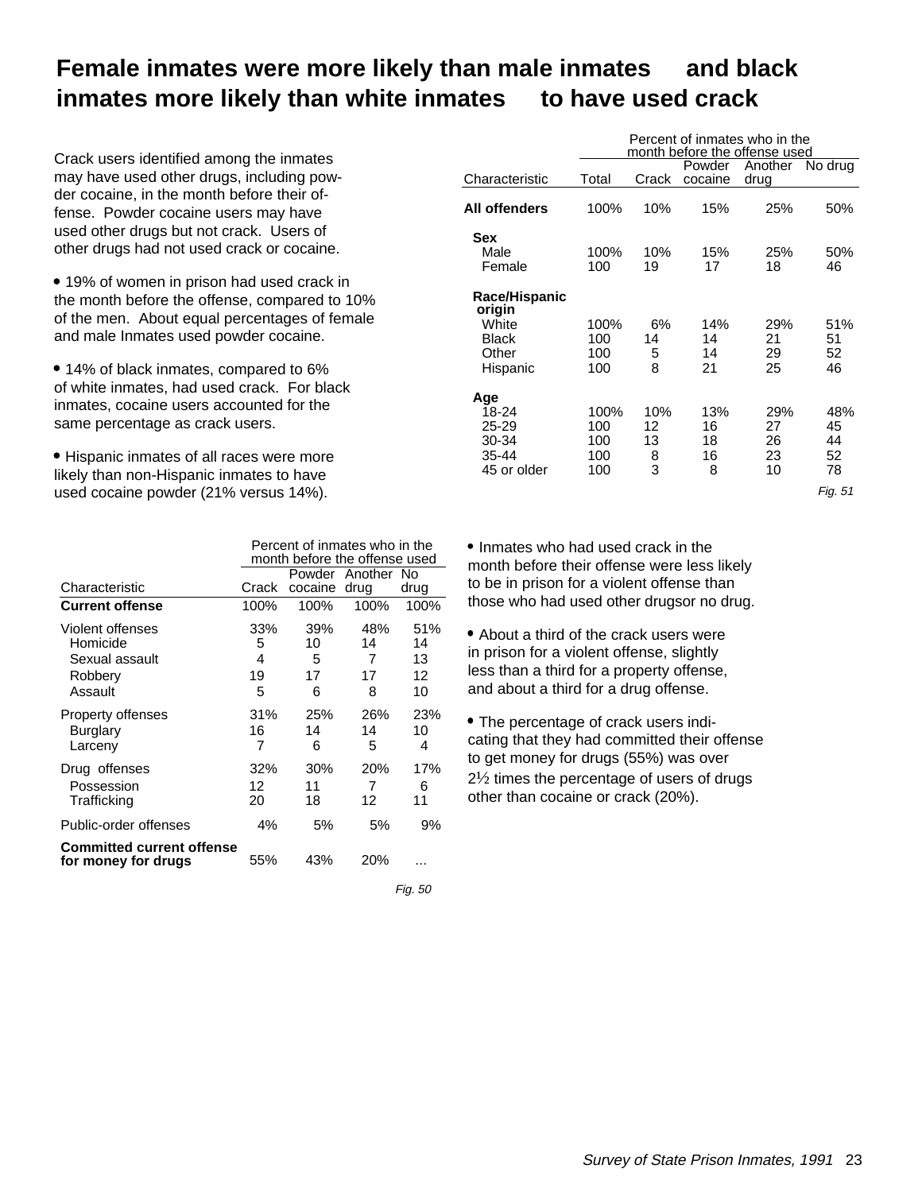# Female inmates were more likely than male inmates and black inmates more likely than white inmates to have used crack

Crack users identified among the inmates may have used other drugs, including powder cocaine, in the month before their offense. Powder cocaine users may have used other drugs but not crack. Users of other drugs had not used crack or cocaine.

- 19% of women in prison had used crack in the month before the offense, compared to 10% of the men. About equal percentages of female and male Inmates used powder cocaine.

- 14% of black inmates, compared to 6% of white inmates, had used crack. For black inmates, cocaine users accounted for the same percentage as crack users.

- Hispanic inmates of all races were more likely than non-Hispanic inmates to have used cocaine powder (21% versus 14%).

| | Percent of inmates who in the month before the offense used | | | | |
|---|---|---|---|---|---|
| Characteristic | Total | Crack | Powder cocaine | Another drug | No drug |
| **All offenders** | 100% | 10% | 15% | 25% | 50% |
| **Sex** | | | | | |
| Male | 100% | 10% | 15% | 25% | 50% |
| Female | 100 | 19 | 17 | 18 | 46 |
| **Race/Hispanic origin** | | | | | |
| White | 100% | 6% | 14% | 29% | 51% |
| Black | 100 | 14 | 14 | 21 | 51 |
| Other | 100 | 5 | 14 | 29 | 52 |
| Hispanic | 100 | 8 | 21 | 25 | 46 |
| **Age** | | | | | |
| 18-24 | 100% | 10% | 13% | 29% | 48% |
| 25-29 | 100 | 12 | 16 | 27 | 45 |
| 30-34 | 100 | 13 | 18 | 26 | 44 |
| 35-44 | 100 | 8 | 16 | 23 | 52 |
| 45 or older | 100 | 3 | 8 | 10 | 78 |

*Fig. 51*

| | Percent of inmates who in the month before the offense used | | | |
|---|---|---|---|---|
| Characteristic | Crack | Powder cocaine | Another drug | No drug |
| **Current offense** | 100% | 100% | 100% | 100% |
| Violent offenses | 33% | 39% | 48% | 51% |
| Homicide | 5 | 10 | 14 | 14 |
| Sexual assault | 4 | 5 | 7 | 13 |
| Robbery | 19 | 17 | 17 | 12 |
| Assault | 5 | 6 | 8 | 10 |
| Property offenses | 31% | 25% | 26% | 23% |
| Burglary | 16 | 14 | 14 | 10 |
| Larceny | 7 | 6 | 5 | 4 |
| Drug offenses | 32% | 30% | 20% | 17% |
| Possession | 12 | 11 | 7 | 6 |
| Trafficking | 20 | 18 | 12 | 11 |
| Public-order offenses | 4% | 5% | 5% | 9% |
| **Committed current offense for money for drugs** | 55% | 43% | 20% | ... |

*Fig. 50*

- Inmates who had used crack in the month before their offense were less likely to be in prison for a violent offense than those who had used other drugsor no drug.

- About a third of the crack users were in prison for a violent offense, slightly less than a third for a property offense, and about a third for a drug offense.

- The percentage of crack users indicating that they had committed their offense to get money for drugs (55%) was over 2½ times the percentage of users of drugs other than cocaine or crack (20%).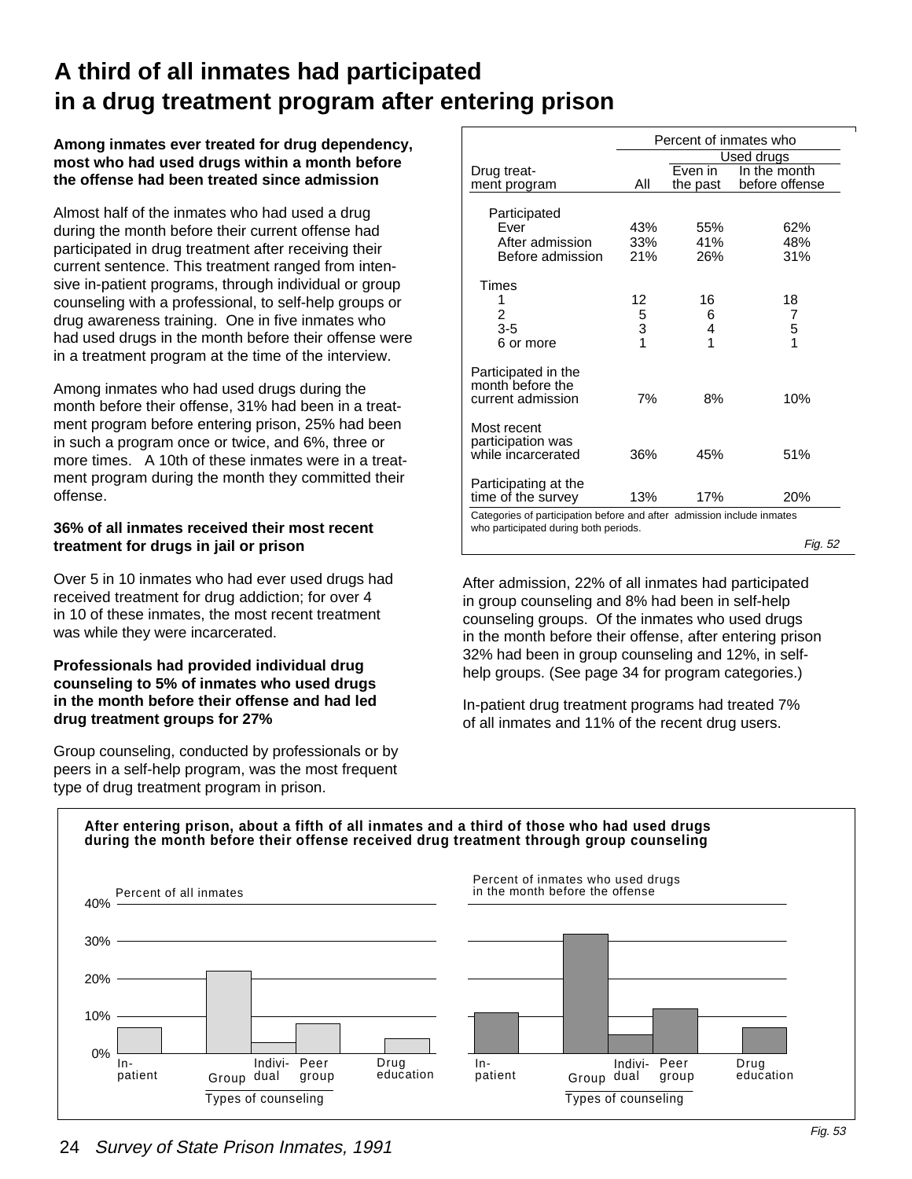# A third of all inmates had participated in a drug treatment program after entering prison

**Among inmates ever treated for drug dependency, most who had used drugs within a month before the offense had been treated since admission**

Almost half of the inmates who had used a drug during the month before their current offense had participated in drug treatment after receiving their current sentence. This treatment ranged from intensive in-patient programs, through individual or group counseling with a professional, to self-help groups or drug awareness training. One in five inmates who had used drugs in the month before their offense were in a treatment program at the time of the interview.

Among inmates who had used drugs during the month before their offense, 31% had been in a treatment program before entering prison, 25% had been in such a program once or twice, and 6%, three or more times. A 10th of these inmates were in a treatment program during the month they committed their offense.

**36% of all inmates received their most recent treatment for drugs in jail or prison**

Over 5 in 10 inmates who had ever used drugs had received treatment for drug addiction; for over 4 in 10 of these inmates, the most recent treatment was while they were incarcerated.

**Professionals had provided individual drug counseling to 5% of inmates who used drugs in the month before their offense and had led drug treatment groups for 27%**

Group counseling, conducted by professionals or by peers in a self-help program, was the most frequent type of drug treatment program in prison.

| Drug treatment program | Percent of inmates who: All | Used drugs: Even in the past | Used drugs: In the month before offense |
|---|---|---|---|
| **Participated** | | | |
| Ever | 43% | 55% | 62% |
| After admission | 33% | 41% | 48% |
| Before admission | 21% | 26% | 31% |
| **Times** | | | |
| 1 | 12 | 16 | 18 |
| 2 | 5 | 6 | 7 |
| 3-5 | 3 | 4 | 5 |
| 6 or more | 1 | 1 | 1 |
| Participated in the month before the current admission | 7% | 8% | 10% |
| Most recent participation was while incarcerated | 36% | 45% | 51% |
| Participating at the time of the survey | 13% | 17% | 20% |

Categories of participation before and after admission include inmates who participated during both periods.

*Fig. 52*

After admission, 22% of all inmates had participated in group counseling and 8% had been in self-help counseling groups. Of the inmates who used drugs in the month before their offense, after entering prison 32% had been in group counseling and 12%, in self-help groups. (See page 34 for program categories.)

In-patient drug treatment programs had treated 7% of all inmates and 11% of the recent drug users.

**After entering prison, about a fifth of all inmates and a third of those who had used drugs during the month before their offense received drug treatment through group counseling**

| Type of counseling | Percent of all inmates | Percent of inmates who used drugs in the month before the offense |
|---|---|---|
| In-patient | 7% | 11% |
| Group | 22% | 32% |
| Individual | 3% | 5% |
| Peer group | 8% | 12% |
| Drug education | 4% | 7% |

*Fig. 53*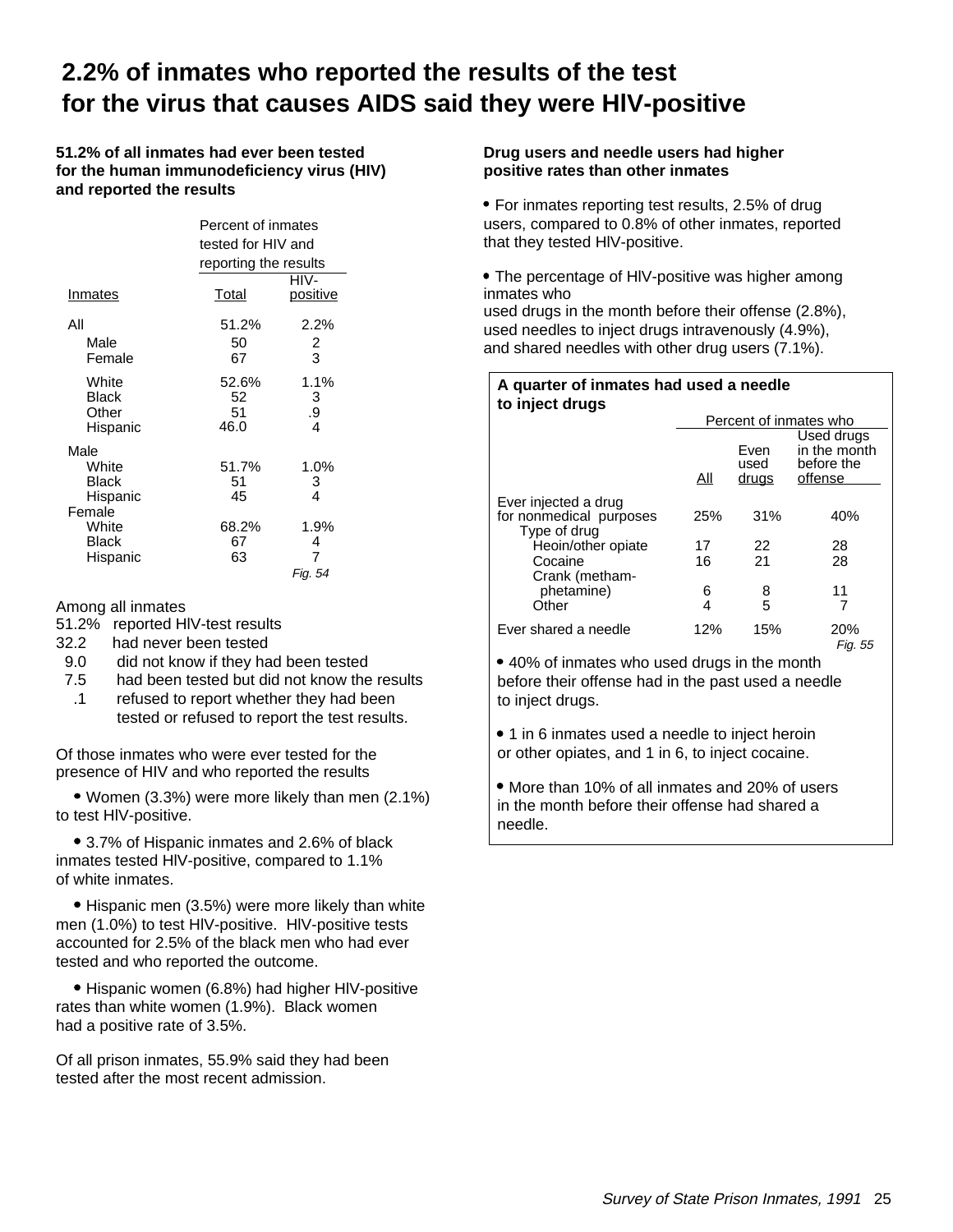# 2.2% of inmates who reported the results of the test for the virus that causes AIDS said they were HIV-positive

**51.2% of all inmates had ever been tested for the human immunodeficiency virus (HIV) and reported the results**

| Inmates | Percent of inmates tested for HIV and reporting the results — Total | HIV-positive |
|---|---|---|
| All | 51.2% | 2.2% |
| Male | 50 | 2 |
| Female | 67 | 3 |
| White | 52.6% | 1.1% |
| Black | 52 | 3 |
| Other | 51 | .9 |
| Hispanic | 46.0 | 4 |
| Male | | |
| White | 51.7% | 1.0% |
| Black | 51 | 3 |
| Hispanic | 45 | 4 |
| Female | | |
| White | 68.2% | 1.9% |
| Black | 67 | 4 |
| Hispanic | 63 | 7 |

*Fig. 54*

Among all inmates
- 51.2% reported HIV-test results
- 32.2 had never been tested
- 9.0 did not know if they had been tested
- 7.5 had been tested but did not know the results
- .1 refused to report whether they had been tested or refused to report the test results.

Of those inmates who were ever tested for the presence of HIV and who reported the results

- Women (3.3%) were more likely than men (2.1%) to test HIV-positive.
- 3.7% of Hispanic inmates and 2.6% of black inmates tested HIV-positive, compared to 1.1% of white inmates.
- Hispanic men (3.5%) were more likely than white men (1.0%) to test HIV-positive. HIV-positive tests accounted for 2.5% of the black men who had ever tested and who reported the outcome.
- Hispanic women (6.8%) had higher HIV-positive rates than white women (1.9%). Black women had a positive rate of 3.5%.

Of all prison inmates, 55.9% said they had been tested after the most recent admission.

**Drug users and needle users had higher positive rates than other inmates**

- For inmates reporting test results, 2.5% of drug users, compared to 0.8% of other inmates, reported that they tested HIV-positive.
- The percentage of HIV-positive was higher among inmates who used drugs in the month before their offense (2.8%), used needles to inject drugs intravenously (4.9%), and shared needles with other drug users (7.1%).

**A quarter of inmates had used a needle to inject drugs**

| | Percent of inmates who — All | Ever used drugs | Used drugs in the month before the offense |
|---|---|---|---|
| Ever injected a drug for nonmedical purposes | 25% | 31% | 40% |
| Type of drug | | | |
| Heoin/other opiate | 17 | 22 | 28 |
| Cocaine | 16 | 21 | 28 |
| Crank (methamphetamine) | 6 | 8 | 11 |
| Other | 4 | 5 | 7 |
| Ever shared a needle | 12% | 15% | 20% |

*Fig. 55*

- 40% of inmates who used drugs in the month before their offense had in the past used a needle to inject drugs.
- 1 in 6 inmates used a needle to inject heroin or other opiates, and 1 in 6, to inject cocaine.
- More than 10% of all inmates and 20% of users in the month before their offense had shared a needle.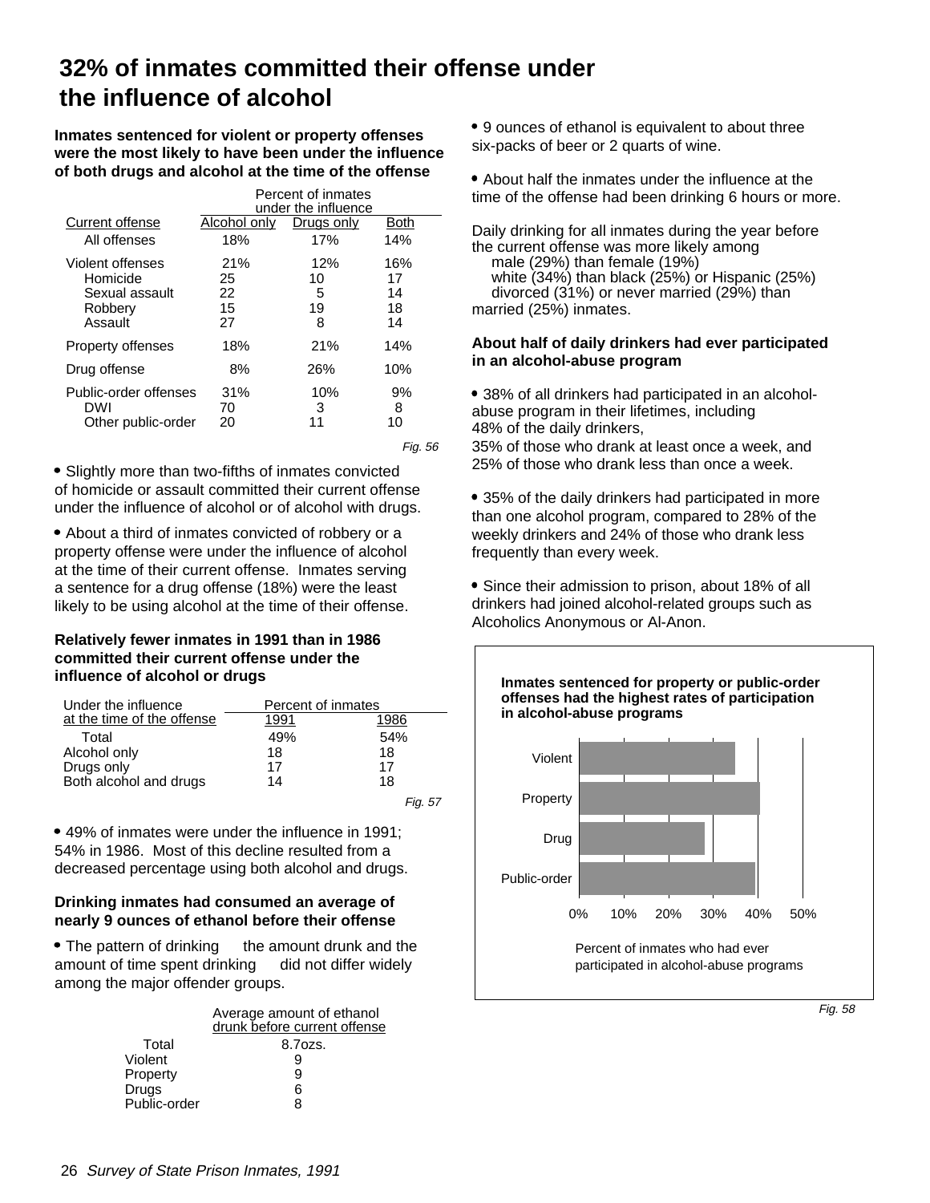# 32% of inmates committed their offense under the influence of alcohol

**Inmates sentenced for violent or property offenses were the most likely to have been under the influence of both drugs and alcohol at the time of the offense**

| | Percent of inmates under the influence | | |
|---|---|---|---|
| Current offense | Alcohol only | Drugs only | Both |
| All offenses | 18% | 17% | 14% |
| Violent offenses | 21% | 12% | 16% |
| Homicide | 25 | 10 | 17 |
| Sexual assault | 22 | 5 | 14 |
| Robbery | 15 | 19 | 18 |
| Assault | 27 | 8 | 14 |
| Property offenses | 18% | 21% | 14% |
| Drug offense | 8% | 26% | 10% |
| Public-order offenses | 31% | 10% | 9% |
| DWI | 70 | 3 | 8 |
| Other public-order | 20 | 11 | 10 |

*Fig. 56*

- Slightly more than two-fifths of inmates convicted of homicide or assault committed their current offense under the influence of alcohol or of alcohol with drugs.

- About a third of inmates convicted of robbery or a property offense were under the influence of alcohol at the time of their current offense. Inmates serving a sentence for a drug offense (18%) were the least likely to be using alcohol at the time of their offense.

**Relatively fewer inmates in 1991 than in 1986 committed their current offense under the influence of alcohol or drugs**

| Under the influence at the time of the offense | Percent of inmates | |
|---|---|---|
| | 1991 | 1986 |
| Total | 49% | 54% |
| Alcohol only | 18 | 18 |
| Drugs only | 17 | 17 |
| Both alcohol and drugs | 14 | 18 |

*Fig. 57*

- 49% of inmates were under the influence in 1991; 54% in 1986. Most of this decline resulted from a decreased percentage using both alcohol and drugs.

**Drinking inmates had consumed an average of nearly 9 ounces of ethanol before their offense**

- The pattern of drinking the amount drunk and the amount of time spent drinking did not differ widely among the major offender groups.

| | Average amount of ethanol drunk before current offense |
|---|---|
| Total | 8.7ozs. |
| Violent | 9 |
| Property | 9 |
| Drugs | 6 |
| Public-order | 8 |

- 9 ounces of ethanol is equivalent to about three six-packs of beer or 2 quarts of wine.

- About half the inmates under the influence at the time of the offense had been drinking 6 hours or more.

Daily drinking for all inmates during the year before the current offense was more likely among
male (29%) than female (19%)
white (34%) than black (25%) or Hispanic (25%)
divorced (31%) or never married (29%) than married (25%) inmates.

**About half of daily drinkers had ever participated in an alcohol-abuse program**

- 38% of all drinkers had participated in an alcohol-abuse program in their lifetimes, including
48% of the daily drinkers,
35% of those who drank at least once a week, and
25% of those who drank less than once a week.

- 35% of the daily drinkers had participated in more than one alcohol program, compared to 28% of the weekly drinkers and 24% of those who drank less frequently than every week.

- Since their admission to prison, about 18% of all drinkers had joined alcohol-related groups such as Alcoholics Anonymous or Al-Anon.

**Inmates sentenced for property or public-order offenses had the highest rates of participation in alcohol-abuse programs**

| | Percent of inmates who had ever participated in alcohol-abuse programs |
|---|---|
| Violent | ~35% |
| Property | ~40% |
| Drug | ~28% |
| Public-order | ~39% |

*Fig. 58*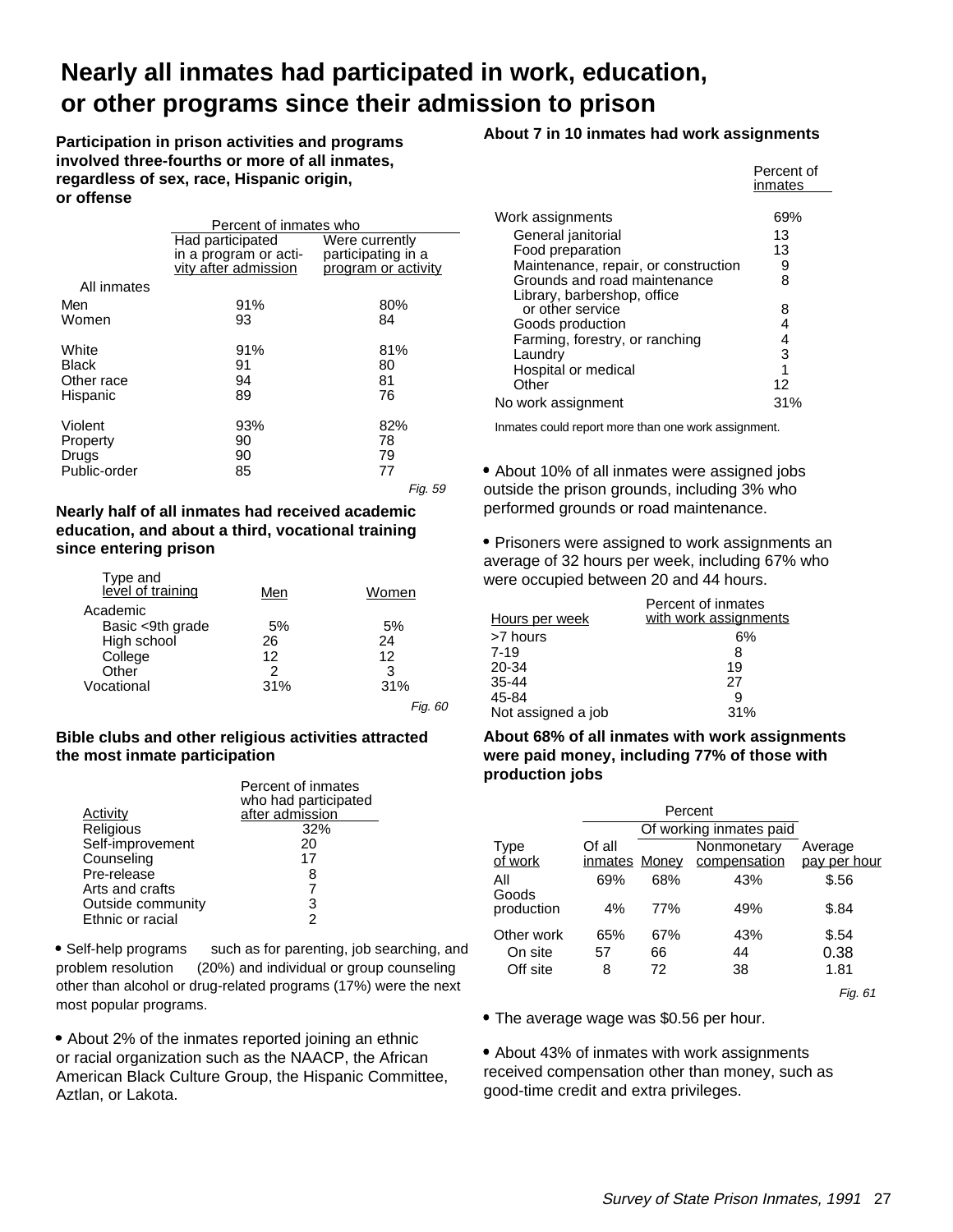# Nearly all inmates had participated in work, education, or other programs since their admission to prison

**Participation in prison activities and programs involved three-fourths or more of all inmates, regardless of sex, race, Hispanic origin, or offense**

| | Percent of inmates who | |
|---|---|---|
| | Had participated in a program or activity after admission | Were currently participating in a program or activity |
| All inmates | | |
| Men | 91% | 80% |
| Women | 93 | 84 |
| White | 91% | 81% |
| Black | 91 | 80 |
| Other race | 94 | 81 |
| Hispanic | 89 | 76 |
| Violent | 93% | 82% |
| Property | 90 | 78 |
| Drugs | 90 | 79 |
| Public-order | 85 | 77 |

*Fig. 59*

**Nearly half of all inmates had received academic education, and about a third, vocational training since entering prison**

| Type and level of training | Men | Women |
|---|---|---|
| Academic | | |
| Basic <9th grade | 5% | 5% |
| High school | 26 | 24 |
| College | 12 | 12 |
| Other | 2 | 3 |
| Vocational | 31% | 31% |

*Fig. 60*

**Bible clubs and other religious activities attracted the most inmate participation**

| Activity | Percent of inmates who had participated after admission |
|---|---|
| Religious | 32% |
| Self-improvement | 20 |
| Counseling | 17 |
| Pre-release | 8 |
| Arts and crafts | 7 |
| Outside community | 3 |
| Ethnic or racial | 2 |

- Self-help programs such as for parenting, job searching, and problem resolution (20%) and individual or group counseling other than alcohol or drug-related programs (17%) were the next most popular programs.

- About 2% of the inmates reported joining an ethnic or racial organization such as the NAACP, the African American Black Culture Group, the Hispanic Committee, Aztlan, or Lakota.

**About 7 in 10 inmates had work assignments**

| | Percent of inmates |
|---|---|
| Work assignments | 69% |
| General janitorial | 13 |
| Food preparation | 13 |
| Maintenance, repair, or construction | 9 |
| Grounds and road maintenance | 8 |
| Library, barbershop, office or other service | 8 |
| Goods production | 4 |
| Farming, forestry, or ranching | 4 |
| Laundry | 3 |
| Hospital or medical | 1 |
| Other | 12 |
| No work assignment | 31% |

Inmates could report more than one work assignment.

- About 10% of all inmates were assigned jobs outside the prison grounds, including 3% who performed grounds or road maintenance.

- Prisoners were assigned to work assignments an average of 32 hours per week, including 67% who were occupied between 20 and 44 hours.

| Hours per week | Percent of inmates with work assignments |
|---|---|
| >7 hours | 6% |
| 7-19 | 8 |
| 20-34 | 19 |
| 35-44 | 27 |
| 45-84 | 9 |
| Not assigned a job | 31% |

**About 68% of all inmates with work assignments were paid money, including 77% of those with production jobs**

| | Percent | | | |
|---|---|---|---|---|
| | | Of working inmates paid | | |
| Type of work | Of all inmates | Money | Nonmonetary compensation | Average pay per hour |
| All | 69% | 68% | 43% | $.56 |
| Goods production | 4% | 77% | 49% | $.84 |
| Other work | 65% | 67% | 43% | $.54 |
| On site | 57 | 66 | 44 | 0.38 |
| Off site | 8 | 72 | 38 | 1.81 |

*Fig. 61*

- The average wage was $0.56 per hour.

- About 43% of inmates with work assignments received compensation other than money, such as good-time credit and extra privileges.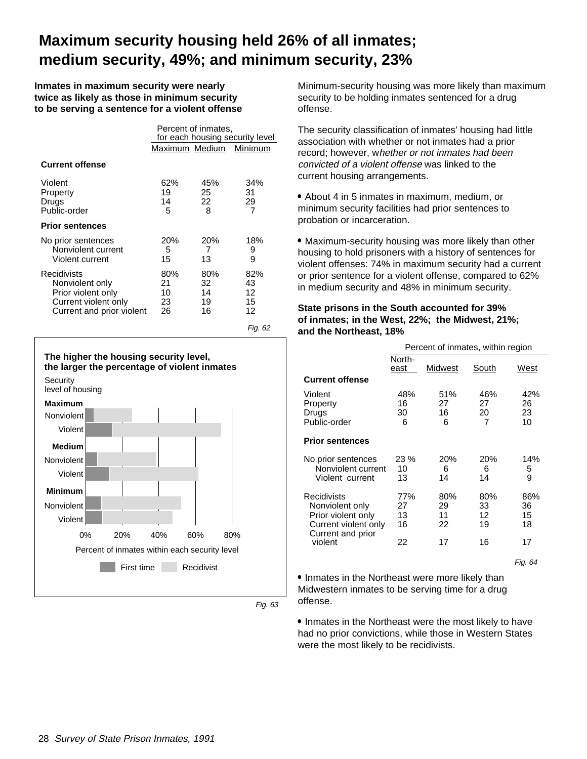# Maximum security housing held 26% of all inmates; medium security, 49%; and minimum security, 23%

**Inmates in maximum security were nearly twice as likely as those in minimum security to be serving a sentence for a violent offense**

| | Percent of inmates, for each housing security level | | |
|---|---|---|---|
| | Maximum | Medium | Minimum |
| **Current offense** | | | |
| Violent | 62% | 45% | 34% |
| Property | 19 | 25 | 31 |
| Drugs | 14 | 22 | 29 |
| Public-order | 5 | 8 | 7 |
| **Prior sentences** | | | |
| No prior sentences | 20% | 20% | 18% |
| Nonviolent current | 5 | 7 | 9 |
| Violent current | 15 | 13 | 9 |
| Recidivists | 80% | 80% | 82% |
| Nonviolent only | 21 | 32 | 43 |
| Prior violent only | 10 | 14 | 12 |
| Current violent only | 23 | 19 | 15 |
| Current and prior violent | 26 | 16 | 12 |

*Fig. 62*

**The higher the housing security level, the larger the percentage of violent inmates**

Security level of housing: Maximum (Nonviolent, Violent); Medium (Nonviolent, Violent); Minimum (Nonviolent, Violent)

Percent of inmates within each security level (0%, 20%, 40%, 60%, 80%)

First time / Recidivist

*Fig. 63*

Minimum-security housing was more likely than maximum security to be holding inmates sentenced for a drug offense.

The security classification of inmates' housing had little association with whether or not inmates had a prior record; however, *whether or not inmates had been convicted of a violent offense* was linked to the current housing arrangements.

- About 4 in 5 inmates in maximum, medium, or minimum security facilities had prior sentences to probation or incarceration.

- Maximum-security housing was more likely than other housing to hold prisoners with a history of sentences for violent offenses: 74% in maximum security had a current or prior sentence for a violent offense, compared to 62% in medium security and 48% in minimum security.

**State prisons in the South accounted for 39% of inmates; in the West, 22%; the Midwest, 21%; and the Northeast, 18%**

| | Percent of inmates, within region | | | |
|---|---|---|---|---|
| | Northeast | Midwest | South | West |
| **Current offense** | | | | |
| Violent | 48% | 51% | 46% | 42% |
| Property | 16 | 27 | 27 | 26 |
| Drugs | 30 | 16 | 20 | 23 |
| Public-order | 6 | 6 | 7 | 10 |
| **Prior sentences** | | | | |
| No prior sentences | 23 % | 20% | 20% | 14% |
| Nonviolent current | 10 | 6 | 6 | 5 |
| Violent current | 13 | 14 | 14 | 9 |
| Recidivists | 77% | 80% | 80% | 86% |
| Nonviolent only | 27 | 29 | 33 | 36 |
| Prior violent only | 13 | 11 | 12 | 15 |
| Current violent only | 16 | 22 | 19 | 18 |
| Current and prior violent | 22 | 17 | 16 | 17 |

*Fig. 64*

- Inmates in the Northeast were more likely than Midwestern inmates to be serving time for a drug offense.

- Inmates in the Northeast were the most likely to have had no prior convictions, while those in Western States were the most likely to be recidivists.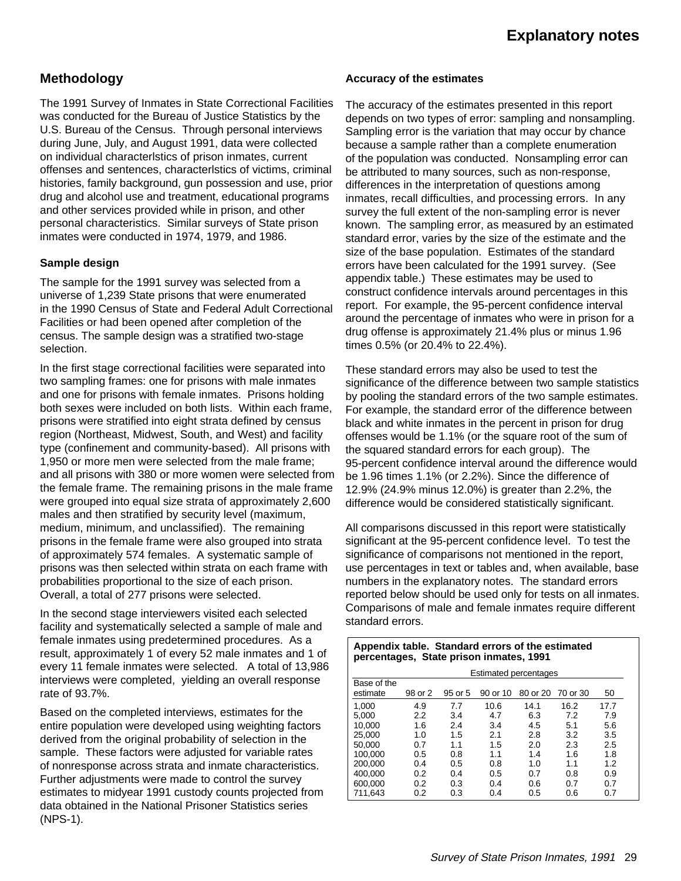# Explanatory notes

## Methodology

The 1991 Survey of Inmates in State Correctional Facilities was conducted for the Bureau of Justice Statistics by the U.S. Bureau of the Census. Through personal interviews during June, July, and August 1991, data were collected on individual characterlstics of prison inmates, current offenses and sentences, characterlstics of victims, criminal histories, family background, gun possession and use, prior drug and alcohol use and treatment, educational programs and other services provided while in prison, and other personal characteristics. Similar surveys of State prison inmates were conducted in 1974, 1979, and 1986.

### Sample design

The sample for the 1991 survey was selected from a universe of 1,239 State prisons that were enumerated in the 1990 Census of State and Federal Adult Correctional Facilities or had been opened after completion of the census. The sample design was a stratified two-stage selection.

In the first stage correctional facilities were separated into two sampling frames: one for prisons with male inmates and one for prisons with female inmates. Prisons holding both sexes were included on both lists. Within each frame, prisons were stratified into eight strata defined by census region (Northeast, Midwest, South, and West) and facility type (confinement and community-based). All prisons with 1,950 or more men were selected from the male frame; and all prisons with 380 or more women were selected from the female frame. The remaining prisons in the male frame were grouped into equal size strata of approximately 2,600 males and then stratified by security level (maximum, medium, minimum, and unclassified). The remaining prisons in the female frame were also grouped into strata of approximately 574 females. A systematic sample of prisons was then selected within strata on each frame with probabilities proportional to the size of each prison. Overall, a total of 277 prisons were selected.

In the second stage interviewers visited each selected facility and systematically selected a sample of male and female inmates using predetermined procedures. As a result, approximately 1 of every 52 male inmates and 1 of every 11 female inmates were selected. A total of 13,986 interviews were completed, yielding an overall response rate of 93.7%.

Based on the completed interviews, estimates for the entire population were developed using weighting factors derived from the original probability of selection in the sample. These factors were adjusted for variable rates of nonresponse across strata and inmate characteristics. Further adjustments were made to control the survey estimates to midyear 1991 custody counts projected from data obtained in the National Prisoner Statistics series (NPS-1).

### Accuracy of the estimates

The accuracy of the estimates presented in this report depends on two types of error: sampling and nonsampling. Sampling error is the variation that may occur by chance because a sample rather than a complete enumeration of the population was conducted. Nonsampling error can be attributed to many sources, such as non-response, differences in the interpretation of questions among inmates, recall difficulties, and processing errors. In any survey the full extent of the non-sampling error is never known. The sampling error, as measured by an estimated standard error, varies by the size of the estimate and the size of the base population. Estimates of the standard errors have been calculated for the 1991 survey. (See appendix table.) These estimates may be used to construct confidence intervals around percentages in this report. For example, the 95-percent confidence interval around the percentage of inmates who were in prison for a drug offense is approximately 21.4% plus or minus 1.96 times 0.5% (or 20.4% to 22.4%).

These standard errors may also be used to test the significance of the difference between two sample statistics by pooling the standard errors of the two sample estimates. For example, the standard error of the difference between black and white inmates in the percent in prison for drug offenses would be 1.1% (or the square root of the sum of the squared standard errors for each group). The 95-percent confidence interval around the difference would be 1.96 times 1.1% (or 2.2%). Since the difference of 12.9% (24.9% minus 12.0%) is greater than 2.2%, the difference would be considered statistically significant.

All comparisons discussed in this report were statistically significant at the 95-percent confidence level. To test the significance of comparisons not mentioned in the report, use percentages in text or tables and, when available, base numbers in the explanatory notes. The standard errors reported below should be used only for tests on all inmates. Comparisons of male and female inmates require different standard errors.

**Appendix table. Standard errors of the estimated percentages, State prison inmates, 1991**

| Base of the estimate | Estimated percentages | | | | | |
|---|---|---|---|---|---|---|
| | 98 or 2 | 95 or 5 | 90 or 10 | 80 or 20 | 70 or 30 | 50 |
| 1,000 | 4.9 | 7.7 | 10.6 | 14.1 | 16.2 | 17.7 |
| 5,000 | 2.2 | 3.4 | 4.7 | 6.3 | 7.2 | 7.9 |
| 10,000 | 1.6 | 2.4 | 3.4 | 4.5 | 5.1 | 5.6 |
| 25,000 | 1.0 | 1.5 | 2.1 | 2.8 | 3.2 | 3.5 |
| 50,000 | 0.7 | 1.1 | 1.5 | 2.0 | 2.3 | 2.5 |
| 100,000 | 0.5 | 0.8 | 1.1 | 1.4 | 1.6 | 1.8 |
| 200,000 | 0.4 | 0.5 | 0.8 | 1.0 | 1.1 | 1.2 |
| 400,000 | 0.2 | 0.4 | 0.5 | 0.7 | 0.8 | 0.9 |
| 600,000 | 0.2 | 0.3 | 0.4 | 0.6 | 0.7 | 0.7 |
| 711,643 | 0.2 | 0.3 | 0.4 | 0.5 | 0.6 | 0.7 |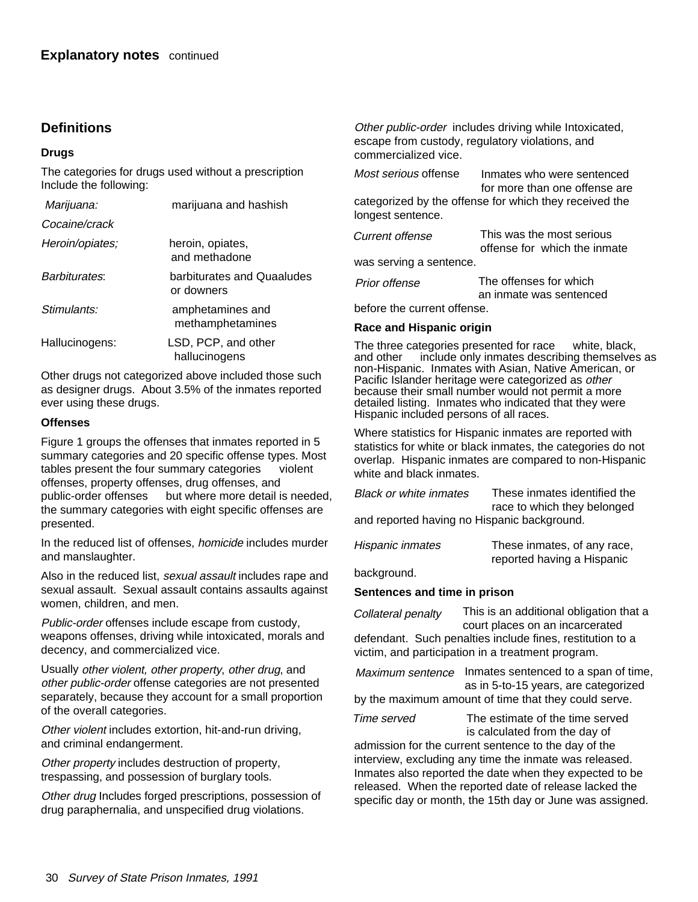## Explanatory notes continued

## Definitions

### Drugs

The categories for drugs used without a prescription Include the following:

| | |
|---|---|
| *Marijuana:* | marijuana and hashish |
| *Cocaine/crack* | |
| *Heroin/opiates;* | heroin, opiates, and methadone |
| *Barbiturates*: | barbiturates and Quaaludes or downers |
| *Stimulants:* | amphetamines and methamphetamines |
| Hallucinogens: | LSD, PCP, and other hallucinogens |

Other drugs not categorized above included those such as designer drugs. About 3.5% of the inmates reported ever using these drugs.

### Offenses

Figure 1 groups the offenses that inmates reported in 5 summary categories and 20 specific offense types. Most tables present the four summary categories violent offenses, property offenses, drug offenses, and public-order offenses but where more detail is needed, the summary categories with eight specific offenses are presented.

In the reduced list of offenses, *homicide* includes murder and manslaughter.

Also in the reduced list, *sexual assault* includes rape and sexual assault. Sexual assault contains assaults against women, children, and men.

*Public-order* offenses include escape from custody, weapons offenses, driving while intoxicated, morals and decency, and commercialized vice.

Usually *other violent, other property*, *other drug*, and *other public-order* offense categories are not presented separately, because they account for a small proportion of the overall categories.

*Other violent* includes extortion, hit-and-run driving, and criminal endangerment.

*Other property* includes destruction of property, trespassing, and possession of burglary tools.

*Other drug* Includes forged prescriptions, possession of drug paraphernalia, and unspecified drug violations.

*Other public-order* includes driving while Intoxicated, escape from custody, regulatory violations, and commercialized vice.

*Most serious* offense Inmates who were sentenced for more than one offense are categorized by the offense for which they received the longest sentence.

*Current offense* This was the most serious offense for which the inmate was serving a sentence.

*Prior offense* The offenses for which an inmate was sentenced before the current offense.

### Race and Hispanic origin

The three categories presented for race white, black, and other include only inmates describing themselves as non-Hispanic. Inmates with Asian, Native American, or Pacific Islander heritage were categorized as *other* because their small number would not permit a more detailed listing. Inmates who indicated that they were Hispanic included persons of all races.

Where statistics for Hispanic inmates are reported with statistics for white or black inmates, the categories do not overlap. Hispanic inmates are compared to non-Hispanic white and black inmates.

*Black or white inmates* These inmates identified the race to which they belonged and reported having no Hispanic background.

*Hispanic inmates* These inmates, of any race, reported having a Hispanic background.

### Sentences and time in prison

*Collateral penalty* This is an additional obligation that a court places on an incarcerated defendant. Such penalties include fines, restitution to a victim, and participation in a treatment program.

*Maximum sentence* Inmates sentenced to a span of time, as in 5-to-15 years, are categorized by the maximum amount of time that they could serve.

*Time served* The estimate of the time served is calculated from the day of admission for the current sentence to the day of the interview, excluding any time the inmate was released. Inmates also reported the date when they expected to be released. When the reported date of release lacked the specific day or month, the 15th day or June was assigned.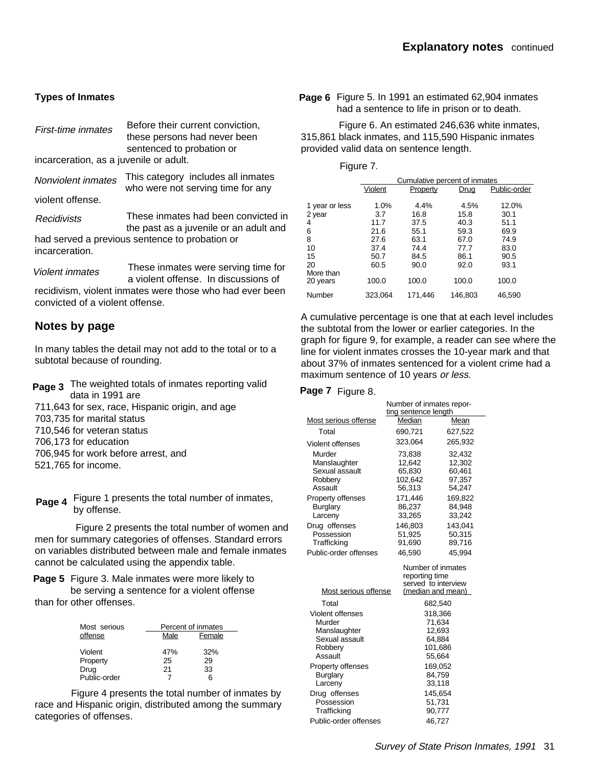## Explanatory notes continued

### Types of Inmates

*First-time inmates* Before their current conviction, these persons had never been sentenced to probation or incarceration, as a juvenile or adult.

*Nonviolent inmates* This category includes all inmates who were not serving time for any violent offense.

*Recidivists* These inmates had been convicted in the past as a juvenile or an adult and had served a previous sentence to probation or incarceration.

*Violent inmates* These inmates were serving time for a violent offense. In discussions of recidivism, violent inmates were those who had ever been convicted of a violent offense.

### Notes by page

In many tables the detail may not add to the total or to a subtotal because of rounding.

**Page 3** The weighted totals of inmates reporting valid data in 1991 are
711,643 for sex, race, Hispanic origin, and age
703,735 for marital status
710,546 for veteran status
706,173 for education
706,945 for work before arrest, and
521,765 for income.

**Page 4** Figure 1 presents the total number of inmates, by offense.

Figure 2 presents the total number of women and men for summary categories of offenses. Standard errors on variables distributed between male and female inmates cannot be calculated using the appendix table.

**Page 5** Figure 3. Male inmates were more likely to be serving a sentence for a violent offense than for other offenses.

| Most serious offense | Percent of inmates | |
|---|---|---|
| | Male | Female |
| Violent | 47% | 32% |
| Property | 25 | 29 |
| Drug | 21 | 33 |
| Public-order | 7 | 6 |

Figure 4 presents the total number of inmates by race and Hispanic origin, distributed among the summary categories of offenses.

**Page 6** Figure 5. In 1991 an estimated 62,904 inmates had a sentence to life in prison or to death.

Figure 6. An estimated 246,636 white inmates, 315,861 black inmates, and 115,590 Hispanic inmates provided valid data on sentence length.

Figure 7.

| | Cumulative percent of inmates | | | |
|---|---|---|---|---|
| | Violent | Property | Drug | Public-order |
| 1 year or less | 1.0% | 4.4% | 4.5% | 12.0% |
| 2 year | 3.7 | 16.8 | 15.8 | 30.1 |
| 4 | 11.7 | 37.5 | 40.3 | 51.1 |
| 6 | 21.6 | 55.1 | 59.3 | 69.9 |
| 8 | 27.6 | 63.1 | 67.0 | 74.9 |
| 10 | 37.4 | 74.4 | 77.7 | 83.0 |
| 15 | 50.7 | 84.5 | 86.1 | 90.5 |
| 20 | 60.5 | 90.0 | 92.0 | 93.1 |
| More than 20 years | 100.0 | 100.0 | 100.0 | 100.0 |
| Number | 323,064 | 171,446 | 146,803 | 46,590 |

A cumulative percentage is one that at each level includes the subtotal from the lower or earlier categories. In the graph for figure 9, for example, a reader can see where the line for violent inmates crosses the 10-year mark and that about 37% of inmates sentenced for a violent crime had a maximum sentence of 10 years *or less*.

**Page 7** Figure 8.

| Most serious offense | Number of inmates reporting sentence length | |
|---|---|---|
| | Median | Mean |
| Total | 690,721 | 627,522 |
| Violent offenses | 323,064 | 265,932 |
| Murder | 73,838 | 32,432 |
| Manslaughter | 12,642 | 12,302 |
| Sexual assault | 65,830 | 60,461 |
| Robbery | 102,642 | 97,357 |
| Assault | 56,313 | 54,247 |
| Property offenses | 171,446 | 169,822 |
| Burglary | 86,237 | 84,948 |
| Larceny | 33,265 | 33,242 |
| Drug offenses | 146,803 | 143,041 |
| Possession | 51,925 | 50,315 |
| Trafficking | 91,690 | 89,716 |
| Public-order offenses | 46,590 | 45,994 |

| Most serious offense | Number of inmates reporting time served to interview (median and mean) |
|---|---|
| Total | 682,540 |
| Violent offenses | 318,366 |
| Murder | 71,634 |
| Manslaughter | 12,693 |
| Sexual assault | 64,884 |
| Robbery | 101,686 |
| Assault | 55,664 |
| Property offenses | 169,052 |
| Burglary | 84,759 |
| Larceny | 33,118 |
| Drug offenses | 145,654 |
| Possession | 51,731 |
| Trafficking | 90,777 |
| Public-order offenses | 46,727 |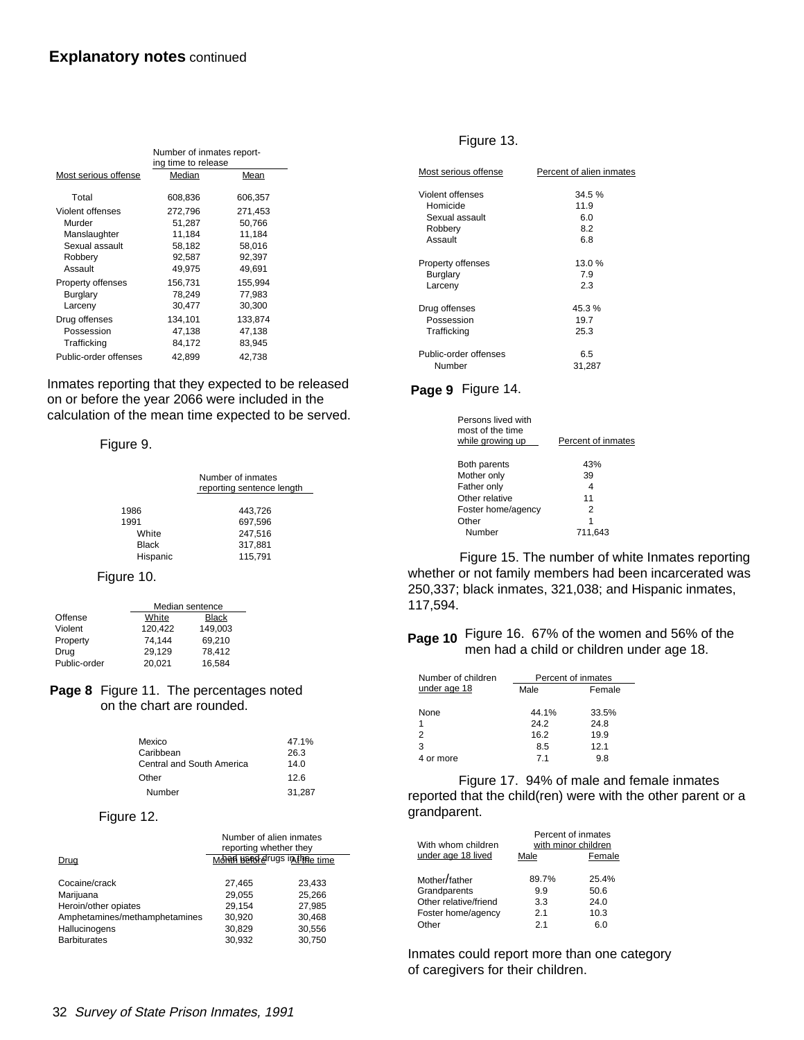## Explanatory notes continued

| Most serious offense | Number of inmates reporting time to release | |
|---|---|---|
| | Median | Mean |
| Total | 608,836 | 606,357 |
| Violent offenses | 272,796 | 271,453 |
| Murder | 51,287 | 50,766 |
| Manslaughter | 11,184 | 11,184 |
| Sexual assault | 58,182 | 58,016 |
| Robbery | 92,587 | 92,397 |
| Assault | 49,975 | 49,691 |
| Property offenses | 156,731 | 155,994 |
| Burglary | 78,249 | 77,983 |
| Larceny | 30,477 | 30,300 |
| Drug offenses | 134,101 | 133,874 |
| Possession | 47,138 | 47,138 |
| Trafficking | 84,172 | 83,945 |
| Public-order offenses | 42,899 | 42,738 |

Inmates reporting that they expected to be released on or before the year 2066 were included in the calculation of the mean time expected to be served.

Figure 9.

| | Number of inmates reporting sentence length |
|---|---|
| 1986 | 443,726 |
| 1991 | 697,596 |
| White | 247,516 |
| Black | 317,881 |
| Hispanic | 115,791 |

Figure 10.

| Offense | Median sentence | |
|---|---|---|
| | White | Black |
| Violent | 120,422 | 149,003 |
| Property | 74,144 | 69,210 |
| Drug | 29,129 | 78,412 |
| Public-order | 20,021 | 16,584 |

**Page 8** Figure 11. The percentages noted on the chart are rounded.

| | |
|---|---|
| Mexico | 47.1% |
| Caribbean | 26.3 |
| Central and South America | 14.0 |
| Other | 12.6 |
| Number | 31,287 |

Figure 12.

| Drug | Number of alien inmates reporting whether they had used drugs in the | |
|---|---|---|
| | Month before | At the time |
| Cocaine/crack | 27,465 | 23,433 |
| Marijuana | 29,055 | 25,266 |
| Heroin/other opiates | 29,154 | 27,985 |
| Amphetamines/methamphetamines | 30,920 | 30,468 |
| Hallucinogens | 30,829 | 30,556 |
| Barbiturates | 30,932 | 30,750 |

Figure 13.

| Most serious offense | Percent of alien inmates |
|---|---|
| Violent offenses | 34.5 % |
| Homicide | 11.9 |
| Sexual assault | 6.0 |
| Robbery | 8.2 |
| Assault | 6.8 |
| Property offenses | 13.0 % |
| Burglary | 7.9 |
| Larceny | 2.3 |
| Drug offenses | 45.3 % |
| Possession | 19.7 |
| Trafficking | 25.3 |
| Public-order offenses | 6.5 |
| Number | 31,287 |

**Page 9** Figure 14.

| Persons lived with most of the time while growing up | Percent of inmates |
|---|---|
| Both parents | 43% |
| Mother only | 39 |
| Father only | 4 |
| Other relative | 11 |
| Foster home/agency | 2 |
| Other | 1 |
| Number | 711,643 |

Figure 15. The number of white Inmates reporting whether or not family members had been incarcerated was 250,337; black inmates, 321,038; and Hispanic inmates, 117,594.

**Page 10** Figure 16. 67% of the women and 56% of the men had a child or children under age 18.

| Number of children under age 18 | Percent of inmates | |
|---|---|---|
| | Male | Female |
| None | 44.1% | 33.5% |
| 1 | 24.2 | 24.8 |
| 2 | 16.2 | 19.9 |
| 3 | 8.5 | 12.1 |
| 4 or more | 7.1 | 9.8 |

Figure 17. 94% of male and female inmates reported that the child(ren) were with the other parent or a grandparent.

| With whom children under age 18 lived | Percent of inmates with minor children | |
|---|---|---|
| | Male | Female |
| Mother/father | 89.7% | 25.4% |
| Grandparents | 9.9 | 50.6 |
| Other relative/friend | 3.3 | 24.0 |
| Foster home/agency | 2.1 | 10.3 |
| Other | 2.1 | 6.0 |

Inmates could report more than one category of caregivers for their children.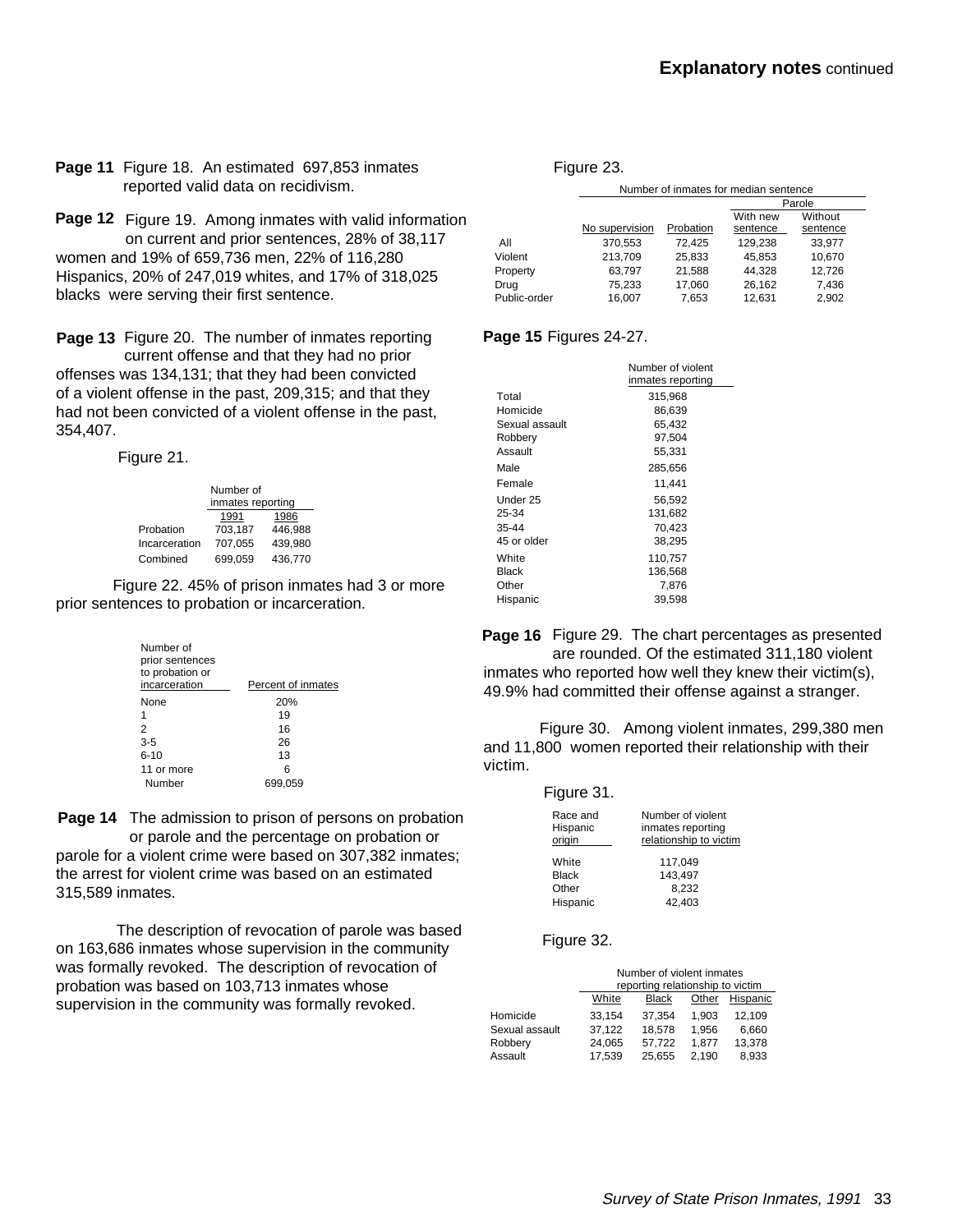## Explanatory notes continued

**Page 11** Figure 18. An estimated 697,853 inmates reported valid data on recidivism.

**Page 12** Figure 19. Among inmates with valid information on current and prior sentences, 28% of 38,117 women and 19% of 659,736 men, 22% of 116,280 Hispanics, 20% of 247,019 whites, and 17% of 318,025 blacks were serving their first sentence.

**Page 13** Figure 20. The number of inmates reporting current offense and that they had no prior offenses was 134,131; that they had been convicted of a violent offense in the past, 209,315; and that they had not been convicted of a violent offense in the past, 354,407.

Figure 21.

| | Number of inmates reporting | |
|---|---|---|
| | 1991 | 1986 |
| Probation | 703,187 | 446,988 |
| Incarceration | 707,055 | 439,980 |
| Combined | 699,059 | 436,770 |

Figure 22. 45% of prison inmates had 3 or more prior sentences to probation or incarceration.

| Number of prior sentences to probation or incarceration | Percent of inmates |
|---|---|
| None | 20% |
| 1 | 19 |
| 2 | 16 |
| 3-5 | 26 |
| 6-10 | 13 |
| 11 or more | 6 |
| Number | 699,059 |

**Page 14** The admission to prison of persons on probation or parole and the percentage on probation or parole for a violent crime were based on 307,382 inmates; the arrest for violent crime was based on an estimated 315,589 inmates.

The description of revocation of parole was based on 163,686 inmates whose supervision in the community was formally revoked. The description of revocation of probation was based on 103,713 inmates whose supervision in the community was formally revoked.

Figure 23.

| | Number of inmates for median sentence | | | |
|---|---|---|---|---|
| | | | Parole | |
| | No supervision | Probation | With new sentence | Without sentence |
| All | 370,553 | 72,425 | 129,238 | 33,977 |
| Violent | 213,709 | 25,833 | 45,853 | 10,670 |
| Property | 63,797 | 21,588 | 44,328 | 12,726 |
| Drug | 75,233 | 17,060 | 26,162 | 7,436 |
| Public-order | 16,007 | 7,653 | 12,631 | 2,902 |

**Page 15** Figures 24-27.

| | Number of violent inmates reporting |
|---|---|
| Total | 315,968 |
| Homicide | 86,639 |
| Sexual assault | 65,432 |
| Robbery | 97,504 |
| Assault | 55,331 |
| Male | 285,656 |
| Female | 11,441 |
| Under 25 | 56,592 |
| 25-34 | 131,682 |
| 35-44 | 70,423 |
| 45 or older | 38,295 |
| White | 110,757 |
| Black | 136,568 |
| Other | 7,876 |
| Hispanic | 39,598 |

**Page 16** Figure 29. The chart percentages as presented are rounded. Of the estimated 311,180 violent inmates who reported how well they knew their victim(s), 49.9% had committed their offense against a stranger.

Figure 30. Among violent inmates, 299,380 men and 11,800 women reported their relationship with their victim.

Figure 31.

| Race and Hispanic origin | Number of violent inmates reporting relationship to victim |
|---|---|
| White | 117,049 |
| Black | 143,497 |
| Other | 8,232 |
| Hispanic | 42,403 |

Figure 32.

| | Number of violent inmates reporting relationship to victim | | | |
|---|---|---|---|---|
| | White | Black | Other | Hispanic |
| Homicide | 33,154 | 37,354 | 1,903 | 12,109 |
| Sexual assault | 37,122 | 18,578 | 1,956 | 6,660 |
| Robbery | 24,065 | 57,722 | 1,877 | 13,378 |
| Assault | 17,539 | 25,655 | 2,190 | 8,933 |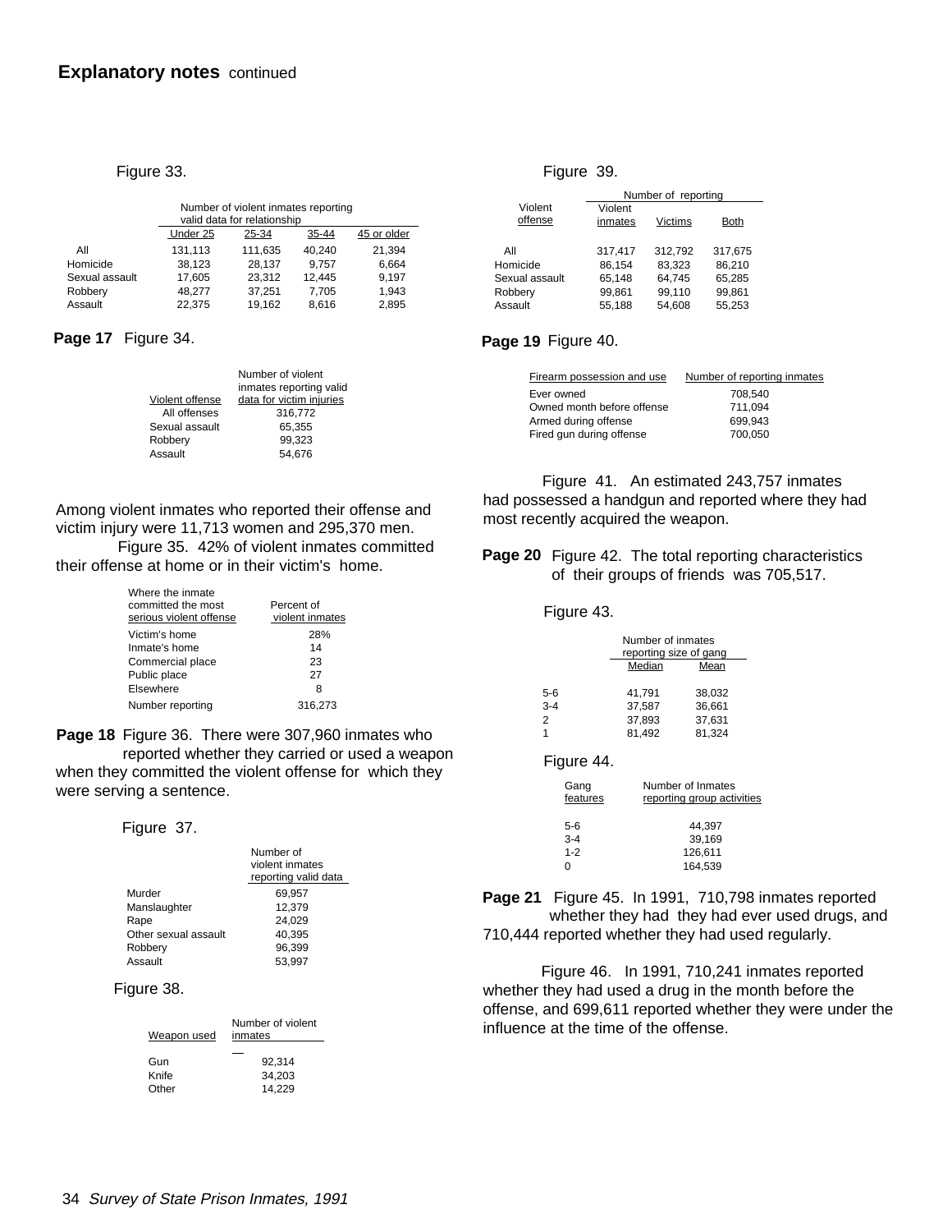## Explanatory notes continued

Figure 33.

| | Number of violent inmates reporting valid data for relationship | | | |
|---|---|---|---|---|
| | Under 25 | 25-34 | 35-44 | 45 or older |
| All | 131,113 | 111,635 | 40,240 | 21,394 |
| Homicide | 38,123 | 28,137 | 9,757 | 6,664 |
| Sexual assault | 17,605 | 23,312 | 12,445 | 9,197 |
| Robbery | 48,277 | 37,251 | 7,705 | 1,943 |
| Assault | 22,375 | 19,162 | 8,616 | 2,895 |

**Page 17** Figure 34.

| Violent offense | Number of violent inmates reporting valid data for victim injuries |
|---|---|
| All offenses | 316,772 |
| Sexual assault | 65,355 |
| Robbery | 99,323 |
| Assault | 54,676 |

Among violent inmates who reported their offense and victim injury were 11,713 women and 295,370 men.

Figure 35. 42% of violent inmates committed their offense at home or in their victim's home.

| Where the inmate committed the most serious violent offense | Percent of violent inmates |
|---|---|
| Victim's home | 28% |
| Inmate's home | 14 |
| Commercial place | 23 |
| Public place | 27 |
| Elsewhere | 8 |
| Number reporting | 316,273 |

**Page 18** Figure 36. There were 307,960 inmates who reported whether they carried or used a weapon when they committed the violent offense for which they were serving a sentence.

Figure 37.

| | Number of violent inmates reporting valid data |
|---|---|
| Murder | 69,957 |
| Manslaughter | 12,379 |
| Rape | 24,029 |
| Other sexual assault | 40,395 |
| Robbery | 96,399 |
| Assault | 53,997 |

Figure 38.

| Weapon used | Number of violent inmates |
|---|---|
| Gun | 92,314 |
| Knife | 34,203 |
| Other | 14,229 |

Figure 39.

| Violent offense | Number of reporting | | |
|---|---|---|---|
| | Violent inmates | Victims | Both |
| All | 317,417 | 312,792 | 317,675 |
| Homicide | 86,154 | 83,323 | 86,210 |
| Sexual assault | 65,148 | 64,745 | 65,285 |
| Robbery | 99,861 | 99,110 | 99,861 |
| Assault | 55,188 | 54,608 | 55,253 |

**Page 19** Figure 40.

| Firearm possession and use | Number of reporting inmates |
|---|---|
| Ever owned | 708,540 |
| Owned month before offense | 711,094 |
| Armed during offense | 699,943 |
| Fired gun during offense | 700,050 |

Figure 41. An estimated 243,757 inmates had possessed a handgun and reported where they had most recently acquired the weapon.

**Page 20** Figure 42. The total reporting characteristics of their groups of friends was 705,517.

Figure 43.

| | Number of inmates reporting size of gang | |
|---|---|---|
| | Median | Mean |
| 5-6 | 41,791 | 38,032 |
| 3-4 | 37,587 | 36,661 |
| 2 | 37,893 | 37,631 |
| 1 | 81,492 | 81,324 |

Figure 44.

| Gang features | Number of Inmates reporting group activities |
|---|---|
| 5-6 | 44,397 |
| 3-4 | 39,169 |
| 1-2 | 126,611 |
| 0 | 164,539 |

**Page 21** Figure 45. In 1991, 710,798 inmates reported whether they had they had ever used drugs, and 710,444 reported whether they had used regularly.

Figure 46. In 1991, 710,241 inmates reported whether they had used a drug in the month before the offense, and 699,611 reported whether they were under the influence at the time of the offense.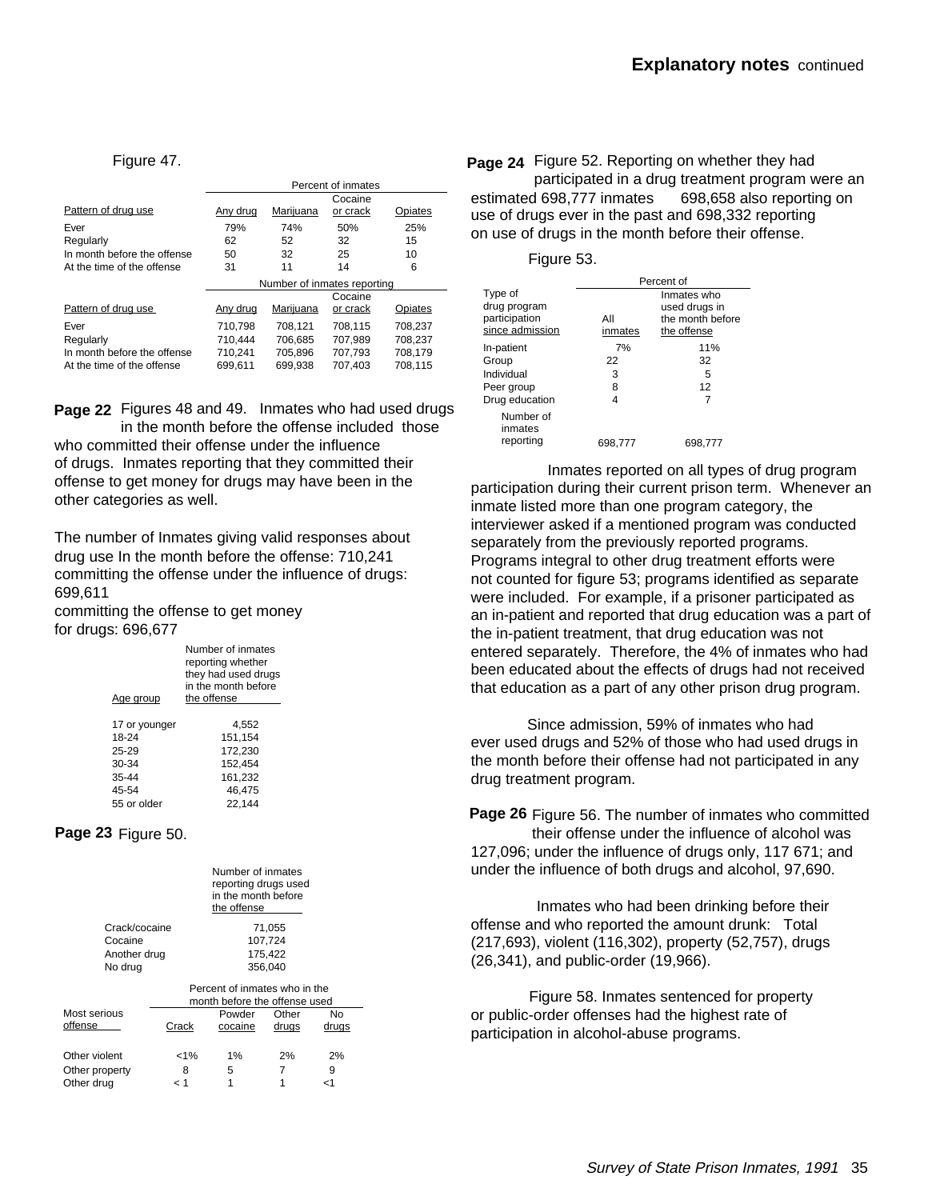## Explanatory notes continued

Figure 47.

| Pattern of drug use | Any drug | Marijuana | Cocaine or crack | Opiates |
|---|---|---|---|---|
| | Percent of inmates | | | |
| Ever | 79% | 74% | 50% | 25% |
| Regularly | 62 | 52 | 32 | 15 |
| In month before the offense | 50 | 32 | 25 | 10 |
| At the time of the offense | 31 | 11 | 14 | 6 |
| | Number of inmates reporting | | | |
| Ever | 710,798 | 708,121 | 708,115 | 708,237 |
| Regularly | 710,444 | 706,685 | 707,989 | 708,237 |
| In month before the offense | 710,241 | 705,896 | 707,793 | 708,179 |
| At the time of the offense | 699,611 | 699,938 | 707,403 | 708,115 |

**Page 22** Figures 48 and 49. Inmates who had used drugs in the month before the offense included those who committed their offense under the influence of drugs. Inmates reporting that they committed their offense to get money for drugs may have been in the other categories as well.

The number of Inmates giving valid responses about drug use In the month before the offense: 710,241
committing the offense under the influence of drugs: 699,611
committing the offense to get money for drugs: 696,677

| Age group | Number of inmates reporting whether they had used drugs in the month before the offense |
|---|---|
| 17 or younger | 4,552 |
| 18-24 | 151,154 |
| 25-29 | 172,230 |
| 30-34 | 152,454 |
| 35-44 | 161,232 |
| 45-54 | 46,475 |
| 55 or older | 22,144 |

**Page 23** Figure 50.

| | Number of inmates reporting drugs used in the month before the offense |
|---|---|
| Crack/cocaine | 71,055 |
| Cocaine | 107,724 |
| Another drug | 175,422 |
| No drug | 356,040 |

| Most serious offense | Crack | Powder cocaine | Other drugs | No drugs |
|---|---|---|---|---|
| | Percent of inmates who in the month before the offense used | | | |
| Other violent | <1% | 1% | 2% | 2% |
| Other property | 8 | 5 | 7 | 9 |
| Other drug | < 1 | 1 | 1 | <1 |

**Page 24** Figure 52. Reporting on whether they had participated in a drug treatment program were an estimated 698,777 inmates 698,658 also reporting on use of drugs ever in the past and 698,332 reporting on use of drugs in the month before their offense.

Figure 53.

| Type of drug program participation since admission | All inmates | Inmates who used drugs in the month before the offense |
|---|---|---|
| | Percent of | |
| In-patient | 7% | 11% |
| Group | 22 | 32 |
| Individual | 3 | 5 |
| Peer group | 8 | 12 |
| Drug education | 4 | 7 |
| Number of inmates reporting | 698,777 | 698,777 |

Inmates reported on all types of drug program participation during their current prison term. Whenever an inmate listed more than one program category, the interviewer asked if a mentioned program was conducted separately from the previously reported programs. Programs integral to other drug treatment efforts were not counted for figure 53; programs identified as separate were included. For example, if a prisoner participated as an in-patient and reported that drug education was a part of the in-patient treatment, that drug education was not entered separately. Therefore, the 4% of inmates who had been educated about the effects of drugs had not received that education as a part of any other prison drug program.

Since admission, 59% of inmates who had ever used drugs and 52% of those who had used drugs in the month before their offense had not participated in any drug treatment program.

**Page 26** Figure 56. The number of inmates who committed their offense under the influence of alcohol was 127,096; under the influence of drugs only, 117 671; and under the influence of both drugs and alcohol, 97,690.

Inmates who had been drinking before their offense and who reported the amount drunk: Total (217,693), violent (116,302), property (52,757), drugs (26,341), and public-order (19,966).

Figure 58. Inmates sentenced for property or public-order offenses had the highest rate of participation in alcohol-abuse programs.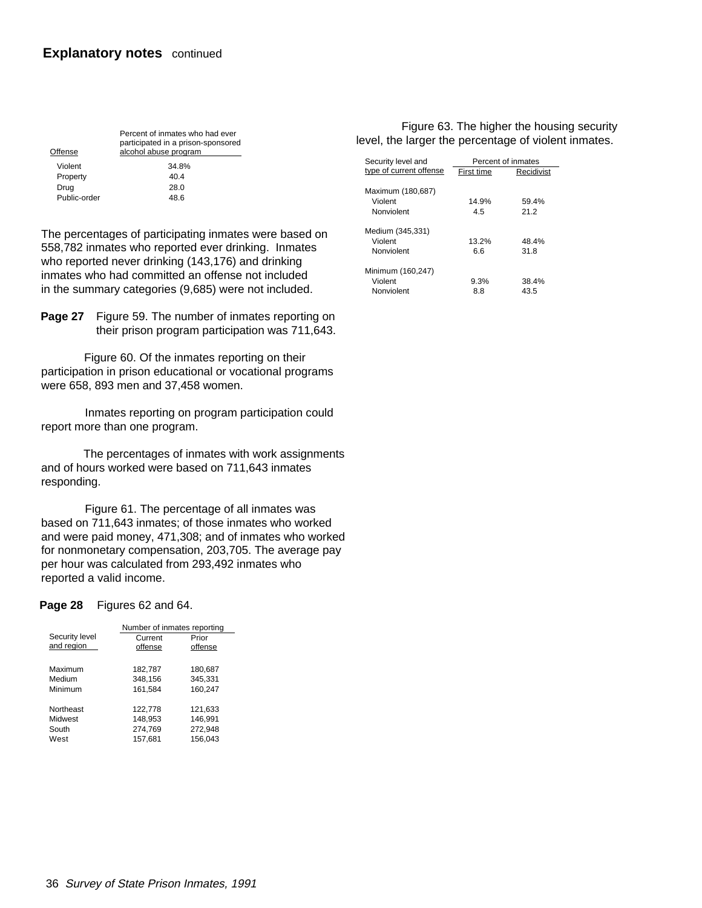## Explanatory notes continued

| Offense | Percent of inmates who had ever participated in a prison-sponsored alcohol abuse program |
|---|---|
| Violent | 34.8% |
| Property | 40.4 |
| Drug | 28.0 |
| Public-order | 48.6 |

The percentages of participating inmates were based on 558,782 inmates who reported ever drinking. Inmates who reported never drinking (143,176) and drinking inmates who had committed an offense not included in the summary categories (9,685) were not included.

**Page 27** Figure 59. The number of inmates reporting on their prison program participation was 711,643.

Figure 60. Of the inmates reporting on their participation in prison educational or vocational programs were 658, 893 men and 37,458 women.

Inmates reporting on program participation could report more than one program.

The percentages of inmates with work assignments and of hours worked were based on 711,643 inmates responding.

Figure 61. The percentage of all inmates was based on 711,643 inmates; of those inmates who worked and were paid money, 471,308; and of inmates who worked for nonmonetary compensation, 203,705. The average pay per hour was calculated from 293,492 inmates who reported a valid income.

**Page 28** Figures 62 and 64.

| Security level and region | Number of inmates reporting | |
|---|---|---|
| | Current offense | Prior offense |
| Maximum | 182,787 | 180,687 |
| Medium | 348,156 | 345,331 |
| Minimum | 161,584 | 160,247 |
| Northeast | 122,778 | 121,633 |
| Midwest | 148,953 | 146,991 |
| South | 274,769 | 272,948 |
| West | 157,681 | 156,043 |

Figure 63. The higher the housing security level, the larger the percentage of violent inmates.

| Security level and type of current offense | Percent of inmates | |
|---|---|---|
| | First time | Recidivist |
| Maximum (180,687) | | |
| Violent | 14.9% | 59.4% |
| Nonviolent | 4.5 | 21.2 |
| Medium (345,331) | | |
| Violent | 13.2% | 48.4% |
| Nonviolent | 6.6 | 31.8 |
| Minimum (160,247) | | |
| Violent | 9.3% | 38.4% |
| Nonviolent | 8.8 | 43.5 |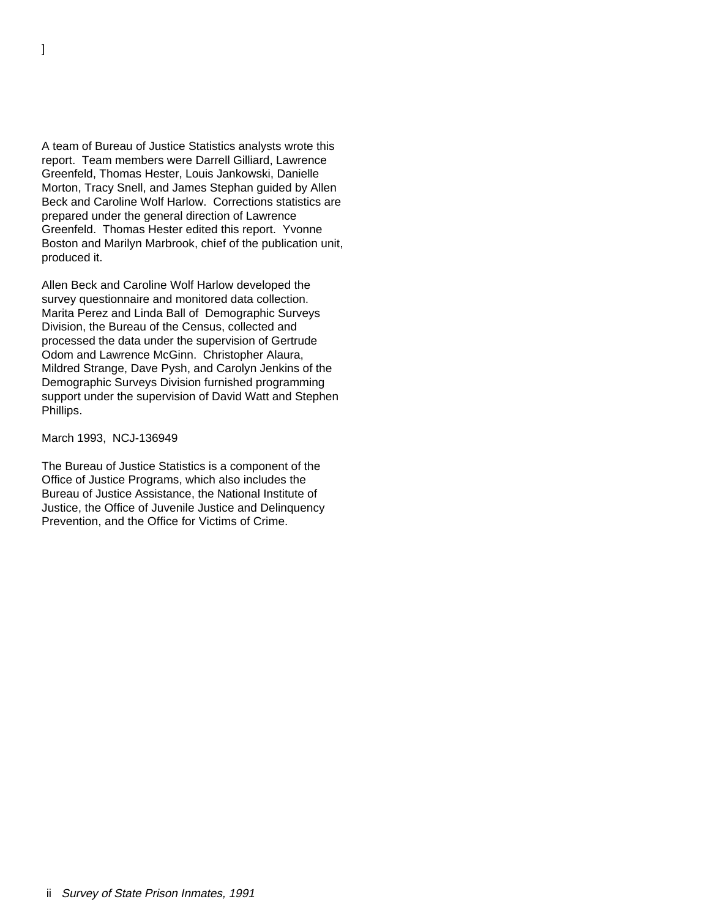]

A team of Bureau of Justice Statistics analysts wrote this report. Team members were Darrell Gilliard, Lawrence Greenfeld, Thomas Hester, Louis Jankowski, Danielle Morton, Tracy Snell, and James Stephan guided by Allen Beck and Caroline Wolf Harlow. Corrections statistics are prepared under the general direction of Lawrence Greenfeld. Thomas Hester edited this report. Yvonne Boston and Marilyn Marbrook, chief of the publication unit, produced it.

Allen Beck and Caroline Wolf Harlow developed the survey questionnaire and monitored data collection. Marita Perez and Linda Ball of Demographic Surveys Division, the Bureau of the Census, collected and processed the data under the supervision of Gertrude Odom and Lawrence McGinn. Christopher Alaura, Mildred Strange, Dave Pysh, and Carolyn Jenkins of the Demographic Surveys Division furnished programming support under the supervision of David Watt and Stephen Phillips.

March 1993, NCJ-136949

The Bureau of Justice Statistics is a component of the Office of Justice Programs, which also includes the Bureau of Justice Assistance, the National Institute of Justice, the Office of Juvenile Justice and Delinquency Prevention, and the Office for Victims of Crime.